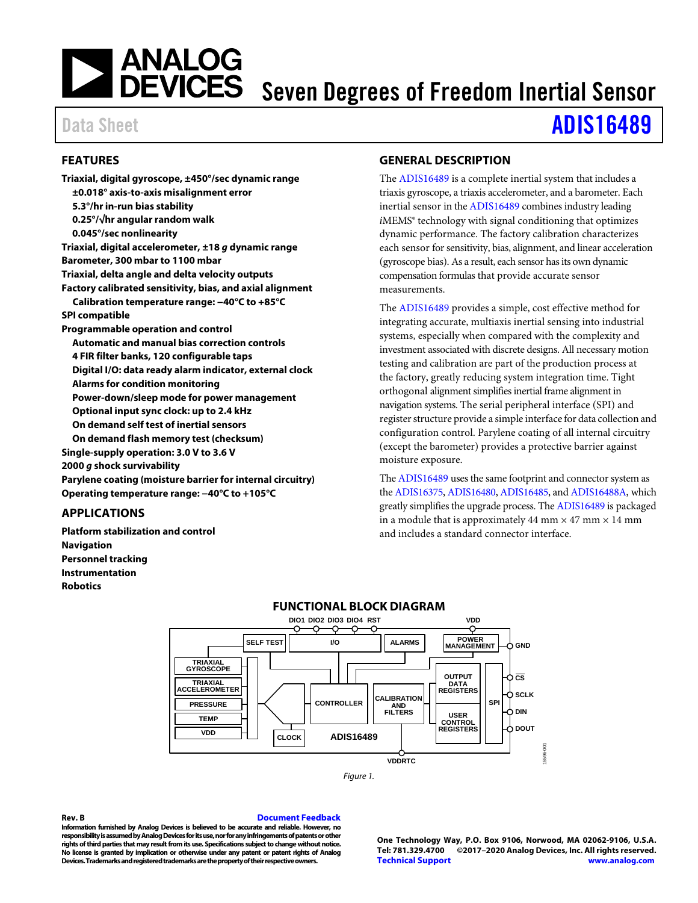# Seven Degrees of Freedom Inertial Sensor

Data Sheet **ADIS16489**

## FEATURES

**Triaxial, digital gyroscope, ±450°/sec dynamic range**
- **±0.018° axis-to-axis misalignment error**
- **5.3°/hr in-run bias stability**
- **0.25°/√hr angular random walk**
- **0.045°/sec nonlinearity**

**Triaxial, digital accelerometer, ±18 *g* dynamic range**
**Barometer, 300 mbar to 1100 mbar**
**Triaxial, delta angle and delta velocity outputs**
**Factory calibrated sensitivity, bias, and axial alignment**
- **Calibration temperature range: −40°C to +85°C**

**SPI compatible**
**Programmable operation and control**
- **Automatic and manual bias correction controls**
- **4 FIR filter banks, 120 configurable taps**
- **Digital I/O: data ready alarm indicator, external clock**
- **Alarms for condition monitoring**
- **Power-down/sleep mode for power management**
- **Optional input sync clock: up to 2.4 kHz**
- **On demand self test of inertial sensors**
- **On demand flash memory test (checksum)**

**Single-supply operation: 3.0 V to 3.6 V**
**2000 *g* shock survivability**
**Parylene coating (moisture barrier for internal circuitry)**
**Operating temperature range: −40°C to +105°C**

## APPLICATIONS

**Platform stabilization and control**
**Navigation**
**Personnel tracking**
**Instrumentation**
**Robotics**

## GENERAL DESCRIPTION

The ADIS16489 is a complete inertial system that includes a triaxis gyroscope, a triaxis accelerometer, and a barometer. Each inertial sensor in the ADIS16489 combines industry leading *i*MEMS® technology with signal conditioning that optimizes dynamic performance. The factory calibration characterizes each sensor for sensitivity, bias, alignment, and linear acceleration (gyroscope bias). As a result, each sensor has its own dynamic compensation formulas that provide accurate sensor measurements.

The ADIS16489 provides a simple, cost effective method for integrating accurate, multiaxis inertial sensing into industrial systems, especially when compared with the complexity and investment associated with discrete designs. All necessary motion testing and calibration are part of the production process at the factory, greatly reducing system integration time. Tight orthogonal alignment simplifies inertial frame alignment in navigation systems. The serial peripheral interface (SPI) and register structure provide a simple interface for data collection and configuration control. Parylene coating of all internal circuitry (except the barometer) provides a protective barrier against moisture exposure.

The ADIS16489 uses the same footprint and connector system as the ADIS16375, ADIS16480, ADIS16485, and ADIS16488A, which greatly simplifies the upgrade process. The ADIS16489 is packaged in a module that is approximately 44 mm × 47 mm × 14 mm and includes a standard connector interface.

## FUNCTIONAL BLOCK DIAGRAM

DIO1 DIO2 DIO3 DIO4 RST VDD

SELF TEST | I/O | ALARMS | POWER MANAGEMENT | GND

TRIAXIAL GYROSCOPE | TRIAXIAL ACCELEROMETER | PRESSURE | TEMP | VDD | CONTROLLER | CALIBRATION AND FILTERS | OUTPUT DATA REGISTERS | USER CONTROL REGISTERS | SPI | CS | SCLK | DIN | DOUT | CLOCK | ADIS16489 | VDDRTC

Figure 1.

Rev. B
Document Feedback
Information furnished by Analog Devices is believed to be accurate and reliable. However, no responsibility is assumed by Analog Devices for its use, nor for any infringements of patents or other rights of third parties that may result from its use. Specifications subject to change without notice. No license is granted by implication or otherwise under any patent or patent rights of Analog Devices. Trademarks and registered trademarks are the property of their respective owners.

One Technology Way, P.O. Box 9106, Norwood, MA 02062-9106, U.S.A.
Tel: 781.329.4700 ©2017–2020 Analog Devices, Inc. All rights reserved.
Technical Support www.analog.com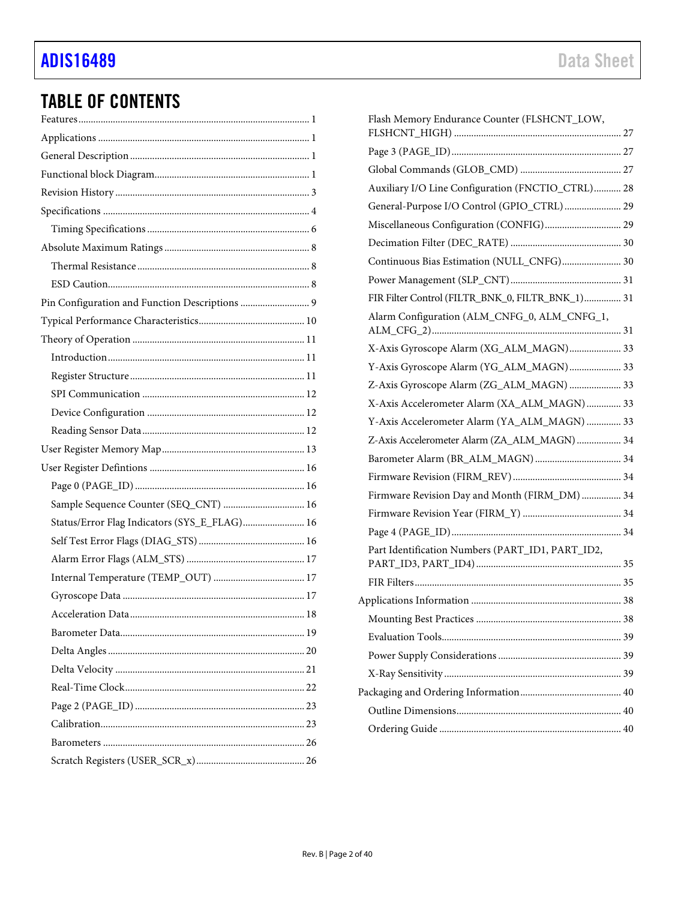# TABLE OF CONTENTS

- Features ............................................................ 1
- Applications ..................................................... 1
- General Description ........................................ 1
- Functional block Diagram.............................. 1
- Revision History ............................................. 3
- Specifications .................................................. 4
  - Timing Specifications ................................. 6
- Absolute Maximum Ratings .......................... 8
  - Thermal Resistance ..................................... 8
  - ESD Caution................................................. 8
- Pin Configuration and Function Descriptions ............................ 9
- Typical Performance Characteristics.......................................... 10
- Theory of Operation ..................................................................... 11
  - Introduction............................................................................... 11
  - Register Structure...................................................................... 11
  - SPI Communication ................................................................. 12
  - Device Configuration ............................................................... 12
  - Reading Sensor Data................................................................. 12
- User Register Memory Map......................................................... 13
- User Register Defintions .............................................................. 16
  - Page 0 (PAGE_ID) .................................................................... 16
  - Sample Sequence Counter (SEQ_CNT) ................................. 16
  - Status/Error Flag Indicators (SYS_E_FLAG)......................... 16
  - Self Test Error Flags (DIAG_STS) ........................................... 16
  - Alarm Error Flags (ALM_STS) ................................................ 17
  - Internal Temperature (TEMP_OUT) ..................................... 17
  - Gyroscope Data ......................................................................... 17
  - Acceleration Data...................................................................... 18
  - Barometer Data.......................................................................... 19
  - Delta Angles ............................................................................... 20
  - Delta Velocity ............................................................................ 21
  - Real-Time Clock........................................................................ 22
  - Page 2 (PAGE_ID) .................................................................... 23
  - Calibration.................................................................................. 23
  - Barometers ................................................................................. 26
  - Scratch Registers (USER_SCR_x)........................................... 26
  - Flash Memory Endurance Counter (FLSHCNT_LOW, FLSHCNT_HIGH) ................................................................... 27
  - Page 3 (PAGE_ID).................................................................... 27
  - Global Commands (GLOB_CMD) ......................................... 27
  - Auxiliary I/O Line Configuration (FNCTIO_CTRL)........... 28
  - General-Purpose I/O Control (GPIO_CTRL)....................... 29
  - Miscellaneous Configuration (CONFIG)............................... 29
  - Decimation Filter (DEC_RATE) ............................................ 30
  - Continuous Bias Estimation (NULL_CNFG)........................ 30
  - Power Management (SLP_CNT)............................................ 31
  - FIR Filter Control (FILTR_BNK_0, FILTR_BNK_1)............... 31
  - Alarm Configuration (ALM_CNFG_0, ALM_CNFG_1, ALM_CFG_2)............................................................................ 31
  - X-Axis Gyroscope Alarm (XG_ALM_MAGN)..................... 33
  - Y-Axis Gyroscope Alarm (YG_ALM_MAGN)..................... 33
  - Z-Axis Gyroscope Alarm (ZG_ALM_MAGN) ..................... 33
  - X-Axis Accelerometer Alarm (XA_ALM_MAGN)............. 33
  - Y-Axis Accelerometer Alarm (YA_ALM_MAGN) ............. 33
  - Z-Axis Accelerometer Alarm (ZA_ALM_MAGN) .................. 34
  - Barometer Alarm (BR_ALM_MAGN) .................................. 34
  - Firmware Revision (FIRM_REV)............................................ 34
  - Firmware Revision Day and Month (FIRM_DM) ................ 34
  - Firmware Revision Year (FIRM_Y) ........................................ 34
  - Page 4 (PAGE_ID).................................................................... 34
  - Part Identification Numbers (PART_ID1, PART_ID2, PART_ID3, PART_ID4).......................................................... 35
  - FIR Filters................................................................................... 35
- Applications Information ............................................................ 38
  - Mounting Best Practices .......................................................... 38
  - Evaluation Tools........................................................................ 39
  - Power Supply Considerations ................................................. 39
  - X-Ray Sensitivity ....................................................................... 39
- Packaging and Ordering Information......................................... 40
  - Outline Dimensions.................................................................. 40
  - Ordering Guide ......................................................................... 40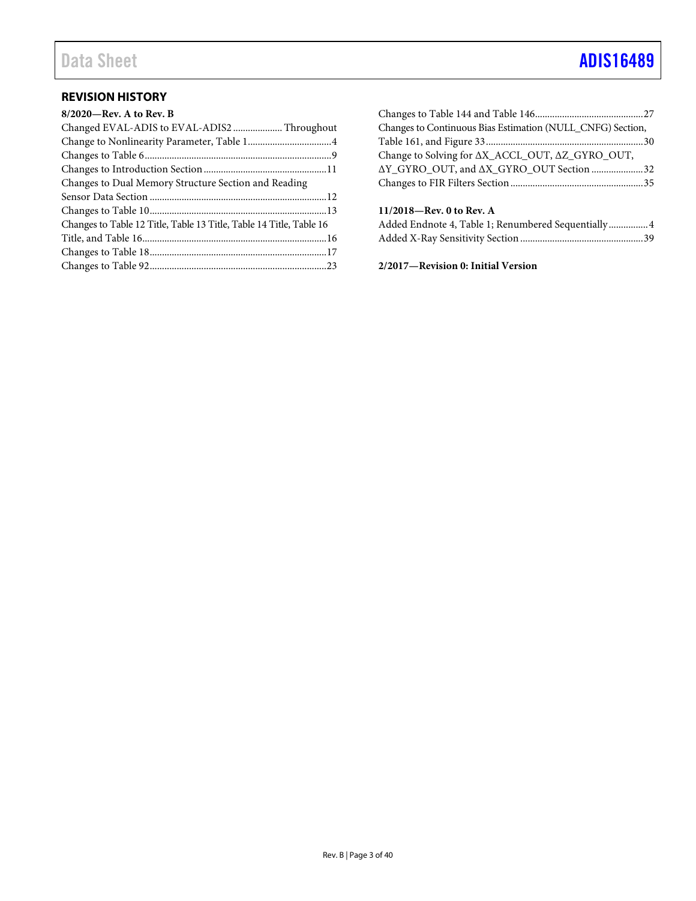## REVISION HISTORY

**8/2020—Rev. A to Rev. B**

Changed EVAL-ADIS to EVAL-ADIS2 .................... Throughout
Change to Nonlinearity Parameter, Table 1..................................4
Changes to Table 6..........................................................................9
Changes to Introduction Section..................................................11
Changes to Dual Memory Structure Section and Reading Sensor Data Section ........................................................................12
Changes to Table 10.......................................................................13
Changes to Table 12 Title, Table 13 Title, Table 14 Title, Table 16 Title, and Table 16...........................................................................16
Changes to Table 18.......................................................................17
Changes to Table 92.......................................................................23
Changes to Table 144 and Table 146............................................27
Changes to Continuous Bias Estimation (NULL_CNFG) Section, Table 161, and Figure 33................................................................30
Change to Solving for ΔX_ACCL_OUT, ΔZ_GYRO_OUT, ΔY_GYRO_OUT, and ΔX_GYRO_OUT Section .....................32
Changes to FIR Filters Section......................................................35

**11/2018—Rev. 0 to Rev. A**

Added Endnote 4, Table 1; Renumbered Sequentially................4
Added X-Ray Sensitivity Section..................................................39

**2/2017—Revision 0: Initial Version**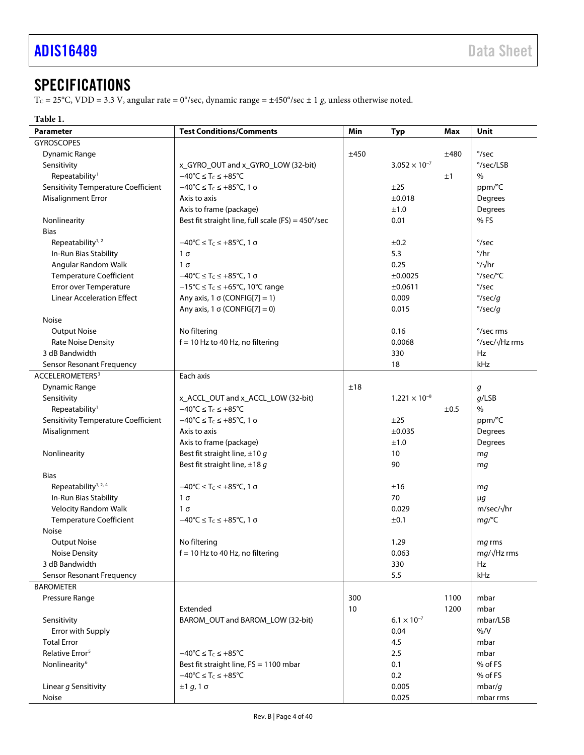# SPECIFICATIONS

$T_C$ = 25°C, VDD = 3.3 V, angular rate = 0°/sec, dynamic range = ±450°/sec ± 1 *g*, unless otherwise noted.

**Table 1.**

| Parameter | Test Conditions/Comments | Min | Typ | Max | Unit |
|---|---|---|---|---|---|
| GYROSCOPES | | | | | |
| Dynamic Range | | ±450 | | ±480 | °/sec |
| Sensitivity | x_GYRO_OUT and x_GYRO_LOW (32-bit) | | $3.052 \times 10^{-7}$ | | °/sec/LSB |
| Repeatability[1] | $-40°C \leq T_C \leq +85°C$ | | | ±1 | % |
| Sensitivity Temperature Coefficient | $-40°C \leq T_C \leq +85°C$, 1 σ | | ±25 | | ppm/°C |
| Misalignment Error | Axis to axis | | ±0.018 | | Degrees |
| | Axis to frame (package) | | ±1.0 | | Degrees |
| Nonlinearity | Best fit straight line, full scale (FS) = 450°/sec | | 0.01 | | % FS |
| Bias | | | | | |
| Repeatability[1, 2] | $-40°C \leq T_C \leq +85°C$, 1 σ | | ±0.2 | | °/sec |
| In-Run Bias Stability | 1 σ | | 5.3 | | °/hr |
| Angular Random Walk | 1 σ | | 0.25 | | °/√hr |
| Temperature Coefficient | $-40°C \leq T_C \leq +85°C$, 1 σ | | ±0.0025 | | °/sec/°C |
| Error over Temperature | $-15°C \leq T_C \leq +65°C$, 10°C range | | ±0.0611 | | °/sec |
| Linear Acceleration Effect | Any axis, 1 σ (CONFIG[7] = 1) | | 0.009 | | °/sec/*g* |
| | Any axis, 1 σ (CONFIG[7] = 0) | | 0.015 | | °/sec/*g* |
| Noise | | | | | |
| Output Noise | No filtering | | 0.16 | | °/sec rms |
| Rate Noise Density | f = 10 Hz to 40 Hz, no filtering | | 0.0068 | | °/sec/√Hz rms |
| 3 dB Bandwidth | | | 330 | | Hz |
| Sensor Resonant Frequency | | | 18 | | kHz |
| ACCELEROMETERS[3] | Each axis | | | | |
| Dynamic Range | | ±18 | | | *g* |
| Sensitivity | x_ACCL_OUT and x_ACCL_LOW (32-bit) | | $1.221 \times 10^{-8}$ | | *g*/LSB |
| Repeatability[1] | $-40°C \leq T_C \leq +85°C$ | | | ±0.5 | % |
| Sensitivity Temperature Coefficient | $-40°C \leq T_C \leq +85°C$, 1 σ | | ±25 | | ppm/°C |
| Misalignment | Axis to axis | | ±0.035 | | Degrees |
| | Axis to frame (package) | | ±1.0 | | Degrees |
| Nonlinearity | Best fit straight line, ±10 *g* | | 10 | | m*g* |
| | Best fit straight line, ±18 *g* | | 90 | | m*g* |
| Bias | | | | | |
| Repeatability[1, 2, 4] | $-40°C \leq T_C \leq +85°C$, 1 σ | | ±16 | | m*g* |
| In-Run Bias Stability | 1 σ | | 70 | | μ*g* |
| Velocity Random Walk | 1 σ | | 0.029 | | m/sec/√hr |
| Temperature Coefficient | $-40°C \leq T_C \leq +85°C$, 1 σ | | ±0.1 | | m*g*/°C |
| Noise | | | | | |
| Output Noise | No filtering | | 1.29 | | m*g* rms |
| Noise Density | f = 10 Hz to 40 Hz, no filtering | | 0.063 | | m*g*/√Hz rms |
| 3 dB Bandwidth | | | 330 | | Hz |
| Sensor Resonant Frequency | | | 5.5 | | kHz |
| BAROMETER | | | | | |
| Pressure Range | | 300 | | 1100 | mbar |
| | Extended | 10 | | 1200 | mbar |
| Sensitivity | BAROM_OUT and BAROM_LOW (32-bit) | | $6.1 \times 10^{-7}$ | | mbar/LSB |
| Error with Supply | | | 0.04 | | %/V |
| Total Error | | | 4.5 | | mbar |
| Relative Error[5] | $-40°C \leq T_C \leq +85°C$ | | 2.5 | | mbar |
| Nonlinearity[6] | Best fit straight line, FS = 1100 mbar | | 0.1 | | % of FS |
| | $-40°C \leq T_C \leq +85°C$ | | 0.2 | | % of FS |
| Linear *g* Sensitivity | ±1 *g*, 1 σ | | 0.005 | | mbar/*g* |
| Noise | | | 0.025 | | mbar rms |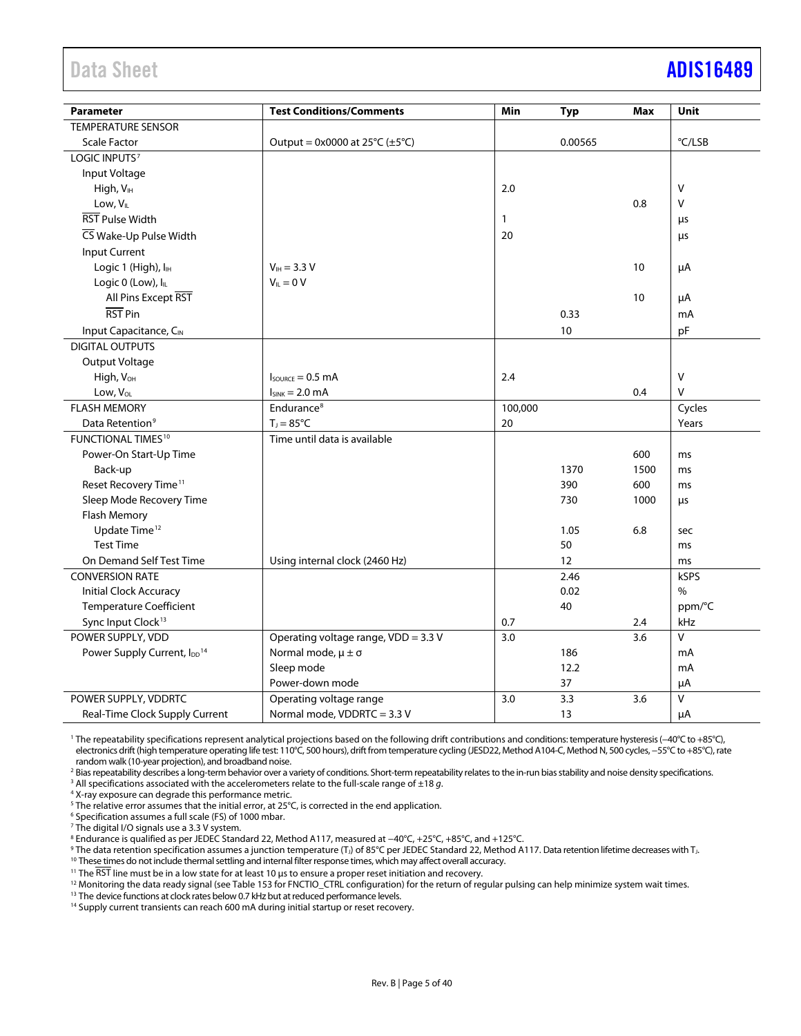| Parameter | Test Conditions/Comments | Min | Typ | Max | Unit |
|---|---|---|---|---|---|
| TEMPERATURE SENSOR | | | | | |
| Scale Factor | Output = 0x0000 at 25°C (±5°C) | | 0.00565 | | °C/LSB |
| LOGIC INPUTS[7] | | | | | |
| Input Voltage | | | | | |
| High, $V_{IH}$ | | 2.0 | | | V |
| Low, $V_{IL}$ | | | | 0.8 | V |
| $\overline{RST}$ Pulse Width | | 1 | | | μs |
| $\overline{CS}$ Wake-Up Pulse Width | | 20 | | | μs |
| Input Current | | | | | |
| Logic 1 (High), $I_{IH}$ | $V_{IH}$ = 3.3 V | | | 10 | μA |
| Logic 0 (Low), $I_{IL}$ | $V_{IL}$ = 0 V | | | | |
| All Pins Except $\overline{RST}$ | | | | 10 | μA |
| $\overline{RST}$ Pin | | | 0.33 | | mA |
| Input Capacitance, $C_{IN}$ | | | 10 | | pF |
| DIGITAL OUTPUTS | | | | | |
| Output Voltage | | | | | |
| High, $V_{OH}$ | $I_{SOURCE}$ = 0.5 mA | 2.4 | | | V |
| Low, $V_{OL}$ | $I_{SINK}$ = 2.0 mA | | | 0.4 | V |
| FLASH MEMORY | Endurance[8] | 100,000 | | | Cycles |
| Data Retention[9] | $T_J$ = 85°C | 20 | | | Years |
| FUNCTIONAL TIMES[10] | Time until data is available | | | | |
| Power-On Start-Up Time | | | | 600 | ms |
| Back-up | | | 1370 | 1500 | ms |
| Reset Recovery Time[11] | | | 390 | 600 | ms |
| Sleep Mode Recovery Time | | | 730 | 1000 | μs |
| Flash Memory | | | | | |
| Update Time[12] | | | 1.05 | 6.8 | sec |
| Test Time | | | 50 | | ms |
| On Demand Self Test Time | Using internal clock (2460 Hz) | | 12 | | ms |
| CONVERSION RATE | | | 2.46 | | kSPS |
| Initial Clock Accuracy | | | 0.02 | | % |
| Temperature Coefficient | | | 40 | | ppm/°C |
| Sync Input Clock[13] | | 0.7 | | 2.4 | kHz |
| POWER SUPPLY, VDD | Operating voltage range, VDD = 3.3 V | 3.0 | | 3.6 | V |
| Power Supply Current, $I_{DD}$[14] | Normal mode, $\mu \pm \sigma$ | | 186 | | mA |
| | Sleep mode | | 12.2 | | mA |
| | Power-down mode | | 37 | | μA |
| POWER SUPPLY, VDDRTC | Operating voltage range | 3.0 | 3.3 | 3.6 | V |
| Real-Time Clock Supply Current | Normal mode, VDDRTC = 3.3 V | | 13 | | μA |

[1] The repeatability specifications represent analytical projections based on the following drift contributions and conditions: temperature hysteresis (−40°C to +85°C), electronics drift (high temperature operating life test: 110°C, 500 hours), drift from temperature cycling (JESD22, Method A104-C, Method N, 500 cycles, −55°C to +85°C), rate random walk (10-year projection), and broadband noise.

[2] Bias repeatability describes a long-term behavior over a variety of conditions. Short-term repeatability relates to the in-run bias stability and noise density specifications.

[3] All specifications associated with the accelerometers relate to the full-scale range of ±18 *g*.

[4] X-ray exposure can degrade this performance metric.

[5] The relative error assumes that the initial error, at 25°C, is corrected in the end application.

[6] Specification assumes a full scale (FS) of 1000 mbar.

[7] The digital I/O signals use a 3.3 V system.

[8] Endurance is qualified as per JEDEC Standard 22, Method A117, measured at −40°C, +25°C, +85°C, and +125°C.

[9] The data retention specification assumes a junction temperature ($T_J$) of 85°C per JEDEC Standard 22, Method A117. Data retention lifetime decreases with $T_J$.

[10] These times do not include thermal settling and internal filter response times, which may affect overall accuracy.

[11] The $\overline{RST}$ line must be in a low state for at least 10 μs to ensure a proper reset initiation and recovery.

[12] Monitoring the data ready signal (see Table 153 for FNCTIO_CTRL configuration) for the return of regular pulsing can help minimize system wait times.

[13] The device functions at clock rates below 0.7 kHz but at reduced performance levels.

[14] Supply current transients can reach 600 mA during initial startup or reset recovery.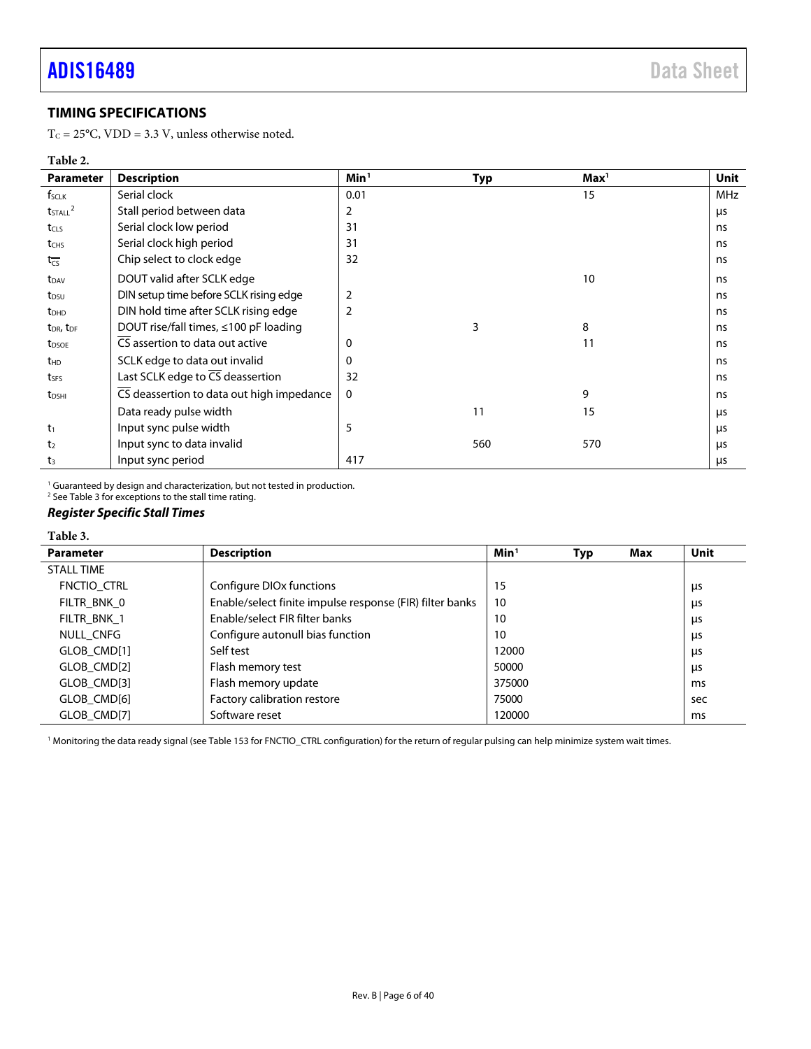## TIMING SPECIFICATIONS

$T_C$ = 25°C, VDD = 3.3 V, unless otherwise noted.

**Table 2.**

| Parameter | Description | Min[1] | Typ | Max[1] | Unit |
|---|---|---|---|---|---|
| $f_{SCLK}$ | Serial clock | 0.01 | | 15 | MHz |
| $t_{STALL}$[2] | Stall period between data | 2 | | | µs |
| $t_{CLS}$ | Serial clock low period | 31 | | | ns |
| $t_{CHS}$ | Serial clock high period | 31 | | | ns |
| $t_{\overline{CS}}$ | Chip select to clock edge | 32 | | | ns |
| $t_{DAV}$ | DOUT valid after SCLK edge | | | 10 | ns |
| $t_{DSU}$ | DIN setup time before SCLK rising edge | 2 | | | ns |
| $t_{DHD}$ | DIN hold time after SCLK rising edge | 2 | | | ns |
| $t_{DR}$, $t_{DF}$ | DOUT rise/fall times, ≤100 pF loading | | 3 | 8 | ns |
| $t_{DSOE}$ | $\overline{CS}$ assertion to data out active | 0 | | 11 | ns |
| $t_{HD}$ | SCLK edge to data out invalid | 0 | | | ns |
| $t_{SFS}$ | Last SCLK edge to $\overline{CS}$ deassertion | 32 | | | ns |
| $t_{DSHI}$ | $\overline{CS}$ deassertion to data out high impedance | 0 | | 9 | ns |
| | Data ready pulse width | | 11 | 15 | µs |
| $t_1$ | Input sync pulse width | 5 | | | µs |
| $t_2$ | Input sync to data invalid | | 560 | 570 | µs |
| $t_3$ | Input sync period | 417 | | | µs |

[1] Guaranteed by design and characterization, but not tested in production.
[2] See Table 3 for exceptions to the stall time rating.

### *Register Specific Stall Times*

**Table 3.**

| Parameter | Description | Min[1] | Typ | Max | Unit |
|---|---|---|---|---|---|
| STALL TIME | | | | | |
| FNCTIO_CTRL | Configure DIOx functions | 15 | | | µs |
| FILTR_BNK_0 | Enable/select finite impulse response (FIR) filter banks | 10 | | | µs |
| FILTR_BNK_1 | Enable/select FIR filter banks | 10 | | | µs |
| NULL_CNFG | Configure autonull bias function | 10 | | | µs |
| GLOB_CMD[1] | Self test | 12000 | | | µs |
| GLOB_CMD[2] | Flash memory test | 50000 | | | µs |
| GLOB_CMD[3] | Flash memory update | 375000 | | | ms |
| GLOB_CMD[6] | Factory calibration restore | 75000 | | | sec |
| GLOB_CMD[7] | Software reset | 120000 | | | ms |

[1] Monitoring the data ready signal (see Table 153 for FNCTIO_CTRL configuration) for the return of regular pulsing can help minimize system wait times.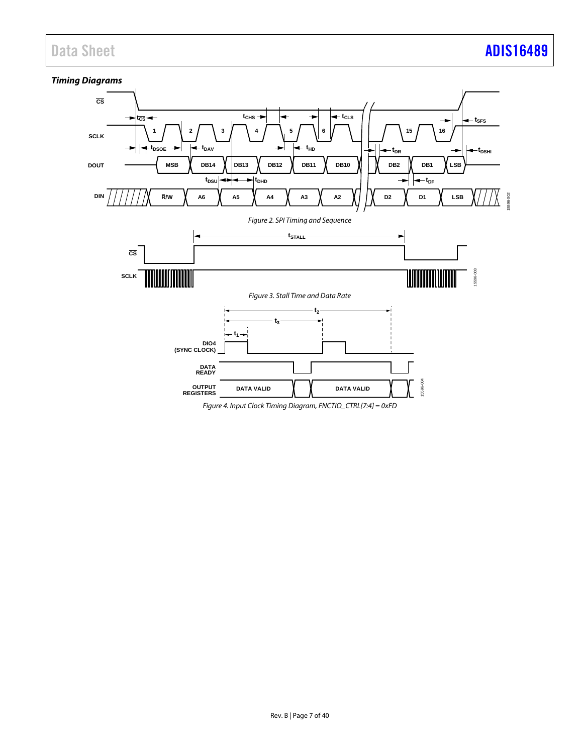### *Timing Diagrams*

*Figure 2. SPI Timing and Sequence*

*Figure 3. Stall Time and Data Rate*

*Figure 4. Input Clock Timing Diagram, FNCTIO_CTRL[7:4] = 0xFD*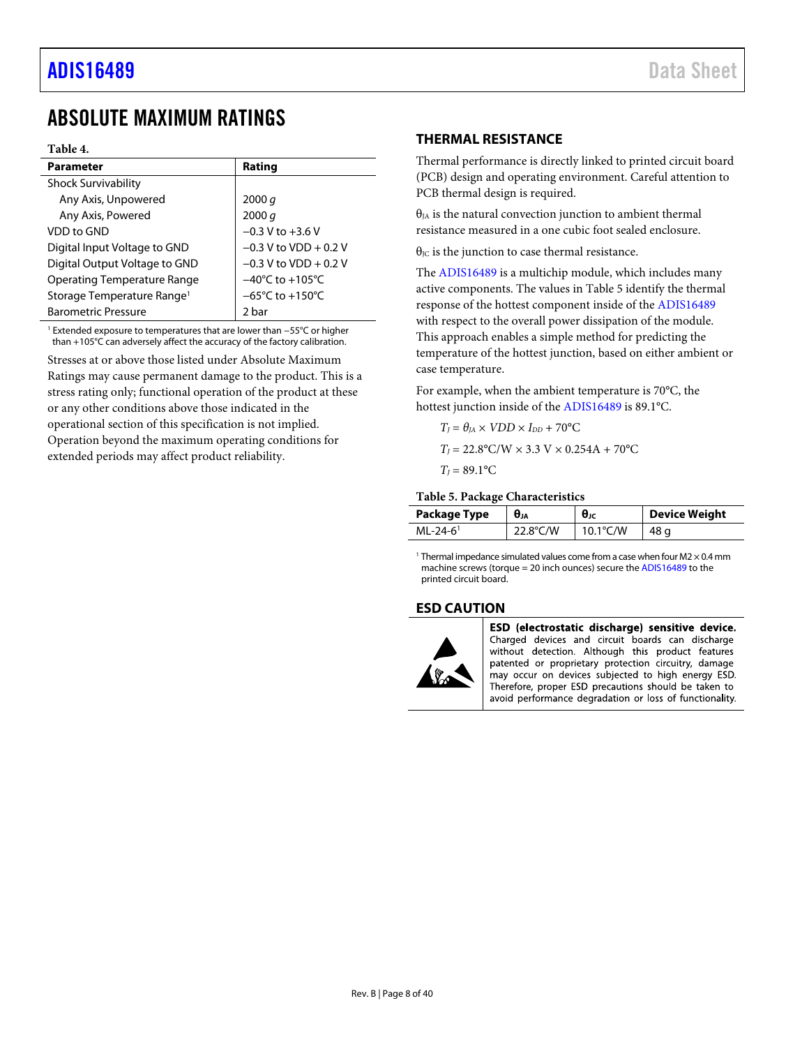# ABSOLUTE MAXIMUM RATINGS

**Table 4.**

| Parameter | Rating |
|---|---|
| Shock Survivability | |
| Any Axis, Unpowered | 2000 *g* |
| Any Axis, Powered | 2000 *g* |
| VDD to GND | −0.3 V to +3.6 V |
| Digital Input Voltage to GND | −0.3 V to VDD + 0.2 V |
| Digital Output Voltage to GND | −0.3 V to VDD + 0.2 V |
| Operating Temperature Range | −40°C to +105°C |
| Storage Temperature Range[1] | −65°C to +150°C |
| Barometric Pressure | 2 bar |

[1] Extended exposure to temperatures that are lower than −55°C or higher than +105°C can adversely affect the accuracy of the factory calibration.

Stresses at or above those listed under Absolute Maximum Ratings may cause permanent damage to the product. This is a stress rating only; functional operation of the product at these or any other conditions above those indicated in the operational section of this specification is not implied. Operation beyond the maximum operating conditions for extended periods may affect product reliability.

## THERMAL RESISTANCE

Thermal performance is directly linked to printed circuit board (PCB) design and operating environment. Careful attention to PCB thermal design is required.

$\theta_{JA}$ is the natural convection junction to ambient thermal resistance measured in a one cubic foot sealed enclosure.

$\theta_{JC}$ is the junction to case thermal resistance.

The ADIS16489 is a multichip module, which includes many active components. The values in Table 5 identify the thermal response of the hottest component inside of the ADIS16489 with respect to the overall power dissipation of the module. This approach enables a simple method for predicting the temperature of the hottest junction, based on either ambient or case temperature.

For example, when the ambient temperature is 70°C, the hottest junction inside of the ADIS16489 is 89.1°C.

$$T_J = \theta_{JA} \times VDD \times I_{DD} + 70°C$$

$$T_J = 22.8°C/W \times 3.3\ V \times 0.254A + 70°C$$

$$T_J = 89.1°C$$

**Table 5. Package Characteristics**

| Package Type | $\theta_{JA}$ | $\theta_{JC}$ | Device Weight |
|---|---|---|---|
| ML-24-6[1] | 22.8°C/W | 10.1°C/W | 48 g |

[1] Thermal impedance simulated values come from a case when four M2 × 0.4 mm machine screws (torque = 20 inch ounces) secure the ADIS16489 to the printed circuit board.

## ESD CAUTION

**ESD (electrostatic discharge) sensitive device.** Charged devices and circuit boards can discharge without detection. Although this product features patented or proprietary protection circuitry, damage may occur on devices subjected to high energy ESD. Therefore, proper ESD precautions should be taken to avoid performance degradation or loss of functionality.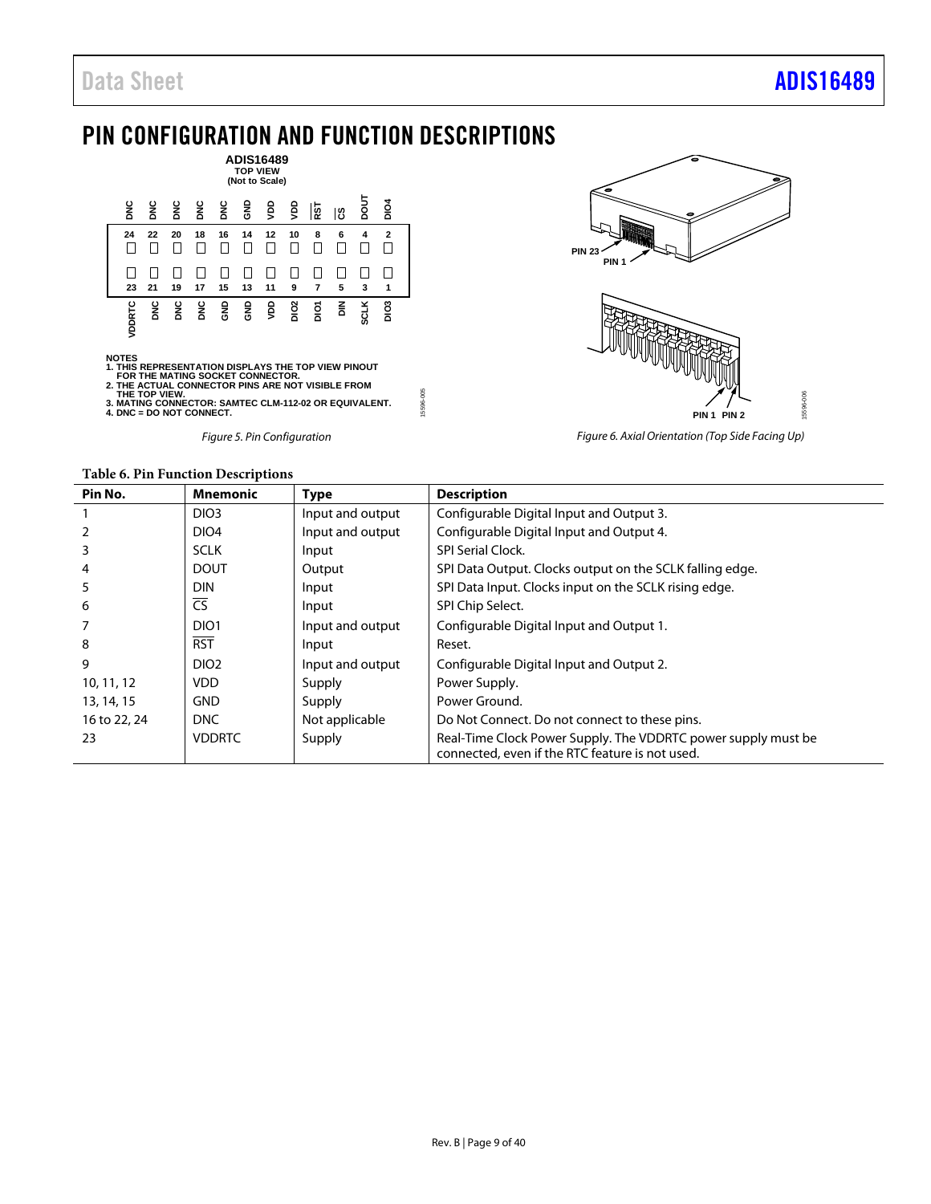# PIN CONFIGURATION AND FUNCTION DESCRIPTIONS

Figure 5. Pin Configuration

NOTES
1. THIS REPRESENTATION DISPLAYS THE TOP VIEW PINOUT FOR THE MATING SOCKET CONNECTOR.
2. THE ACTUAL CONNECTOR PINS ARE NOT VISIBLE FROM THE TOP VIEW.
3. MATING CONNECTOR: SAMTEC CLM-112-02 OR EQUIVALENT.
4. DNC = DO NOT CONNECT.

Figure 6. Axial Orientation (Top Side Facing Up)

**Table 6. Pin Function Descriptions**

| Pin No. | Mnemonic | Type | Description |
|---|---|---|---|
| 1 | DIO3 | Input and output | Configurable Digital Input and Output 3. |
| 2 | DIO4 | Input and output | Configurable Digital Input and Output 4. |
| 3 | SCLK | Input | SPI Serial Clock. |
| 4 | DOUT | Output | SPI Data Output. Clocks output on the SCLK falling edge. |
| 5 | DIN | Input | SPI Data Input. Clocks input on the SCLK rising edge. |
| 6 | $\overline{\text{CS}}$ | Input | SPI Chip Select. |
| 7 | DIO1 | Input and output | Configurable Digital Input and Output 1. |
| 8 | $\overline{\text{RST}}$ | Input | Reset. |
| 9 | DIO2 | Input and output | Configurable Digital Input and Output 2. |
| 10, 11, 12 | VDD | Supply | Power Supply. |
| 13, 14, 15 | GND | Supply | Power Ground. |
| 16 to 22, 24 | DNC | Not applicable | Do Not Connect. Do not connect to these pins. |
| 23 | VDDRTC | Supply | Real-Time Clock Power Supply. The VDDRTC power supply must be connected, even if the RTC feature is not used. |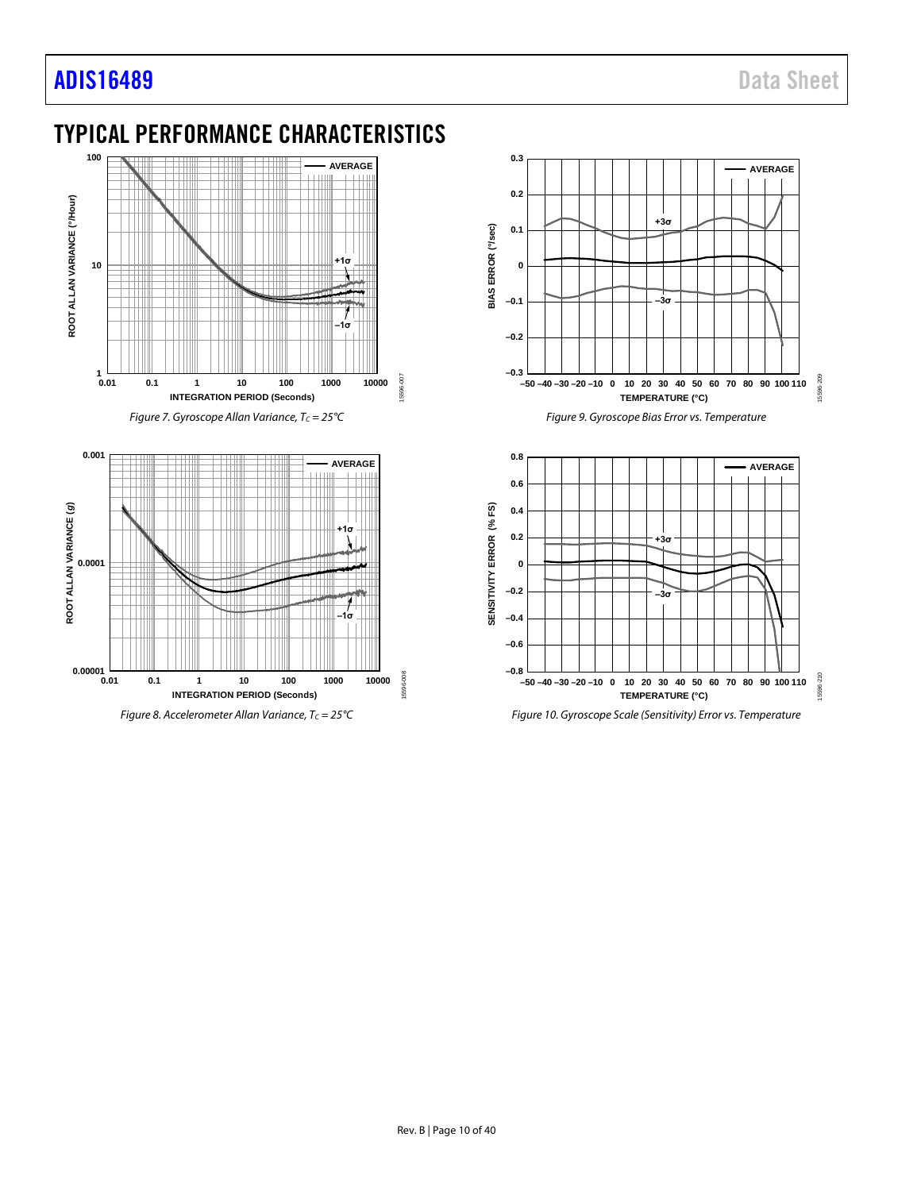## TYPICAL PERFORMANCE CHARACTERISTICS

*Figure 7. Gyroscope Allan Variance, $T_C$ = 25°C*

*Figure 8. Accelerometer Allan Variance, $T_C$ = 25°C*

*Figure 9. Gyroscope Bias Error vs. Temperature*

*Figure 10. Gyroscope Scale (Sensitivity) Error vs. Temperature*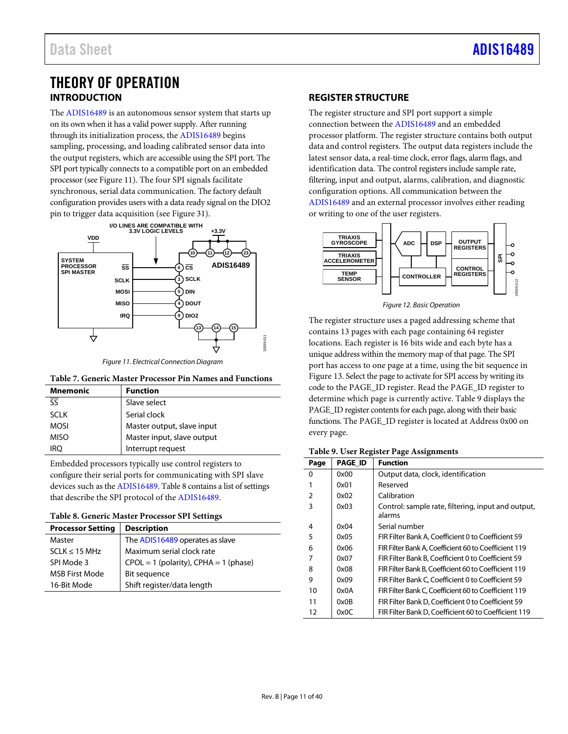# THEORY OF OPERATION

## INTRODUCTION

The ADIS16489 is an autonomous sensor system that starts up on its own when it has a valid power supply. After running through its initialization process, the ADIS16489 begins sampling, processing, and loading calibrated sensor data into the output registers, which are accessible using the SPI port. The SPI port typically connects to a compatible port on an embedded processor (see Figure 11). The four SPI signals facilitate synchronous, serial data communication. The factory default configuration provides users with a data ready signal on the DIO2 pin to trigger data acquisition (see Figure 31).

Figure 11. Electrical Connection Diagram

**Table 7. Generic Master Processor Pin Names and Functions**

| Mnemonic | Function |
|---|---|
| SS | Slave select |
| SCLK | Serial clock |
| MOSI | Master output, slave input |
| MISO | Master input, slave output |
| IRQ | Interrupt request |

Embedded processors typically use control registers to configure their serial ports for communicating with SPI slave devices such as the ADIS16489. Table 8 contains a list of settings that describe the SPI protocol of the ADIS16489.

**Table 8. Generic Master Processor SPI Settings**

| Processor Setting | Description |
|---|---|
| Master | The ADIS16489 operates as slave |
| SCLK ≤ 15 MHz | Maximum serial clock rate |
| SPI Mode 3 | CPOL = 1 (polarity), CPHA = 1 (phase) |
| MSB First Mode | Bit sequence |
| 16-Bit Mode | Shift register/data length |

## REGISTER STRUCTURE

The register structure and SPI port support a simple connection between the ADIS16489 and an embedded processor platform. The register structure contains both output data and control registers. The output data registers include the latest sensor data, a real-time clock, error flags, alarm flags, and identification data. The control registers include sample rate, filtering, input and output, alarms, calibration, and diagnostic configuration options. All communication between the ADIS16489 and an external processor involves either reading or writing to one of the user registers.

Figure 12. Basic Operation

The register structure uses a paged addressing scheme that contains 13 pages with each page containing 64 register locations. Each register is 16 bits wide and each byte has a unique address within the memory map of that page. The SPI port has access to one page at a time, using the bit sequence in Figure 13. Select the page to activate for SPI access by writing its code to the PAGE_ID register. Read the PAGE_ID register to determine which page is currently active. Table 9 displays the PAGE_ID register contents for each page, along with their basic functions. The PAGE_ID register is located at Address 0x00 on every page.

**Table 9. User Register Page Assignments**

| Page | PAGE_ID | Function |
|---|---|---|
| 0 | 0x00 | Output data, clock, identification |
| 1 | 0x01 | Reserved |
| 2 | 0x02 | Calibration |
| 3 | 0x03 | Control: sample rate, filtering, input and output, alarms |
| 4 | 0x04 | Serial number |
| 5 | 0x05 | FIR Filter Bank A, Coefficient 0 to Coefficient 59 |
| 6 | 0x06 | FIR Filter Bank A, Coefficient 60 to Coefficient 119 |
| 7 | 0x07 | FIR Filter Bank B, Coefficient 0 to Coefficient 59 |
| 8 | 0x08 | FIR Filter Bank B, Coefficient 60 to Coefficient 119 |
| 9 | 0x09 | FIR Filter Bank C, Coefficient 0 to Coefficient 59 |
| 10 | 0x0A | FIR Filter Bank C, Coefficient 60 to Coefficient 119 |
| 11 | 0x0B | FIR Filter Bank D, Coefficient 0 to Coefficient 59 |
| 12 | 0x0C | FIR Filter Bank D, Coefficient 60 to Coefficient 119 |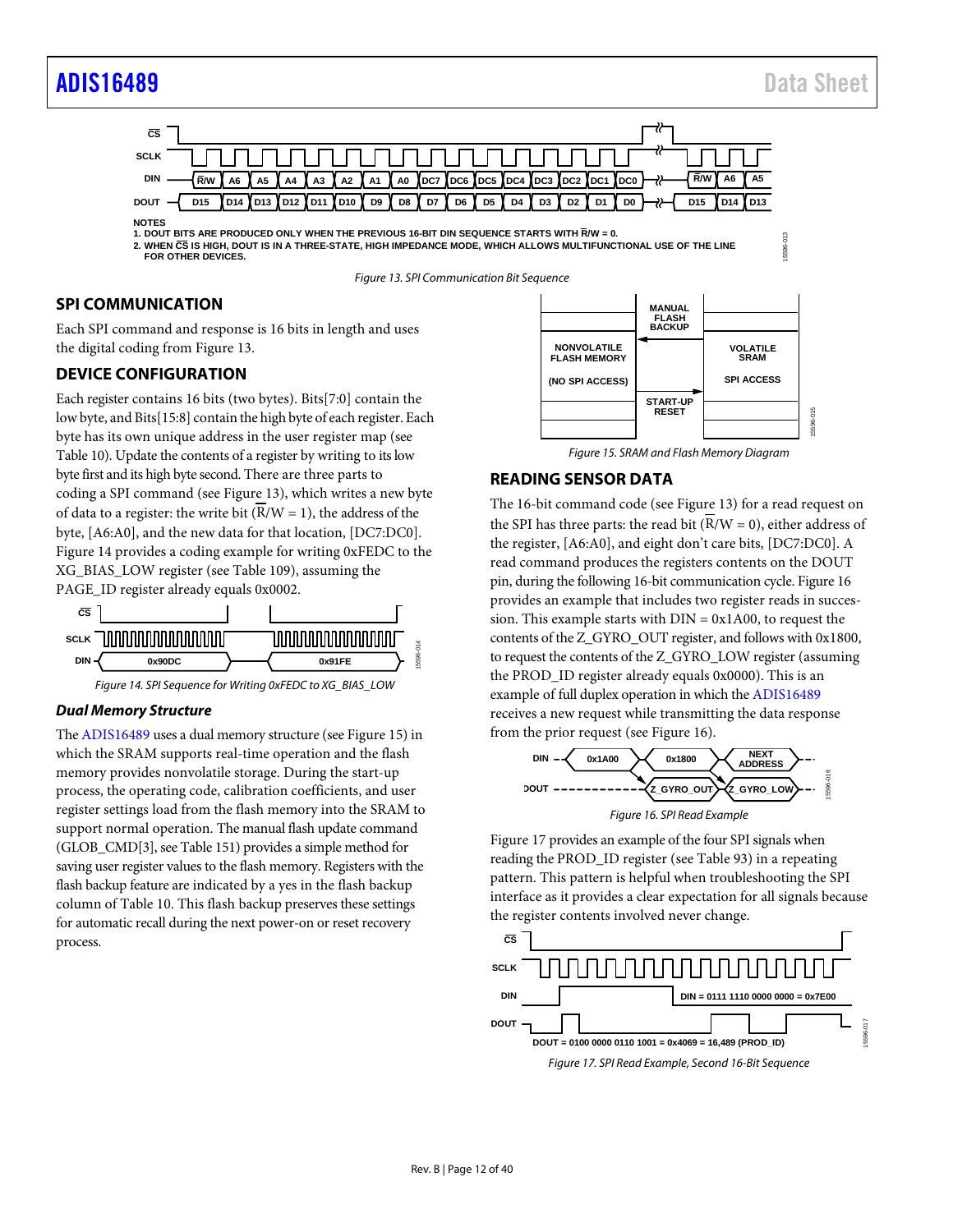NOTES
1. DOUT BITS ARE PRODUCED ONLY WHEN THE PREVIOUS 16-BIT DIN SEQUENCE STARTS WITH R̅/W = 0.
2. WHEN C̅S̅ IS HIGH, DOUT IS IN A THREE-STATE, HIGH IMPEDANCE MODE, WHICH ALLOWS MULTIFUNCTIONAL USE OF THE LINE FOR OTHER DEVICES.

*Figure 13. SPI Communication Bit Sequence*

## SPI COMMUNICATION

Each SPI command and response is 16 bits in length and uses the digital coding from Figure 13.

## DEVICE CONFIGURATION

Each register contains 16 bits (two bytes). Bits[7:0] contain the low byte, and Bits[15:8] contain the high byte of each register. Each byte has its own unique address in the user register map (see Table 10). Update the contents of a register by writing to its low byte first and its high byte second. There are three parts to coding a SPI command (see Figure 13), which writes a new byte of data to a register: the write bit (R̅/W = 1), the address of the byte, [A6:A0], and the new data for that location, [DC7:DC0]. Figure 14 provides a coding example for writing 0xFEDC to the XG_BIAS_LOW register (see Table 109), assuming the PAGE_ID register already equals 0x0002.

*Figure 14. SPI Sequence for Writing 0xFEDC to XG_BIAS_LOW*

### *Dual Memory Structure*

The ADIS16489 uses a dual memory structure (see Figure 15) in which the SRAM supports real-time operation and the flash memory provides nonvolatile storage. During the start-up process, the operating code, calibration coefficients, and user register settings load from the flash memory into the SRAM to support normal operation. The manual flash update command (GLOB_CMD[3], see Table 151) provides a simple method for saving user register values to the flash memory. Registers with the flash backup feature are indicated by a yes in the flash backup column of Table 10. This flash backup preserves these settings for automatic recall during the next power-on or reset recovery process.

*Figure 15. SRAM and Flash Memory Diagram*

## READING SENSOR DATA

The 16-bit command code (see Figure 13) for a read request on the SPI has three parts: the read bit (R̅/W = 0), either address of the register, [A6:A0], and eight don't care bits, [DC7:DC0]. A read command produces the registers contents on the DOUT pin, during the following 16-bit communication cycle. Figure 16 provides an example that includes two register reads in succession. This example starts with DIN = 0x1A00, to request the contents of the Z_GYRO_OUT register, and follows with 0x1800, to request the contents of the Z_GYRO_LOW register (assuming the PROD_ID register already equals 0x0000). This is an example of full duplex operation in which the ADIS16489 receives a new request while transmitting the data response from the prior request (see Figure 16).

*Figure 16. SPI Read Example*

Figure 17 provides an example of the four SPI signals when reading the PROD_ID register (see Table 93) in a repeating pattern. This pattern is helpful when troubleshooting the SPI interface as it provides a clear expectation for all signals because the register contents involved never change.

*Figure 17. SPI Read Example, Second 16-Bit Sequence*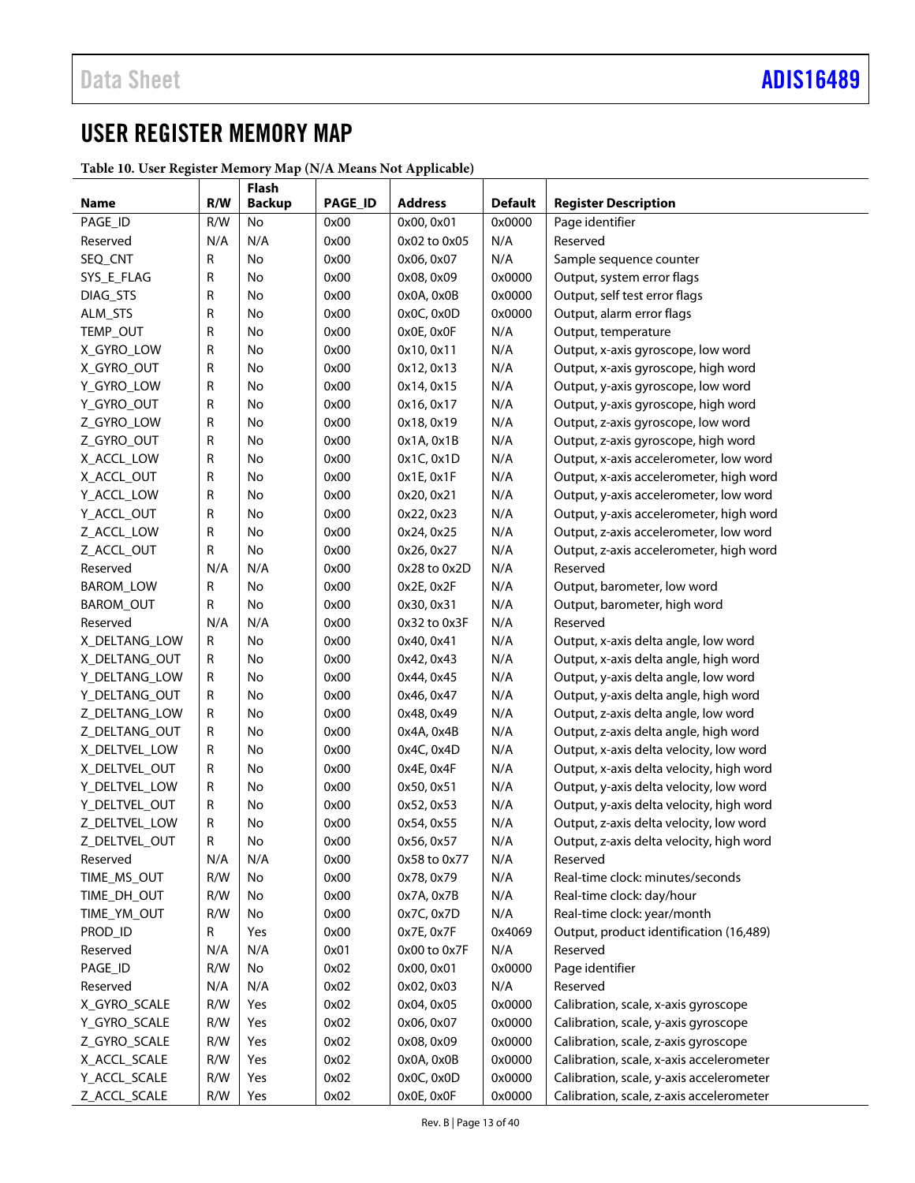## USER REGISTER MEMORY MAP

**Table 10. User Register Memory Map (N/A Means Not Applicable)**

| Name | R/W | Flash Backup | PAGE_ID | Address | Default | Register Description |
|---|---|---|---|---|---|---|
| PAGE_ID | R/W | No | 0x00 | 0x00, 0x01 | 0x0000 | Page identifier |
| Reserved | N/A | N/A | 0x00 | 0x02 to 0x05 | N/A | Reserved |
| SEQ_CNT | R | No | 0x00 | 0x06, 0x07 | N/A | Sample sequence counter |
| SYS_E_FLAG | R | No | 0x00 | 0x08, 0x09 | 0x0000 | Output, system error flags |
| DIAG_STS | R | No | 0x00 | 0x0A, 0x0B | 0x0000 | Output, self test error flags |
| ALM_STS | R | No | 0x00 | 0x0C, 0x0D | 0x0000 | Output, alarm error flags |
| TEMP_OUT | R | No | 0x00 | 0x0E, 0x0F | N/A | Output, temperature |
| X_GYRO_LOW | R | No | 0x00 | 0x10, 0x11 | N/A | Output, x-axis gyroscope, low word |
| X_GYRO_OUT | R | No | 0x00 | 0x12, 0x13 | N/A | Output, x-axis gyroscope, high word |
| Y_GYRO_LOW | R | No | 0x00 | 0x14, 0x15 | N/A | Output, y-axis gyroscope, low word |
| Y_GYRO_OUT | R | No | 0x00 | 0x16, 0x17 | N/A | Output, y-axis gyroscope, high word |
| Z_GYRO_LOW | R | No | 0x00 | 0x18, 0x19 | N/A | Output, z-axis gyroscope, low word |
| Z_GYRO_OUT | R | No | 0x00 | 0x1A, 0x1B | N/A | Output, z-axis gyroscope, high word |
| X_ACCL_LOW | R | No | 0x00 | 0x1C, 0x1D | N/A | Output, x-axis accelerometer, low word |
| X_ACCL_OUT | R | No | 0x00 | 0x1E, 0x1F | N/A | Output, x-axis accelerometer, high word |
| Y_ACCL_LOW | R | No | 0x00 | 0x20, 0x21 | N/A | Output, y-axis accelerometer, low word |
| Y_ACCL_OUT | R | No | 0x00 | 0x22, 0x23 | N/A | Output, y-axis accelerometer, high word |
| Z_ACCL_LOW | R | No | 0x00 | 0x24, 0x25 | N/A | Output, z-axis accelerometer, low word |
| Z_ACCL_OUT | R | No | 0x00 | 0x26, 0x27 | N/A | Output, z-axis accelerometer, high word |
| Reserved | N/A | N/A | 0x00 | 0x28 to 0x2D | N/A | Reserved |
| BAROM_LOW | R | No | 0x00 | 0x2E, 0x2F | N/A | Output, barometer, low word |
| BAROM_OUT | R | No | 0x00 | 0x30, 0x31 | N/A | Output, barometer, high word |
| Reserved | N/A | N/A | 0x00 | 0x32 to 0x3F | N/A | Reserved |
| X_DELTANG_LOW | R | No | 0x00 | 0x40, 0x41 | N/A | Output, x-axis delta angle, low word |
| X_DELTANG_OUT | R | No | 0x00 | 0x42, 0x43 | N/A | Output, x-axis delta angle, high word |
| Y_DELTANG_LOW | R | No | 0x00 | 0x44, 0x45 | N/A | Output, y-axis delta angle, low word |
| Y_DELTANG_OUT | R | No | 0x00 | 0x46, 0x47 | N/A | Output, y-axis delta angle, high word |
| Z_DELTANG_LOW | R | No | 0x00 | 0x48, 0x49 | N/A | Output, z-axis delta angle, low word |
| Z_DELTANG_OUT | R | No | 0x00 | 0x4A, 0x4B | N/A | Output, z-axis delta angle, high word |
| X_DELTVEL_LOW | R | No | 0x00 | 0x4C, 0x4D | N/A | Output, x-axis delta velocity, low word |
| X_DELTVEL_OUT | R | No | 0x00 | 0x4E, 0x4F | N/A | Output, x-axis delta velocity, high word |
| Y_DELTVEL_LOW | R | No | 0x00 | 0x50, 0x51 | N/A | Output, y-axis delta velocity, low word |
| Y_DELTVEL_OUT | R | No | 0x00 | 0x52, 0x53 | N/A | Output, y-axis delta velocity, high word |
| Z_DELTVEL_LOW | R | No | 0x00 | 0x54, 0x55 | N/A | Output, z-axis delta velocity, low word |
| Z_DELTVEL_OUT | R | No | 0x00 | 0x56, 0x57 | N/A | Output, z-axis delta velocity, high word |
| Reserved | N/A | N/A | 0x00 | 0x58 to 0x77 | N/A | Reserved |
| TIME_MS_OUT | R/W | No | 0x00 | 0x78, 0x79 | N/A | Real-time clock: minutes/seconds |
| TIME_DH_OUT | R/W | No | 0x00 | 0x7A, 0x7B | N/A | Real-time clock: day/hour |
| TIME_YM_OUT | R/W | No | 0x00 | 0x7C, 0x7D | N/A | Real-time clock: year/month |
| PROD_ID | R | Yes | 0x00 | 0x7E, 0x7F | 0x4069 | Output, product identification (16,489) |
| Reserved | N/A | N/A | 0x01 | 0x00 to 0x7F | N/A | Reserved |
| PAGE_ID | R/W | No | 0x02 | 0x00, 0x01 | 0x0000 | Page identifier |
| Reserved | N/A | N/A | 0x02 | 0x02, 0x03 | N/A | Reserved |
| X_GYRO_SCALE | R/W | Yes | 0x02 | 0x04, 0x05 | 0x0000 | Calibration, scale, x-axis gyroscope |
| Y_GYRO_SCALE | R/W | Yes | 0x02 | 0x06, 0x07 | 0x0000 | Calibration, scale, y-axis gyroscope |
| Z_GYRO_SCALE | R/W | Yes | 0x02 | 0x08, 0x09 | 0x0000 | Calibration, scale, z-axis gyroscope |
| X_ACCL_SCALE | R/W | Yes | 0x02 | 0x0A, 0x0B | 0x0000 | Calibration, scale, x-axis accelerometer |
| Y_ACCL_SCALE | R/W | Yes | 0x02 | 0x0C, 0x0D | 0x0000 | Calibration, scale, y-axis accelerometer |
| Z_ACCL_SCALE | R/W | Yes | 0x02 | 0x0E, 0x0F | 0x0000 | Calibration, scale, z-axis accelerometer |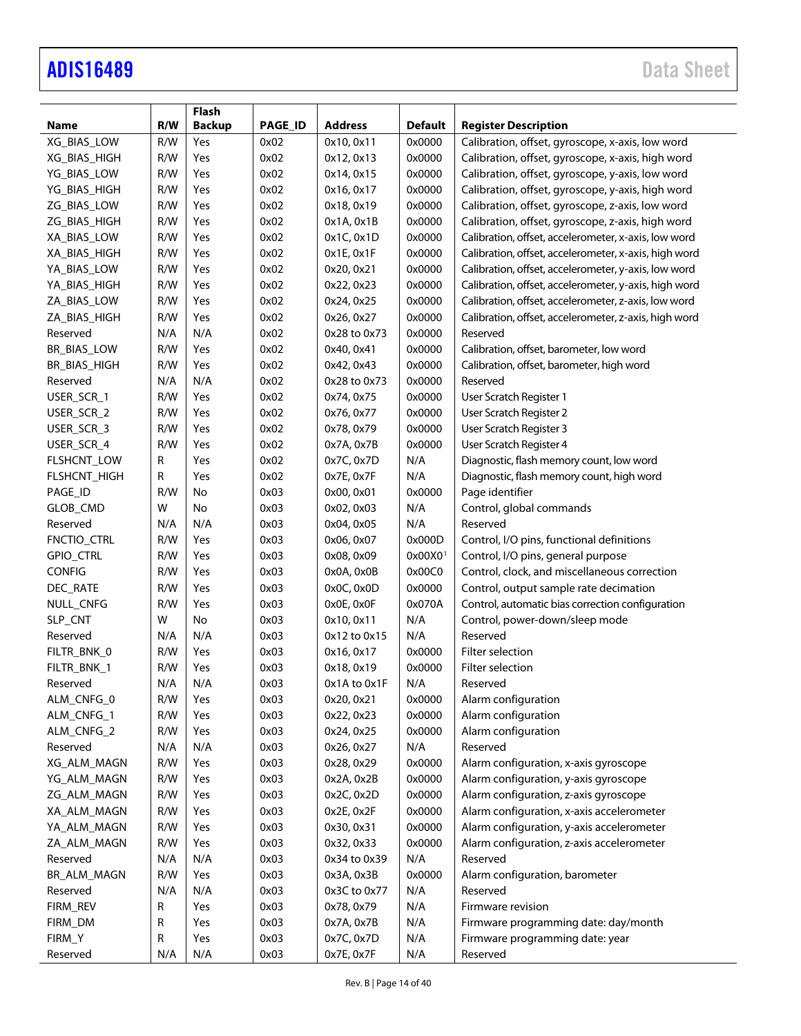| Name | R/W | Flash Backup | PAGE_ID | Address | Default | Register Description |
|---|---|---|---|---|---|---|
| XG_BIAS_LOW | R/W | Yes | 0x02 | 0x10, 0x11 | 0x0000 | Calibration, offset, gyroscope, x-axis, low word |
| XG_BIAS_HIGH | R/W | Yes | 0x02 | 0x12, 0x13 | 0x0000 | Calibration, offset, gyroscope, x-axis, high word |
| YG_BIAS_LOW | R/W | Yes | 0x02 | 0x14, 0x15 | 0x0000 | Calibration, offset, gyroscope, y-axis, low word |
| YG_BIAS_HIGH | R/W | Yes | 0x02 | 0x16, 0x17 | 0x0000 | Calibration, offset, gyroscope, y-axis, high word |
| ZG_BIAS_LOW | R/W | Yes | 0x02 | 0x18, 0x19 | 0x0000 | Calibration, offset, gyroscope, z-axis, low word |
| ZG_BIAS_HIGH | R/W | Yes | 0x02 | 0x1A, 0x1B | 0x0000 | Calibration, offset, gyroscope, z-axis, high word |
| XA_BIAS_LOW | R/W | Yes | 0x02 | 0x1C, 0x1D | 0x0000 | Calibration, offset, accelerometer, x-axis, low word |
| XA_BIAS_HIGH | R/W | Yes | 0x02 | 0x1E, 0x1F | 0x0000 | Calibration, offset, accelerometer, x-axis, high word |
| YA_BIAS_LOW | R/W | Yes | 0x02 | 0x20, 0x21 | 0x0000 | Calibration, offset, accelerometer, y-axis, low word |
| YA_BIAS_HIGH | R/W | Yes | 0x02 | 0x22, 0x23 | 0x0000 | Calibration, offset, accelerometer, y-axis, high word |
| ZA_BIAS_LOW | R/W | Yes | 0x02 | 0x24, 0x25 | 0x0000 | Calibration, offset, accelerometer, z-axis, low word |
| ZA_BIAS_HIGH | R/W | Yes | 0x02 | 0x26, 0x27 | 0x0000 | Calibration, offset, accelerometer, z-axis, high word |
| Reserved | N/A | N/A | 0x02 | 0x28 to 0x73 | 0x0000 | Reserved |
| BR_BIAS_LOW | R/W | Yes | 0x02 | 0x40, 0x41 | 0x0000 | Calibration, offset, barometer, low word |
| BR_BIAS_HIGH | R/W | Yes | 0x02 | 0x42, 0x43 | 0x0000 | Calibration, offset, barometer, high word |
| Reserved | N/A | N/A | 0x02 | 0x28 to 0x73 | 0x0000 | Reserved |
| USER_SCR_1 | R/W | Yes | 0x02 | 0x74, 0x75 | 0x0000 | User Scratch Register 1 |
| USER_SCR_2 | R/W | Yes | 0x02 | 0x76, 0x77 | 0x0000 | User Scratch Register 2 |
| USER_SCR_3 | R/W | Yes | 0x02 | 0x78, 0x79 | 0x0000 | User Scratch Register 3 |
| USER_SCR_4 | R/W | Yes | 0x02 | 0x7A, 0x7B | 0x0000 | User Scratch Register 4 |
| FLSHCNT_LOW | R | Yes | 0x02 | 0x7C, 0x7D | N/A | Diagnostic, flash memory count, low word |
| FLSHCNT_HIGH | R | Yes | 0x02 | 0x7E, 0x7F | N/A | Diagnostic, flash memory count, high word |
| PAGE_ID | R/W | No | 0x03 | 0x00, 0x01 | 0x0000 | Page identifier |
| GLOB_CMD | W | No | 0x03 | 0x02, 0x03 | N/A | Control, global commands |
| Reserved | N/A | N/A | 0x03 | 0x04, 0x05 | N/A | Reserved |
| FNCTIO_CTRL | R/W | Yes | 0x03 | 0x06, 0x07 | 0x000D | Control, I/O pins, functional definitions |
| GPIO_CTRL | R/W | Yes | 0x03 | 0x08, 0x09 | 0x00X0[1] | Control, I/O pins, general purpose |
| CONFIG | R/W | Yes | 0x03 | 0x0A, 0x0B | 0x00C0 | Control, clock, and miscellaneous correction |
| DEC_RATE | R/W | Yes | 0x03 | 0x0C, 0x0D | 0x0000 | Control, output sample rate decimation |
| NULL_CNFG | R/W | Yes | 0x03 | 0x0E, 0x0F | 0x070A | Control, automatic bias correction configuration |
| SLP_CNT | W | No | 0x03 | 0x10, 0x11 | N/A | Control, power-down/sleep mode |
| Reserved | N/A | N/A | 0x03 | 0x12 to 0x15 | N/A | Reserved |
| FILTR_BNK_0 | R/W | Yes | 0x03 | 0x16, 0x17 | 0x0000 | Filter selection |
| FILTR_BNK_1 | R/W | Yes | 0x03 | 0x18, 0x19 | 0x0000 | Filter selection |
| Reserved | N/A | N/A | 0x03 | 0x1A to 0x1F | N/A | Reserved |
| ALM_CNFG_0 | R/W | Yes | 0x03 | 0x20, 0x21 | 0x0000 | Alarm configuration |
| ALM_CNFG_1 | R/W | Yes | 0x03 | 0x22, 0x23 | 0x0000 | Alarm configuration |
| ALM_CNFG_2 | R/W | Yes | 0x03 | 0x24, 0x25 | 0x0000 | Alarm configuration |
| Reserved | N/A | N/A | 0x03 | 0x26, 0x27 | N/A | Reserved |
| XG_ALM_MAGN | R/W | Yes | 0x03 | 0x28, 0x29 | 0x0000 | Alarm configuration, x-axis gyroscope |
| YG_ALM_MAGN | R/W | Yes | 0x03 | 0x2A, 0x2B | 0x0000 | Alarm configuration, y-axis gyroscope |
| ZG_ALM_MAGN | R/W | Yes | 0x03 | 0x2C, 0x2D | 0x0000 | Alarm configuration, z-axis gyroscope |
| XA_ALM_MAGN | R/W | Yes | 0x03 | 0x2E, 0x2F | 0x0000 | Alarm configuration, x-axis accelerometer |
| YA_ALM_MAGN | R/W | Yes | 0x03 | 0x30, 0x31 | 0x0000 | Alarm configuration, y-axis accelerometer |
| ZA_ALM_MAGN | R/W | Yes | 0x03 | 0x32, 0x33 | 0x0000 | Alarm configuration, z-axis accelerometer |
| Reserved | N/A | N/A | 0x03 | 0x34 to 0x39 | N/A | Reserved |
| BR_ALM_MAGN | R/W | Yes | 0x03 | 0x3A, 0x3B | 0x0000 | Alarm configuration, barometer |
| Reserved | N/A | N/A | 0x03 | 0x3C to 0x77 | N/A | Reserved |
| FIRM_REV | R | Yes | 0x03 | 0x78, 0x79 | N/A | Firmware revision |
| FIRM_DM | R | Yes | 0x03 | 0x7A, 0x7B | N/A | Firmware programming date: day/month |
| FIRM_Y | R | Yes | 0x03 | 0x7C, 0x7D | N/A | Firmware programming date: year |
| Reserved | N/A | N/A | 0x03 | 0x7E, 0x7F | N/A | Reserved |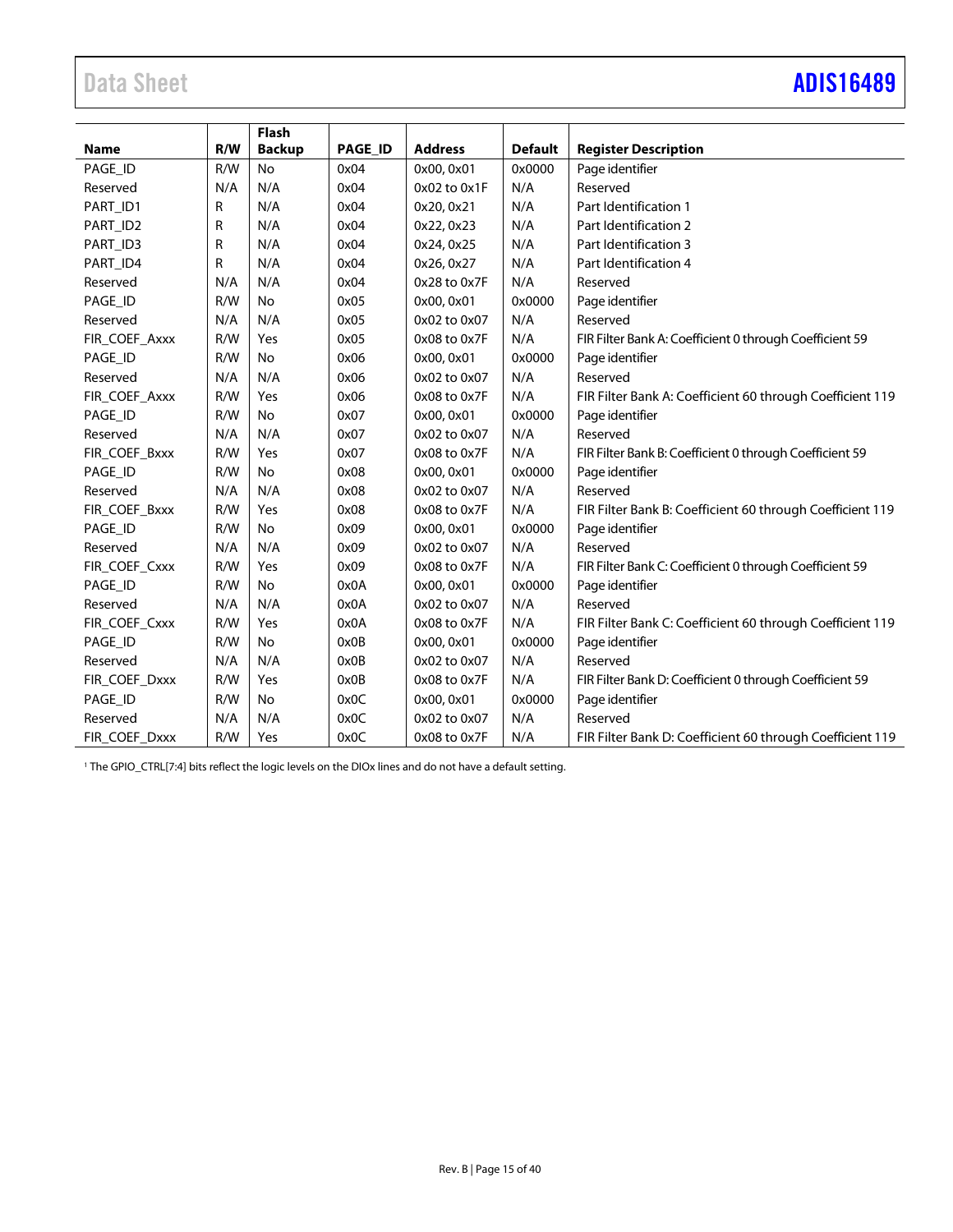| Name | R/W | Flash Backup | PAGE_ID | Address | Default | Register Description |
|---|---|---|---|---|---|---|
| PAGE_ID | R/W | No | 0x04 | 0x00, 0x01 | 0x0000 | Page identifier |
| Reserved | N/A | N/A | 0x04 | 0x02 to 0x1F | N/A | Reserved |
| PART_ID1 | R | N/A | 0x04 | 0x20, 0x21 | N/A | Part Identification 1 |
| PART_ID2 | R | N/A | 0x04 | 0x22, 0x23 | N/A | Part Identification 2 |
| PART_ID3 | R | N/A | 0x04 | 0x24, 0x25 | N/A | Part Identification 3 |
| PART_ID4 | R | N/A | 0x04 | 0x26, 0x27 | N/A | Part Identification 4 |
| Reserved | N/A | N/A | 0x04 | 0x28 to 0x7F | N/A | Reserved |
| PAGE_ID | R/W | No | 0x05 | 0x00, 0x01 | 0x0000 | Page identifier |
| Reserved | N/A | N/A | 0x05 | 0x02 to 0x07 | N/A | Reserved |
| FIR_COEF_Axxx | R/W | Yes | 0x05 | 0x08 to 0x7F | N/A | FIR Filter Bank A: Coefficient 0 through Coefficient 59 |
| PAGE_ID | R/W | No | 0x06 | 0x00, 0x01 | 0x0000 | Page identifier |
| Reserved | N/A | N/A | 0x06 | 0x02 to 0x07 | N/A | Reserved |
| FIR_COEF_Axxx | R/W | Yes | 0x06 | 0x08 to 0x7F | N/A | FIR Filter Bank A: Coefficient 60 through Coefficient 119 |
| PAGE_ID | R/W | No | 0x07 | 0x00, 0x01 | 0x0000 | Page identifier |
| Reserved | N/A | N/A | 0x07 | 0x02 to 0x07 | N/A | Reserved |
| FIR_COEF_Bxxx | R/W | Yes | 0x07 | 0x08 to 0x7F | N/A | FIR Filter Bank B: Coefficient 0 through Coefficient 59 |
| PAGE_ID | R/W | No | 0x08 | 0x00, 0x01 | 0x0000 | Page identifier |
| Reserved | N/A | N/A | 0x08 | 0x02 to 0x07 | N/A | Reserved |
| FIR_COEF_Bxxx | R/W | Yes | 0x08 | 0x08 to 0x7F | N/A | FIR Filter Bank B: Coefficient 60 through Coefficient 119 |
| PAGE_ID | R/W | No | 0x09 | 0x00, 0x01 | 0x0000 | Page identifier |
| Reserved | N/A | N/A | 0x09 | 0x02 to 0x07 | N/A | Reserved |
| FIR_COEF_Cxxx | R/W | Yes | 0x09 | 0x08 to 0x7F | N/A | FIR Filter Bank C: Coefficient 0 through Coefficient 59 |
| PAGE_ID | R/W | No | 0x0A | 0x00, 0x01 | 0x0000 | Page identifier |
| Reserved | N/A | N/A | 0x0A | 0x02 to 0x07 | N/A | Reserved |
| FIR_COEF_Cxxx | R/W | Yes | 0x0A | 0x08 to 0x7F | N/A | FIR Filter Bank C: Coefficient 60 through Coefficient 119 |
| PAGE_ID | R/W | No | 0x0B | 0x00, 0x01 | 0x0000 | Page identifier |
| Reserved | N/A | N/A | 0x0B | 0x02 to 0x07 | N/A | Reserved |
| FIR_COEF_Dxxx | R/W | Yes | 0x0B | 0x08 to 0x7F | N/A | FIR Filter Bank D: Coefficient 0 through Coefficient 59 |
| PAGE_ID | R/W | No | 0x0C | 0x00, 0x01 | 0x0000 | Page identifier |
| Reserved | N/A | N/A | 0x0C | 0x02 to 0x07 | N/A | Reserved |
| FIR_COEF_Dxxx | R/W | Yes | 0x0C | 0x08 to 0x7F | N/A | FIR Filter Bank D: Coefficient 60 through Coefficient 119 |

[1] The GPIO_CTRL[7:4] bits reflect the logic levels on the DIOx lines and do not have a default setting.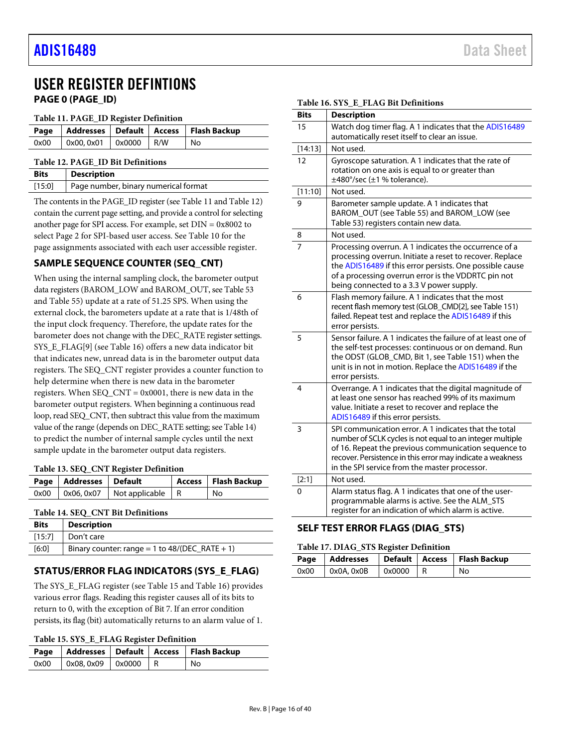# USER REGISTER DEFINTIONS

## PAGE 0 (PAGE_ID)

Table 11. PAGE_ID Register Definition

| Page | Addresses | Default | Access | Flash Backup |
|---|---|---|---|---|
| 0x00 | 0x00, 0x01 | 0x0000 | R/W | No |

Table 12. PAGE_ID Bit Definitions

| Bits | Description |
|---|---|
| [15:0] | Page number, binary numerical format |

The contents in the PAGE_ID register (see Table 11 and Table 12) contain the current page setting, and provide a control for selecting another page for SPI access. For example, set DIN = 0x8002 to select Page 2 for SPI-based user access. See Table 10 for the page assignments associated with each user accessible register.

## SAMPLE SEQUENCE COUNTER (SEQ_CNT)

When using the internal sampling clock, the barometer output data registers (BAROM_LOW and BAROM_OUT, see Table 53 and Table 55) update at a rate of 51.25 SPS. When using the external clock, the barometers update at a rate that is 1/48th of the input clock frequency. Therefore, the update rates for the barometer does not change with the DEC_RATE register settings. SYS_E_FLAG[9] (see Table 16) offers a new data indicator bit that indicates new, unread data is in the barometer output data registers. The SEQ_CNT register provides a counter function to help determine when there is new data in the barometer registers. When SEQ_CNT = 0x0001, there is new data in the barometer output registers. When beginning a continuous read loop, read SEQ_CNT, then subtract this value from the maximum value of the range (depends on DEC_RATE setting; see Table 14) to predict the number of internal sample cycles until the next sample update in the barometer output data registers.

Table 13. SEQ_CNT Register Definition

| Page | Addresses | Default | Access | Flash Backup |
|---|---|---|---|---|
| 0x00 | 0x06, 0x07 | Not applicable | R | No |

Table 14. SEQ_CNT Bit Definitions

| Bits | Description |
|---|---|
| [15:7] | Don't care |
| [6:0] | Binary counter: range = 1 to 48/(DEC_RATE + 1) |

## STATUS/ERROR FLAG INDICATORS (SYS_E_FLAG)

The SYS_E_FLAG register (see Table 15 and Table 16) provides various error flags. Reading this register causes all of its bits to return to 0, with the exception of Bit 7. If an error condition persists, its flag (bit) automatically returns to an alarm value of 1.

Table 15. SYS_E_FLAG Register Definition

| Page | Addresses | Default | Access | Flash Backup |
|---|---|---|---|---|
| 0x00 | 0x08, 0x09 | 0x0000 | R | No |

Table 16. SYS_E_FLAG Bit Definitions

| Bits | Description |
|---|---|
| 15 | Watch dog timer flag. A 1 indicates that the ADIS16489 automatically reset itself to clear an issue. |
| [14:13] | Not used. |
| 12 | Gyroscope saturation. A 1 indicates that the rate of rotation on one axis is equal to or greater than ±480°/sec (±1 % tolerance). |
| [11:10] | Not used. |
| 9 | Barometer sample update. A 1 indicates that BAROM_OUT (see Table 55) and BAROM_LOW (see Table 53) registers contain new data. |
| 8 | Not used. |
| 7 | Processing overrun. A 1 indicates the occurrence of a processing overrun. Initiate a reset to recover. Replace the ADIS16489 if this error persists. One possible cause of a processing overrun error is the VDDRTC pin not being connected to a 3.3 V power supply. |
| 6 | Flash memory failure. A 1 indicates that the most recent flash memory test (GLOB_CMD[2], see Table 151) failed. Repeat test and replace the ADIS16489 if this error persists. |
| 5 | Sensor failure. A 1 indicates the failure of at least one of the self-test processes: continuous or on demand. Run the ODST (GLOB_CMD, Bit 1, see Table 151) when the unit is in not in motion. Replace the ADIS16489 if the error persists. |
| 4 | Overrange. A 1 indicates that the digital magnitude of at least one sensor has reached 99% of its maximum value. Initiate a reset to recover and replace the ADIS16489 if this error persists. |
| 3 | SPI communication error. A 1 indicates that the total number of SCLK cycles is not equal to an integer multiple of 16. Repeat the previous communication sequence to recover. Persistence in this error may indicate a weakness in the SPI service from the master processor. |
| [2:1] | Not used. |
| 0 | Alarm status flag. A 1 indicates that one of the user-programmable alarms is active. See the ALM_STS register for an indication of which alarm is active. |

## SELF TEST ERROR FLAGS (DIAG_STS)

Table 17. DIAG_STS Register Definition

| Page | Addresses | Default | Access | Flash Backup |
|---|---|---|---|---|
| 0x00 | 0x0A, 0x0B | 0x0000 | R | No |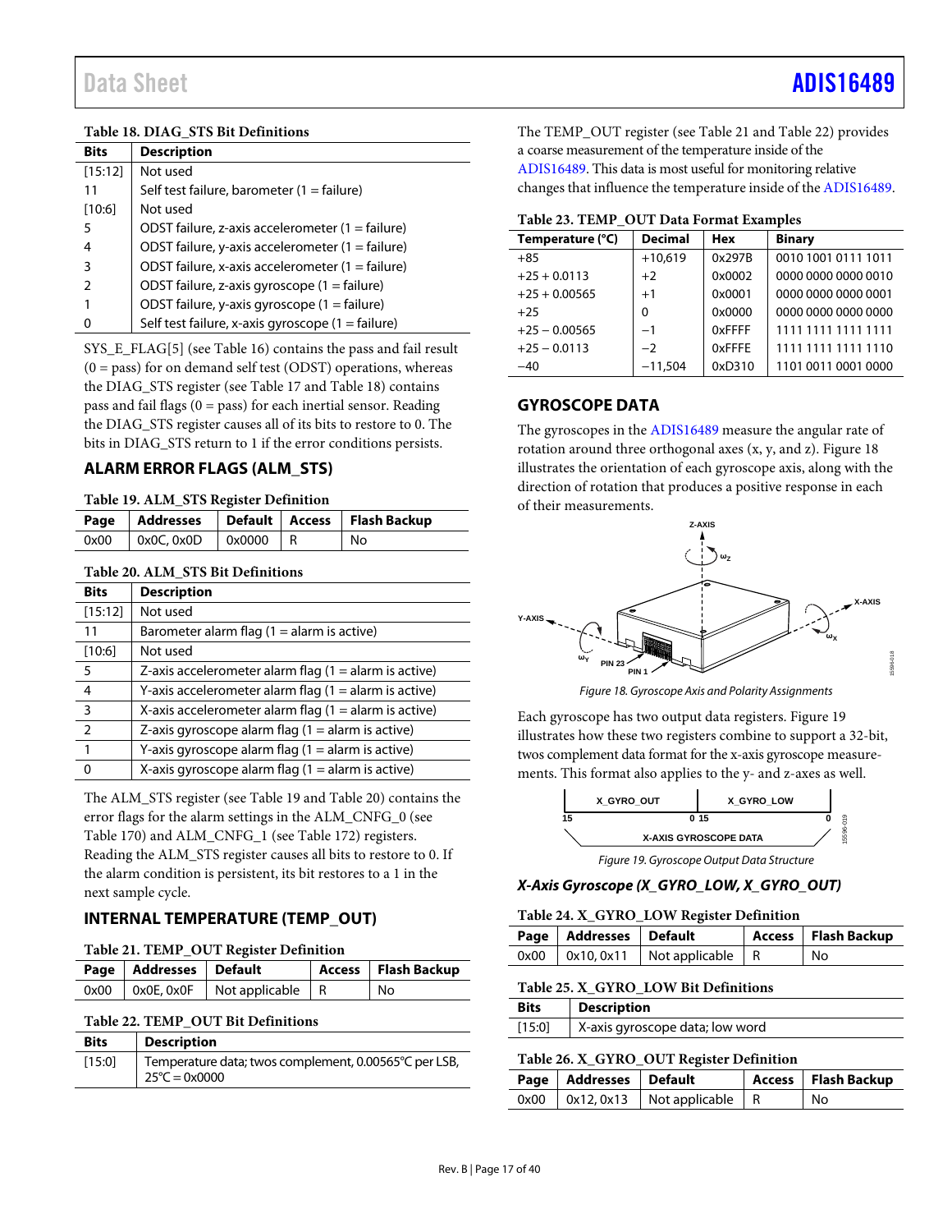Table 18. DIAG_STS Bit Definitions

| Bits | Description |
|---|---|
| [15:12] | Not used |
| 11 | Self test failure, barometer (1 = failure) |
| [10:6] | Not used |
| 5 | ODST failure, z-axis accelerometer (1 = failure) |
| 4 | ODST failure, y-axis accelerometer (1 = failure) |
| 3 | ODST failure, x-axis accelerometer (1 = failure) |
| 2 | ODST failure, z-axis gyroscope (1 = failure) |
| 1 | ODST failure, y-axis gyroscope (1 = failure) |
| 0 | Self test failure, x-axis gyroscope (1 = failure) |

SYS_E_FLAG[5] (see Table 16) contains the pass and fail result (0 = pass) for on demand self test (ODST) operations, whereas the DIAG_STS register (see Table 17 and Table 18) contains pass and fail flags (0 = pass) for each inertial sensor. Reading the DIAG_STS register causes all of its bits to restore to 0. The bits in DIAG_STS return to 1 if the error conditions persists.

## ALARM ERROR FLAGS (ALM_STS)

Table 19. ALM_STS Register Definition

| Page | Addresses | Default | Access | Flash Backup |
|---|---|---|---|---|
| 0x00 | 0x0C, 0x0D | 0x0000 | R | No |

Table 20. ALM_STS Bit Definitions

| Bits | Description |
|---|---|
| [15:12] | Not used |
| 11 | Barometer alarm flag (1 = alarm is active) |
| [10:6] | Not used |
| 5 | Z-axis accelerometer alarm flag (1 = alarm is active) |
| 4 | Y-axis accelerometer alarm flag (1 = alarm is active) |
| 3 | X-axis accelerometer alarm flag (1 = alarm is active) |
| 2 | Z-axis gyroscope alarm flag (1 = alarm is active) |
| 1 | Y-axis gyroscope alarm flag (1 = alarm is active) |
| 0 | X-axis gyroscope alarm flag (1 = alarm is active) |

The ALM_STS register (see Table 19 and Table 20) contains the error flags for the alarm settings in the ALM_CNFG_0 (see Table 170) and ALM_CNFG_1 (see Table 172) registers. Reading the ALM_STS register causes all bits to restore to 0. If the alarm condition is persistent, its bit restores to a 1 in the next sample cycle.

## INTERNAL TEMPERATURE (TEMP_OUT)

Table 21. TEMP_OUT Register Definition

| Page | Addresses | Default | Access | Flash Backup |
|---|---|---|---|---|
| 0x00 | 0x0E, 0x0F | Not applicable | R | No |

Table 22. TEMP_OUT Bit Definitions

| Bits | Description |
|---|---|
| [15:0] | Temperature data; twos complement, 0.00565°C per LSB, 25°C = 0x0000 |

The TEMP_OUT register (see Table 21 and Table 22) provides a coarse measurement of the temperature inside of the ADIS16489. This data is most useful for monitoring relative changes that influence the temperature inside of the ADIS16489.

Table 23. TEMP_OUT Data Format Examples

| Temperature (°C) | Decimal | Hex | Binary |
|---|---|---|---|
| +85 | +10,619 | 0x297B | 0010 1001 0111 1011 |
| +25 + 0.0113 | +2 | 0x0002 | 0000 0000 0000 0010 |
| +25 + 0.00565 | +1 | 0x0001 | 0000 0000 0000 0001 |
| +25 | 0 | 0x0000 | 0000 0000 0000 0000 |
| +25 − 0.00565 | −1 | 0xFFFF | 1111 1111 1111 1111 |
| +25 − 0.0113 | −2 | 0xFFFE | 1111 1111 1111 1110 |
| −40 | −11,504 | 0xD310 | 1101 0011 0001 0000 |

## GYROSCOPE DATA

The gyroscopes in the ADIS16489 measure the angular rate of rotation around three orthogonal axes (x, y, and z). Figure 18 illustrates the orientation of each gyroscope axis, along with the direction of rotation that produces a positive response in each of their measurements.

*Figure 18. Gyroscope Axis and Polarity Assignments*

Each gyroscope has two output data registers. Figure 19 illustrates how these two registers combine to support a 32-bit, twos complement data format for the x-axis gyroscope measurements. This format also applies to the y- and z-axes as well.

*Figure 19. Gyroscope Output Data Structure*

### *X-Axis Gyroscope (X_GYRO_LOW, X_GYRO_OUT)*

Table 24. X_GYRO_LOW Register Definition

| Page | Addresses | Default | Access | Flash Backup |
|---|---|---|---|---|
| 0x00 | 0x10, 0x11 | Not applicable | R | No |

Table 25. X_GYRO_LOW Bit Definitions

| Bits | Description |
|---|---|
| [15:0] | X-axis gyroscope data; low word |

Table 26. X_GYRO_OUT Register Definition

| Page | Addresses | Default | Access | Flash Backup |
|---|---|---|---|---|
| 0x00 | 0x12, 0x13 | Not applicable | R | No |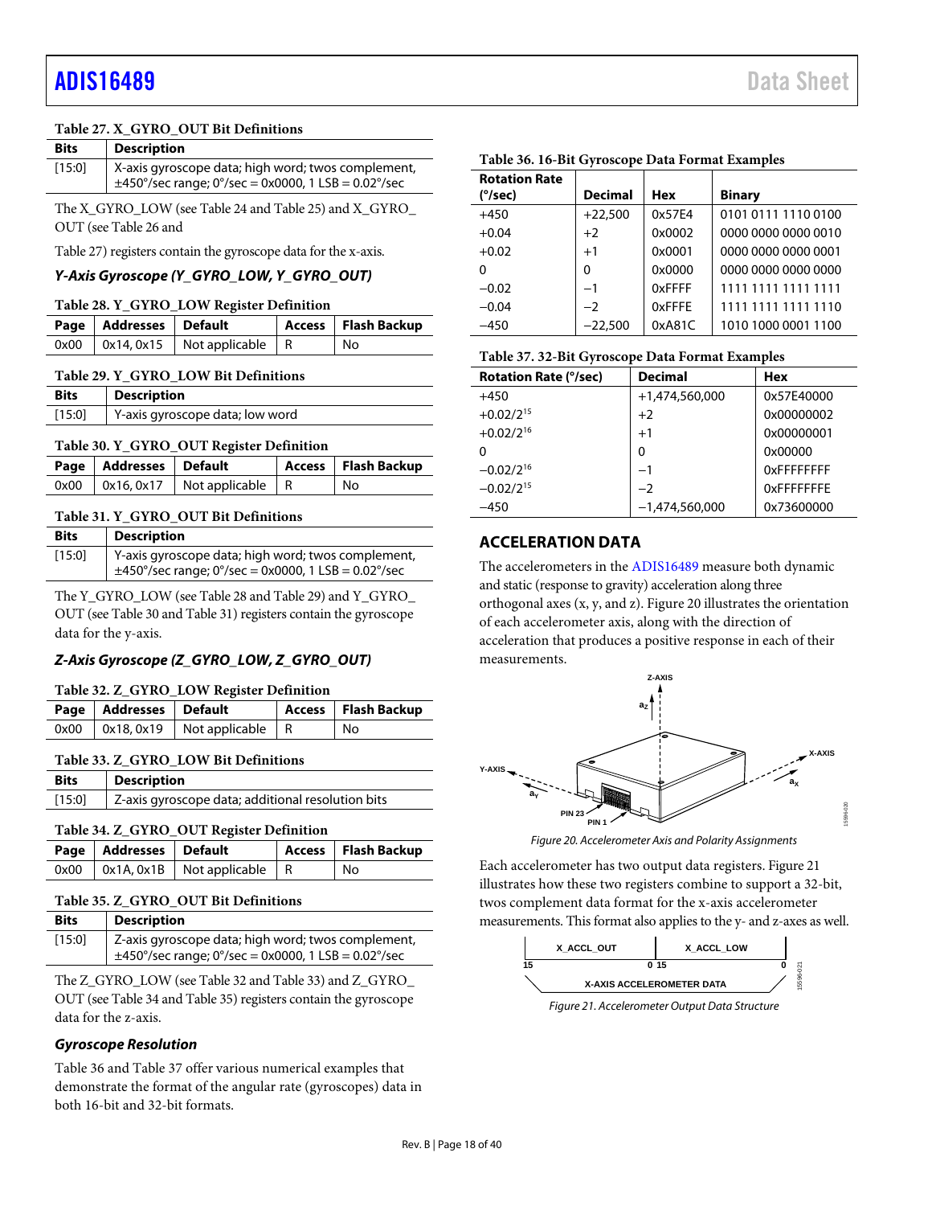**Table 27. X_GYRO_OUT Bit Definitions**

| Bits | Description |
|---|---|
| [15:0] | X-axis gyroscope data; high word; twos complement, ±450°/sec range; 0°/sec = 0x0000, 1 LSB = 0.02°/sec |

The X_GYRO_LOW (see Table 24 and Table 25) and X_GYRO_OUT (see Table 26 and

Table 27) registers contain the gyroscope data for the x-axis.

### *Y-Axis Gyroscope (Y_GYRO_LOW, Y_GYRO_OUT)*

**Table 28. Y_GYRO_LOW Register Definition**

| Page | Addresses | Default | Access | Flash Backup |
|---|---|---|---|---|
| 0x00 | 0x14, 0x15 | Not applicable | R | No |

**Table 29. Y_GYRO_LOW Bit Definitions**

| Bits | Description |
|---|---|
| [15:0] | Y-axis gyroscope data; low word |

**Table 30. Y_GYRO_OUT Register Definition**

| Page | Addresses | Default | Access | Flash Backup |
|---|---|---|---|---|
| 0x00 | 0x16, 0x17 | Not applicable | R | No |

**Table 31. Y_GYRO_OUT Bit Definitions**

| Bits | Description |
|---|---|
| [15:0] | Y-axis gyroscope data; high word; twos complement, ±450°/sec range; 0°/sec = 0x0000, 1 LSB = 0.02°/sec |

The Y_GYRO_LOW (see Table 28 and Table 29) and Y_GYRO_OUT (see Table 30 and Table 31) registers contain the gyroscope data for the y-axis.

### *Z-Axis Gyroscope (Z_GYRO_LOW, Z_GYRO_OUT)*

**Table 32. Z_GYRO_LOW Register Definition**

| Page | Addresses | Default | Access | Flash Backup |
|---|---|---|---|---|
| 0x00 | 0x18, 0x19 | Not applicable | R | No |

**Table 33. Z_GYRO_LOW Bit Definitions**

| Bits | Description |
|---|---|
| [15:0] | Z-axis gyroscope data; additional resolution bits |

**Table 34. Z_GYRO_OUT Register Definition**

| Page | Addresses | Default | Access | Flash Backup |
|---|---|---|---|---|
| 0x00 | 0x1A, 0x1B | Not applicable | R | No |

**Table 35. Z_GYRO_OUT Bit Definitions**

| Bits | Description |
|---|---|
| [15:0] | Z-axis gyroscope data; high word; twos complement, ±450°/sec range; 0°/sec = 0x0000, 1 LSB = 0.02°/sec |

The Z_GYRO_LOW (see Table 32 and Table 33) and Z_GYRO_OUT (see Table 34 and Table 35) registers contain the gyroscope data for the z-axis.

### *Gyroscope Resolution*

Table 36 and Table 37 offer various numerical examples that demonstrate the format of the angular rate (gyroscopes) data in both 16-bit and 32-bit formats.

**Table 36. 16-Bit Gyroscope Data Format Examples**

| Rotation Rate (°/sec) | Decimal | Hex | Binary |
|---|---|---|---|
| +450 | +22,500 | 0x57E4 | 0101 0111 1110 0100 |
| +0.04 | +2 | 0x0002 | 0000 0000 0000 0010 |
| +0.02 | +1 | 0x0001 | 0000 0000 0000 0001 |
| 0 | 0 | 0x0000 | 0000 0000 0000 0000 |
| −0.02 | −1 | 0xFFFF | 1111 1111 1111 1111 |
| −0.04 | −2 | 0xFFFE | 1111 1111 1111 1110 |
| −450 | −22,500 | 0xA81C | 1010 1000 0001 1100 |

**Table 37. 32-Bit Gyroscope Data Format Examples**

| Rotation Rate (°/sec) | Decimal | Hex |
|---|---|---|
| +450 | +1,474,560,000 | 0x57E40000 |
| $+0.02/2^{15}$ | +2 | 0x00000002 |
| $+0.02/2^{16}$ | +1 | 0x00000001 |
| 0 | 0 | 0x00000 |
| $-0.02/2^{16}$ | −1 | 0xFFFFFFFF |
| $-0.02/2^{15}$ | −2 | 0xFFFFFFFE |
| −450 | −1,474,560,000 | 0x73600000 |

## ACCELERATION DATA

The accelerometers in the ADIS16489 measure both dynamic and static (response to gravity) acceleration along three orthogonal axes (x, y, and z). Figure 20 illustrates the orientation of each accelerometer axis, along with the direction of acceleration that produces a positive response in each of their measurements.

*Figure 20. Accelerometer Axis and Polarity Assignments*

Each accelerometer has two output data registers. Figure 21 illustrates how these two registers combine to support a 32-bit, twos complement data format for the x-axis accelerometer measurements. This format also applies to the y- and z-axes as well.

*Figure 21. Accelerometer Output Data Structure*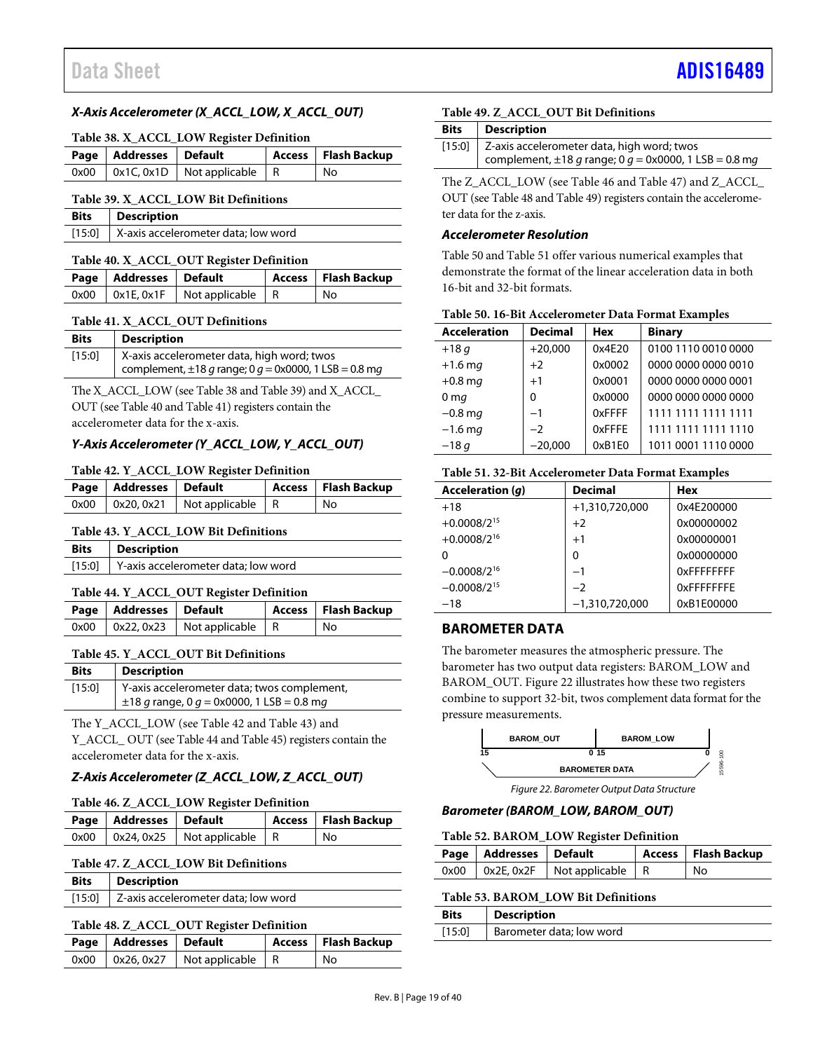### X-Axis Accelerometer (X_ACCL_LOW, X_ACCL_OUT)

**Table 38. X_ACCL_LOW Register Definition**

| Page | Addresses | Default | Access | Flash Backup |
|---|---|---|---|---|
| 0x00 | 0x1C, 0x1D | Not applicable | R | No |

**Table 39. X_ACCL_LOW Bit Definitions**

| Bits | Description |
|---|---|
| [15:0] | X-axis accelerometer data; low word |

**Table 40. X_ACCL_OUT Register Definition**

| Page | Addresses | Default | Access | Flash Backup |
|---|---|---|---|---|
| 0x00 | 0x1E, 0x1F | Not applicable | R | No |

**Table 41. X_ACCL_OUT Definitions**

| Bits | Description |
|---|---|
| [15:0] | X-axis accelerometer data, high word; twos complement, ±18 *g* range; 0 *g* = 0x0000, 1 LSB = 0.8 m*g* |

The X_ACCL_LOW (see Table 38 and Table 39) and X_ACCL_OUT (see Table 40 and Table 41) registers contain the accelerometer data for the x-axis.

### Y-Axis Accelerometer (Y_ACCL_LOW, Y_ACCL_OUT)

**Table 42. Y_ACCL_LOW Register Definition**

| Page | Addresses | Default | Access | Flash Backup |
|---|---|---|---|---|
| 0x00 | 0x20, 0x21 | Not applicable | R | No |

**Table 43. Y_ACCL_LOW Bit Definitions**

| Bits | Description |
|---|---|
| [15:0] | Y-axis accelerometer data; low word |

**Table 44. Y_ACCL_OUT Register Definition**

| Page | Addresses | Default | Access | Flash Backup |
|---|---|---|---|---|
| 0x00 | 0x22, 0x23 | Not applicable | R | No |

**Table 45. Y_ACCL_OUT Bit Definitions**

| Bits | Description |
|---|---|
| [15:0] | Y-axis accelerometer data; twos complement, ±18 *g* range, 0 *g* = 0x0000, 1 LSB = 0.8 m*g* |

The Y_ACCL_LOW (see Table 42 and Table 43) and Y_ACCL_ OUT (see Table 44 and Table 45) registers contain the accelerometer data for the x-axis.

### Z-Axis Accelerometer (Z_ACCL_LOW, Z_ACCL_OUT)

**Table 46. Z_ACCL_LOW Register Definition**

| Page | Addresses | Default | Access | Flash Backup |
|---|---|---|---|---|
| 0x00 | 0x24, 0x25 | Not applicable | R | No |

**Table 47. Z_ACCL_LOW Bit Definitions**

| Bits | Description |
|---|---|
| [15:0] | Z-axis accelerometer data; low word |

**Table 48. Z_ACCL_OUT Register Definition**

| Page | Addresses | Default | Access | Flash Backup |
|---|---|---|---|---|
| 0x00 | 0x26, 0x27 | Not applicable | R | No |

**Table 49. Z_ACCL_OUT Bit Definitions**

| Bits | Description |
|---|---|
| [15:0] | Z-axis accelerometer data, high word; twos complement, ±18 *g* range; 0 *g* = 0x0000, 1 LSB = 0.8 m*g* |

The Z_ACCL_LOW (see Table 46 and Table 47) and Z_ACCL_OUT (see Table 48 and Table 49) registers contain the accelerometer data for the z-axis.

### Accelerometer Resolution

Table 50 and Table 51 offer various numerical examples that demonstrate the format of the linear acceleration data in both 16-bit and 32-bit formats.

**Table 50. 16-Bit Accelerometer Data Format Examples**

| Acceleration | Decimal | Hex | Binary |
|---|---|---|---|
| +18 *g* | +20,000 | 0x4E20 | 0100 1110 0010 0000 |
| +1.6 m*g* | +2 | 0x0002 | 0000 0000 0000 0010 |
| +0.8 m*g* | +1 | 0x0001 | 0000 0000 0000 0001 |
| 0 m*g* | 0 | 0x0000 | 0000 0000 0000 0000 |
| −0.8 m*g* | −1 | 0xFFFF | 1111 1111 1111 1111 |
| −1.6 m*g* | −2 | 0xFFFE | 1111 1111 1111 1110 |
| −18 *g* | −20,000 | 0xB1E0 | 1011 0001 1110 0000 |

**Table 51. 32-Bit Accelerometer Data Format Examples**

| Acceleration (*g*) | Decimal | Hex |
|---|---|---|
| +18 | +1,310,720,000 | 0x4E200000 |
| $+0.0008/2^{15}$ | +2 | 0x00000002 |
| $+0.0008/2^{16}$ | +1 | 0x00000001 |
| 0 | 0 | 0x00000000 |
| $-0.0008/2^{16}$ | −1 | 0xFFFFFFFF |
| $-0.0008/2^{15}$ | −2 | 0xFFFFFFFE |
| −18 | −1,310,720,000 | 0xB1E00000 |

## BAROMETER DATA

The barometer measures the atmospheric pressure. The barometer has two output data registers: BAROM_LOW and BAROM_OUT. Figure 22 illustrates how these two registers combine to support 32-bit, twos complement data format for the pressure measurements.

| BAROM_OUT (15 … 0) | BAROM_LOW (15 … 0) |
|---|---|
| BAROMETER DATA | |

*Figure 22. Barometer Output Data Structure*

### Barometer (BAROM_LOW, BAROM_OUT)

**Table 52. BAROM_LOW Register Definition**

| Page | Addresses | Default | Access | Flash Backup |
|---|---|---|---|---|
| 0x00 | 0x2E, 0x2F | Not applicable | R | No |

**Table 53. BAROM_LOW Bit Definitions**

| Bits | Description |
|---|---|
| [15:0] | Barometer data; low word |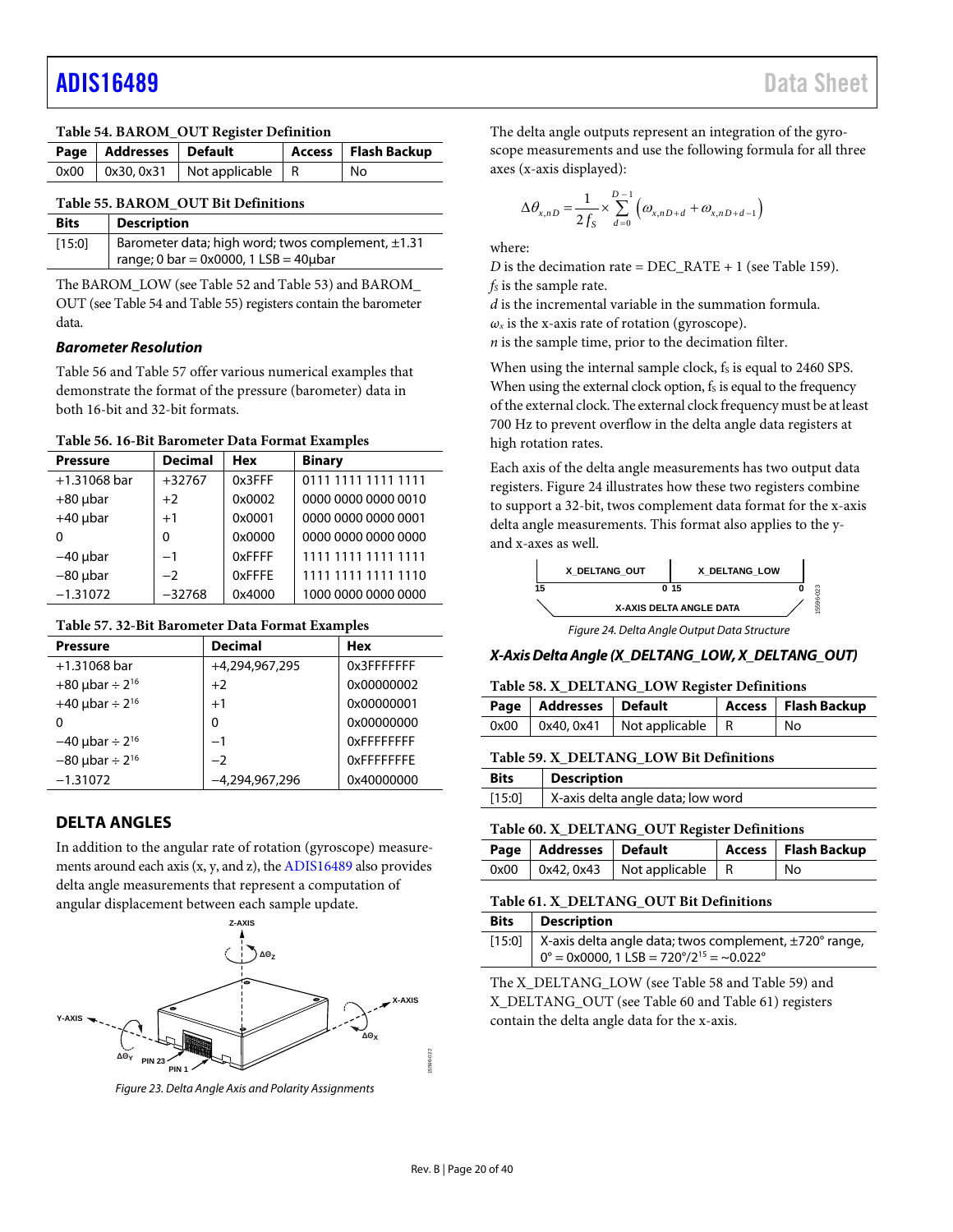Table 54. BAROM_OUT Register Definition

| Page | Addresses | Default | Access | Flash Backup |
|---|---|---|---|---|
| 0x00 | 0x30, 0x31 | Not applicable | R | No |

Table 55. BAROM_OUT Bit Definitions

| Bits | Description |
|---|---|
| [15:0] | Barometer data; high word; twos complement, ±1.31 range; 0 bar = 0x0000, 1 LSB = 40μbar |

The BAROM_LOW (see Table 52 and Table 53) and BAROM_OUT (see Table 54 and Table 55) registers contain the barometer data.

### *Barometer Resolution*

Table 56 and Table 57 offer various numerical examples that demonstrate the format of the pressure (barometer) data in both 16-bit and 32-bit formats.

Table 56. 16-Bit Barometer Data Format Examples

| Pressure | Decimal | Hex | Binary |
|---|---|---|---|
| +1.31068 bar | +32767 | 0x3FFF | 0111 1111 1111 1111 |
| +80 μbar | +2 | 0x0002 | 0000 0000 0000 0010 |
| +40 μbar | +1 | 0x0001 | 0000 0000 0000 0001 |
| 0 | 0 | 0x0000 | 0000 0000 0000 0000 |
| −40 μbar | −1 | 0xFFFF | 1111 1111 1111 1111 |
| −80 μbar | −2 | 0xFFFE | 1111 1111 1111 1110 |
| −1.31072 | −32768 | 0x4000 | 1000 0000 0000 0000 |

Table 57. 32-Bit Barometer Data Format Examples

| Pressure | Decimal | Hex |
|---|---|---|
| +1.31068 bar | +4,294,967,295 | 0x3FFFFFFF |
| +80 μbar ÷ $2^{16}$ | +2 | 0x00000002 |
| +40 μbar ÷ $2^{16}$ | +1 | 0x00000001 |
| 0 | 0 | 0x00000000 |
| −40 μbar ÷ $2^{16}$ | −1 | 0xFFFFFFFF |
| −80 μbar ÷ $2^{16}$ | −2 | 0xFFFFFFFE |
| −1.31072 | −4,294,967,296 | 0x40000000 |

## DELTA ANGLES

In addition to the angular rate of rotation (gyroscope) measurements around each axis (x, y, and z), the ADIS16489 also provides delta angle measurements that represent a computation of angular displacement between each sample update.

Figure 23. Delta Angle Axis and Polarity Assignments

The delta angle outputs represent an integration of the gyroscope measurements and use the following formula for all three axes (x-axis displayed):

$$\Delta\theta_{x,nD} = \frac{1}{2f_S} \times \sum_{d=0}^{D-1} \left(\omega_{x,nD+d} + \omega_{x,nD+d-1}\right)$$

where:
$D$ is the decimation rate = DEC_RATE + 1 (see Table 159).
$f_S$ is the sample rate.
$d$ is the incremental variable in the summation formula.
$\omega_x$ is the x-axis rate of rotation (gyroscope).
$n$ is the sample time, prior to the decimation filter.

When using the internal sample clock, $f_S$ is equal to 2460 SPS. When using the external clock option, $f_S$ is equal to the frequency of the external clock. The external clock frequency must be at least 700 Hz to prevent overflow in the delta angle data registers at high rotation rates.

Each axis of the delta angle measurements has two output data registers. Figure 24 illustrates how these two registers combine to support a 32-bit, twos complement data format for the x-axis delta angle measurements. This format also applies to the y- and x-axes as well.

Figure 24. Delta Angle Output Data Structure

### *X-Axis Delta Angle (X_DELTANG_LOW, X_DELTANG_OUT)*

Table 58. X_DELTANG_LOW Register Definitions

| Page | Addresses | Default | Access | Flash Backup |
|---|---|---|---|---|
| 0x00 | 0x40, 0x41 | Not applicable | R | No |

Table 59. X_DELTANG_LOW Bit Definitions

| Bits | Description |
|---|---|
| [15:0] | X-axis delta angle data; low word |

Table 60. X_DELTANG_OUT Register Definitions

| Page | Addresses | Default | Access | Flash Backup |
|---|---|---|---|---|
| 0x00 | 0x42, 0x43 | Not applicable | R | No |

Table 61. X_DELTANG_OUT Bit Definitions

| Bits | Description |
|---|---|
| [15:0] | X-axis delta angle data; twos complement, ±720° range, 0° = 0x0000, 1 LSB = 720°/$2^{15}$ = ~0.022° |

The X_DELTANG_LOW (see Table 58 and Table 59) and X_DELTANG_OUT (see Table 60 and Table 61) registers contain the delta angle data for the x-axis.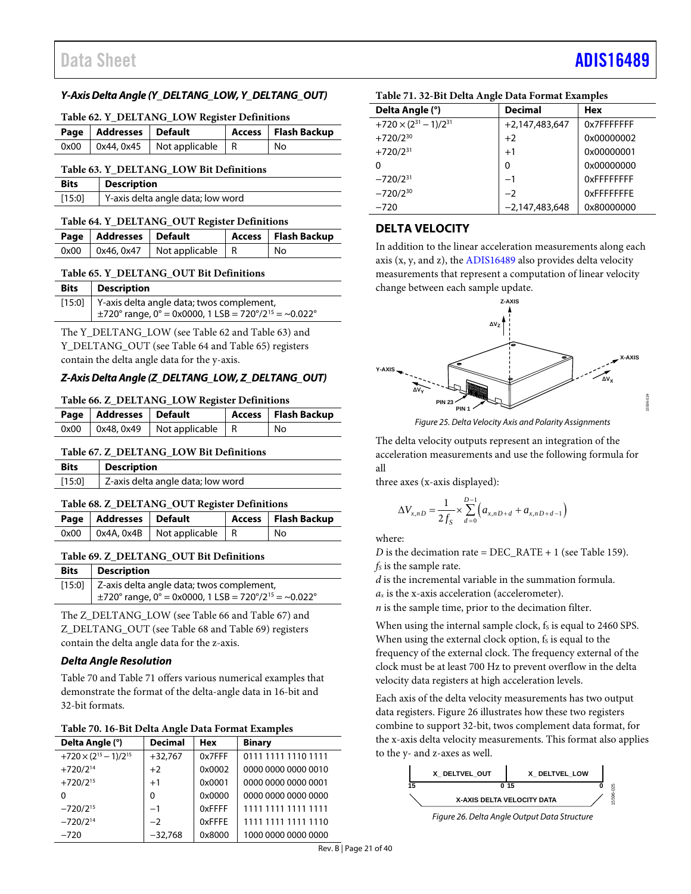### Y-Axis Delta Angle (Y_DELTANG_LOW, Y_DELTANG_OUT)

**Table 62. Y_DELTANG_LOW Register Definitions**

| Page | Addresses | Default | Access | Flash Backup |
|---|---|---|---|---|
| 0x00 | 0x44, 0x45 | Not applicable | R | No |

**Table 63. Y_DELTANG_LOW Bit Definitions**

| Bits | Description |
|---|---|
| [15:0] | Y-axis delta angle data; low word |

**Table 64. Y_DELTANG_OUT Register Definitions**

| Page | Addresses | Default | Access | Flash Backup |
|---|---|---|---|---|
| 0x00 | 0x46, 0x47 | Not applicable | R | No |

**Table 65. Y_DELTANG_OUT Bit Definitions**

| Bits | Description |
|---|---|
| [15:0] | Y-axis delta angle data; twos complement, ±720° range, 0° = 0x0000, 1 LSB = 720°/$2^{15}$ = ~0.022° |

The Y_DELTANG_LOW (see Table 62 and Table 63) and Y_DELTANG_OUT (see Table 64 and Table 65) registers contain the delta angle data for the y-axis.

### Z-Axis Delta Angle (Z_DELTANG_LOW, Z_DELTANG_OUT)

**Table 66. Z_DELTANG_LOW Register Definitions**

| Page | Addresses | Default | Access | Flash Backup |
|---|---|---|---|---|
| 0x00 | 0x48, 0x49 | Not applicable | R | No |

**Table 67. Z_DELTANG_LOW Bit Definitions**

| Bits | Description |
|---|---|
| [15:0] | Z-axis delta angle data; low word |

**Table 68. Z_DELTANG_OUT Register Definitions**

| Page | Addresses | Default | Access | Flash Backup |
|---|---|---|---|---|
| 0x00 | 0x4A, 0x4B | Not applicable | R | No |

**Table 69. Z_DELTANG_OUT Bit Definitions**

| Bits | Description |
|---|---|
| [15:0] | Z-axis delta angle data; twos complement, ±720° range, 0° = 0x0000, 1 LSB = 720°/$2^{15}$ = ~0.022° |

The Z_DELTANG_LOW (see Table 66 and Table 67) and Z_DELTANG_OUT (see Table 68 and Table 69) registers contain the delta angle data for the z-axis.

### Delta Angle Resolution

Table 70 and Table 71 offers various numerical examples that demonstrate the format of the delta-angle data in 16-bit and 32-bit formats.

**Table 70. 16-Bit Delta Angle Data Format Examples**

| Delta Angle (°) | Decimal | Hex | Binary |
|---|---|---|---|
| $+720 \times (2^{15} - 1)/2^{15}$ | +32,767 | 0x7FFF | 0111 1111 1110 1111 |
| $+720/2^{14}$ | +2 | 0x0002 | 0000 0000 0000 0010 |
| $+720/2^{15}$ | +1 | 0x0001 | 0000 0000 0000 0001 |
| 0 | 0 | 0x0000 | 0000 0000 0000 0000 |
| $-720/2^{15}$ | −1 | 0xFFFF | 1111 1111 1111 1111 |
| $-720/2^{14}$ | −2 | 0xFFFE | 1111 1111 1111 1110 |
| −720 | −32,768 | 0x8000 | 1000 0000 0000 0000 |

**Table 71. 32-Bit Delta Angle Data Format Examples**

| Delta Angle (°) | Decimal | Hex |
|---|---|---|
| $+720 \times (2^{31} - 1)/2^{31}$ | +2,147,483,647 | 0x7FFFFFFF |
| $+720/2^{30}$ | +2 | 0x00000002 |
| $+720/2^{31}$ | +1 | 0x00000001 |
| 0 | 0 | 0x00000000 |
| $-720/2^{31}$ | −1 | 0xFFFFFFFF |
| $-720/2^{30}$ | −2 | 0xFFFFFFFE |
| −720 | −2,147,483,648 | 0x80000000 |

## DELTA VELOCITY

In addition to the linear acceleration measurements along each axis (x, y, and z), the ADIS16489 also provides delta velocity measurements that represent a computation of linear velocity change between each sample update.

Figure 25. Delta Velocity Axis and Polarity Assignments

The delta velocity outputs represent an integration of the acceleration measurements and use the following formula for all three axes (x-axis displayed):

$$\Delta V_{x,nD} = \frac{1}{2 f_S} \times \sum_{d=0}^{D-1} \left( a_{x,nD+d} + a_{x,nD+d-1} \right)$$

where:
$D$ is the decimation rate = DEC_RATE + 1 (see Table 159).
$f_S$ is the sample rate.
$d$ is the incremental variable in the summation formula.
$a_x$ is the x-axis acceleration (accelerometer).
$n$ is the sample time, prior to the decimation filter.

When using the internal sample clock, $f_S$ is equal to 2460 SPS. When using the external clock option, $f_S$ is equal to the frequency of the external clock. The frequency external of the clock must be at least 700 Hz to prevent overflow in the delta velocity data registers at high acceleration levels.

Each axis of the delta velocity measurements has two output data registers. Figure 26 illustrates how these two registers combine to support 32-bit, twos complement data format, for the x-axis delta velocity measurements. This format also applies to the y- and z-axes as well.

Figure 26. Delta Angle Output Data Structure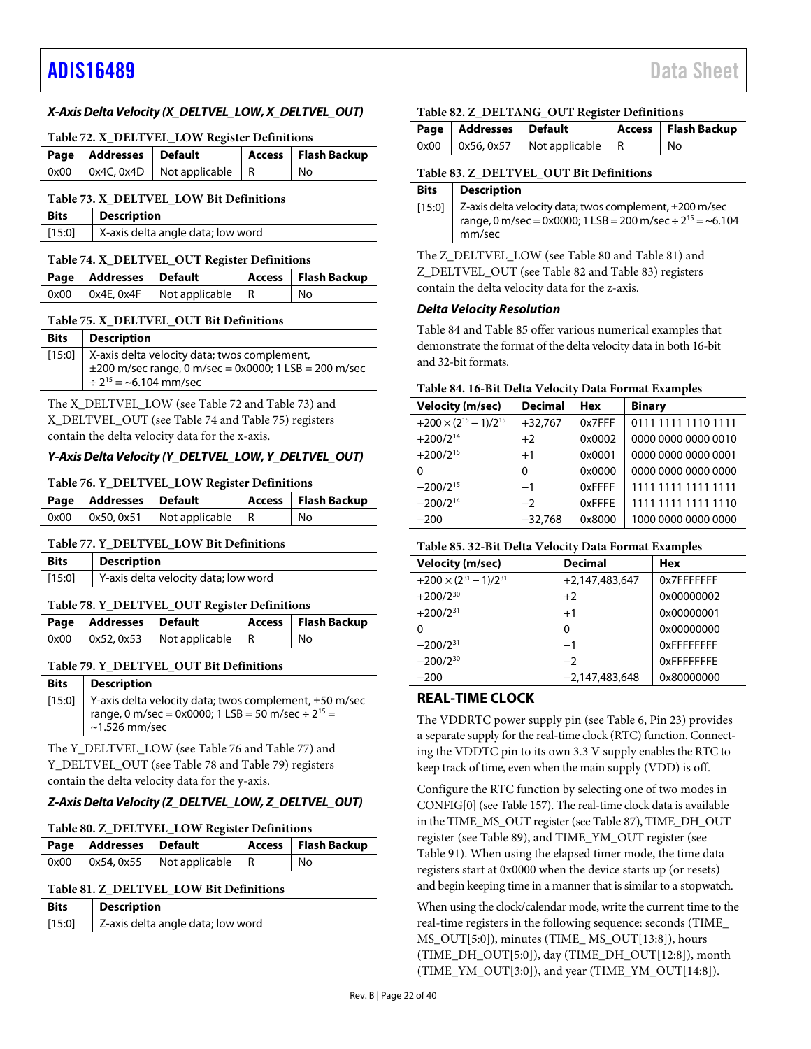### X-Axis Delta Velocity (X_DELTVEL_LOW, X_DELTVEL_OUT)

**Table 72. X_DELTVEL_LOW Register Definitions**

| Page | Addresses | Default | Access | Flash Backup |
|---|---|---|---|---|
| 0x00 | 0x4C, 0x4D | Not applicable | R | No |

**Table 73. X_DELTVEL_LOW Bit Definitions**

| Bits | Description |
|---|---|
| [15:0] | X-axis delta angle data; low word |

**Table 74. X_DELTVEL_OUT Register Definitions**

| Page | Addresses | Default | Access | Flash Backup |
|---|---|---|---|---|
| 0x00 | 0x4E, 0x4F | Not applicable | R | No |

**Table 75. X_DELTVEL_OUT Bit Definitions**

| Bits | Description |
|---|---|
| [15:0] | X-axis delta velocity data; twos complement, ±200 m/sec range, 0 m/sec = 0x0000; 1 LSB = 200 m/sec ÷ $2^{15}$ = ~6.104 mm/sec |

The X_DELTVEL_LOW (see Table 72 and Table 73) and X_DELTVEL_OUT (see Table 74 and Table 75) registers contain the delta velocity data for the x-axis.

### Y-Axis Delta Velocity (Y_DELTVEL_LOW, Y_DELTVEL_OUT)

**Table 76. Y_DELTVEL_LOW Register Definitions**

| Page | Addresses | Default | Access | Flash Backup |
|---|---|---|---|---|
| 0x00 | 0x50, 0x51 | Not applicable | R | No |

**Table 77. Y_DELTVEL_LOW Bit Definitions**

| Bits | Description |
|---|---|
| [15:0] | Y-axis delta velocity data; low word |

**Table 78. Y_DELTVEL_OUT Register Definitions**

| Page | Addresses | Default | Access | Flash Backup |
|---|---|---|---|---|
| 0x00 | 0x52, 0x53 | Not applicable | R | No |

**Table 79. Y_DELTVEL_OUT Bit Definitions**

| Bits | Description |
|---|---|
| [15:0] | Y-axis delta velocity data; twos complement, ±50 m/sec range, 0 m/sec = 0x0000; 1 LSB = 50 m/sec ÷ $2^{15}$ = ~1.526 mm/sec |

The Y_DELTVEL_LOW (see Table 76 and Table 77) and Y_DELTVEL_OUT (see Table 78 and Table 79) registers contain the delta velocity data for the y-axis.

### Z-Axis Delta Velocity (Z_DELTVEL_LOW, Z_DELTVEL_OUT)

**Table 80. Z_DELTVEL_LOW Register Definitions**

| Page | Addresses | Default | Access | Flash Backup |
|---|---|---|---|---|
| 0x00 | 0x54, 0x55 | Not applicable | R | No |

**Table 81. Z_DELTVEL_LOW Bit Definitions**

| Bits | Description |
|---|---|
| [15:0] | Z-axis delta angle data; low word |

**Table 82. Z_DELTANG_OUT Register Definitions**

| Page | Addresses | Default | Access | Flash Backup |
|---|---|---|---|---|
| 0x00 | 0x56, 0x57 | Not applicable | R | No |

**Table 83. Z_DELTVEL_OUT Bit Definitions**

| Bits | Description |
|---|---|
| [15:0] | Z-axis delta velocity data; twos complement, ±200 m/sec range, 0 m/sec = 0x0000; 1 LSB = 200 m/sec ÷ $2^{15}$ = ~6.104 mm/sec |

The Z_DELTVEL_LOW (see Table 80 and Table 81) and Z_DELTVEL_OUT (see Table 82 and Table 83) registers contain the delta velocity data for the z-axis.

### Delta Velocity Resolution

Table 84 and Table 85 offer various numerical examples that demonstrate the format of the delta velocity data in both 16-bit and 32-bit formats.

**Table 84. 16-Bit Delta Velocity Data Format Examples**

| Velocity (m/sec) | Decimal | Hex | Binary |
|---|---|---|---|
| $+200 \times (2^{15} - 1)/2^{15}$ | +32,767 | 0x7FFF | 0111 1111 1110 1111 |
| $+200/2^{14}$ | +2 | 0x0002 | 0000 0000 0000 0010 |
| $+200/2^{15}$ | +1 | 0x0001 | 0000 0000 0000 0001 |
| 0 | 0 | 0x0000 | 0000 0000 0000 0000 |
| $-200/2^{15}$ | −1 | 0xFFFF | 1111 1111 1111 1111 |
| $-200/2^{14}$ | −2 | 0xFFFE | 1111 1111 1111 1110 |
| −200 | −32,768 | 0x8000 | 1000 0000 0000 0000 |

**Table 85. 32-Bit Delta Velocity Data Format Examples**

| Velocity (m/sec) | Decimal | Hex |
|---|---|---|
| $+200 \times (2^{31} - 1)/2^{31}$ | +2,147,483,647 | 0x7FFFFFFF |
| $+200/2^{30}$ | +2 | 0x00000002 |
| $+200/2^{31}$ | +1 | 0x00000001 |
| 0 | 0 | 0x00000000 |
| $-200/2^{31}$ | −1 | 0xFFFFFFFF |
| $-200/2^{30}$ | −2 | 0xFFFFFFFE |
| −200 | −2,147,483,648 | 0x80000000 |

## REAL-TIME CLOCK

The VDDRTC power supply pin (see Table 6, Pin 23) provides a separate supply for the real-time clock (RTC) function. Connecting the VDDTC pin to its own 3.3 V supply enables the RTC to keep track of time, even when the main supply (VDD) is off.

Configure the RTC function by selecting one of two modes in CONFIG[0] (see Table 157). The real-time clock data is available in the TIME_MS_OUT register (see Table 87), TIME_DH_OUT register (see Table 89), and TIME_YM_OUT register (see Table 91). When using the elapsed timer mode, the time data registers start at 0x0000 when the device starts up (or resets) and begin keeping time in a manner that is similar to a stopwatch.

When using the clock/calendar mode, write the current time to the real-time registers in the following sequence: seconds (TIME_MS_OUT[5:0]), minutes (TIME_ MS_OUT[13:8]), hours (TIME_DH_OUT[5:0]), day (TIME_DH_OUT[12:8]), month (TIME_YM_OUT[3:0]), and year (TIME_YM_OUT[14:8]).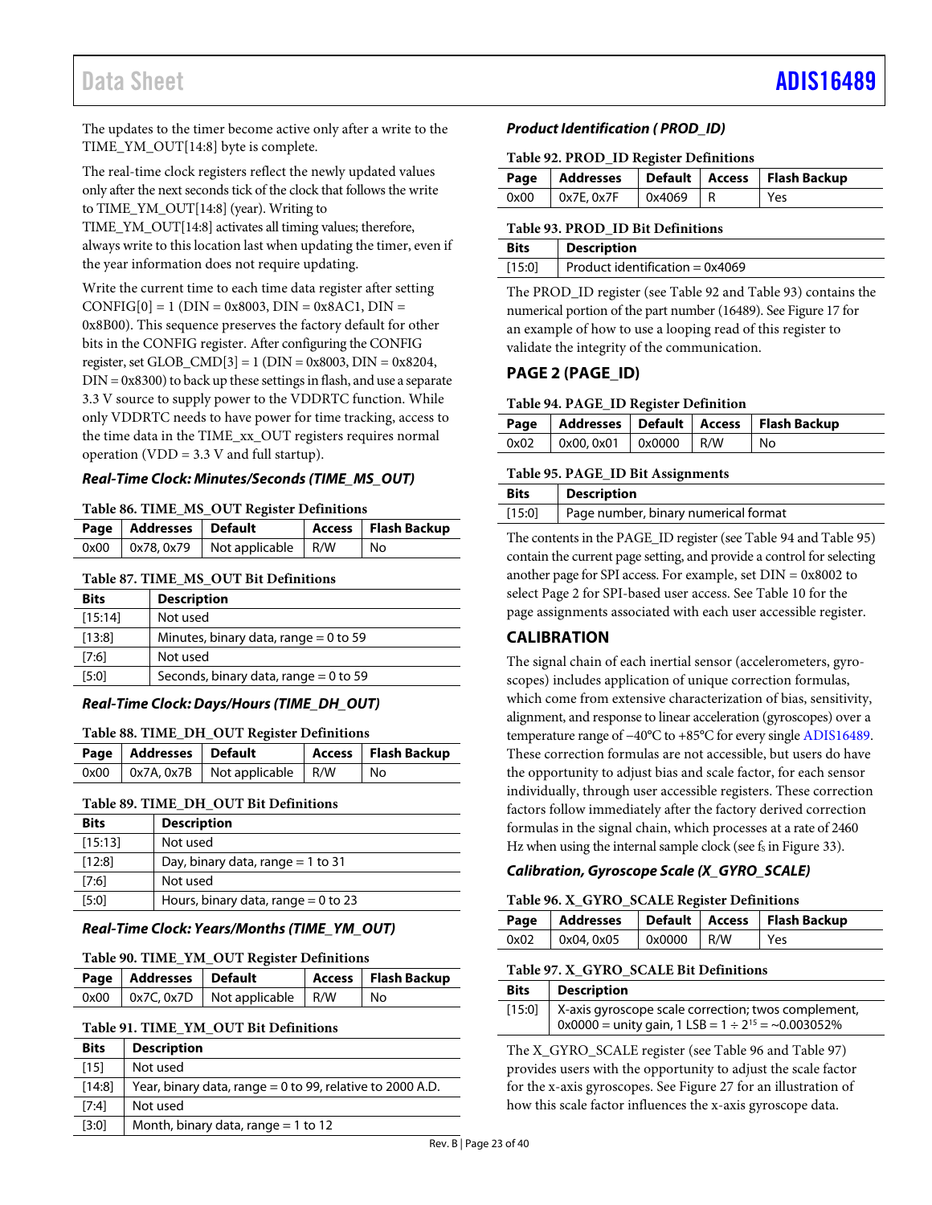The updates to the timer become active only after a write to the TIME_YM_OUT[14:8] byte is complete.

The real-time clock registers reflect the newly updated values only after the next seconds tick of the clock that follows the write to TIME_YM_OUT[14:8] (year). Writing to TIME_YM_OUT[14:8] activates all timing values; therefore, always write to this location last when updating the timer, even if the year information does not require updating.

Write the current time to each time data register after setting CONFIG[0] = 1 (DIN = 0x8003, DIN = 0x8AC1, DIN = 0x8B00). This sequence preserves the factory default for other bits in the CONFIG register. After configuring the CONFIG register, set GLOB_CMD[3] = 1 (DIN = 0x8003, DIN = 0x8204, DIN = 0x8300) to back up these settings in flash, and use a separate 3.3 V source to supply power to the VDDRTC function. While only VDDRTC needs to have power for time tracking, access to the time data in the TIME_xx_OUT registers requires normal operation (VDD = 3.3 V and full startup).

### Real-Time Clock: Minutes/Seconds (TIME_MS_OUT)

**Table 86. TIME_MS_OUT Register Definitions**

| Page | Addresses | Default | Access | Flash Backup |
|---|---|---|---|---|
| 0x00 | 0x78, 0x79 | Not applicable | R/W | No |

**Table 87. TIME_MS_OUT Bit Definitions**

| Bits | Description |
|---|---|
| [15:14] | Not used |
| [13:8] | Minutes, binary data, range = 0 to 59 |
| [7:6] | Not used |
| [5:0] | Seconds, binary data, range = 0 to 59 |

### Real-Time Clock: Days/Hours (TIME_DH_OUT)

**Table 88. TIME_DH_OUT Register Definitions**

| Page | Addresses | Default | Access | Flash Backup |
|---|---|---|---|---|
| 0x00 | 0x7A, 0x7B | Not applicable | R/W | No |

**Table 89. TIME_DH_OUT Bit Definitions**

| Bits | Description |
|---|---|
| [15:13] | Not used |
| [12:8] | Day, binary data, range = 1 to 31 |
| [7:6] | Not used |
| [5:0] | Hours, binary data, range = 0 to 23 |

### Real-Time Clock: Years/Months (TIME_YM_OUT)

**Table 90. TIME_YM_OUT Register Definitions**

| Page | Addresses | Default | Access | Flash Backup |
|---|---|---|---|---|
| 0x00 | 0x7C, 0x7D | Not applicable | R/W | No |

**Table 91. TIME_YM_OUT Bit Definitions**

| Bits | Description |
|---|---|
| [15] | Not used |
| [14:8] | Year, binary data, range = 0 to 99, relative to 2000 A.D. |
| [7:4] | Not used |
| [3:0] | Month, binary data, range = 1 to 12 |

### Product Identification (PROD_ID)

**Table 92. PROD_ID Register Definitions**

| Page | Addresses | Default | Access | Flash Backup |
|---|---|---|---|---|
| 0x00 | 0x7E, 0x7F | 0x4069 | R | Yes |

**Table 93. PROD_ID Bit Definitions**

| Bits | Description |
|---|---|
| [15:0] | Product identification = 0x4069 |

The PROD_ID register (see Table 92 and Table 93) contains the numerical portion of the part number (16489). See Figure 17 for an example of how to use a looping read of this register to validate the integrity of the communication.

## PAGE 2 (PAGE_ID)

**Table 94. PAGE_ID Register Definition**

| Page | Addresses | Default | Access | Flash Backup |
|---|---|---|---|---|
| 0x02 | 0x00, 0x01 | 0x0000 | R/W | No |

**Table 95. PAGE_ID Bit Assignments**

| Bits | Description |
|---|---|
| [15:0] | Page number, binary numerical format |

The contents in the PAGE_ID register (see Table 94 and Table 95) contain the current page setting, and provide a control for selecting another page for SPI access. For example, set DIN = 0x8002 to select Page 2 for SPI-based user access. See Table 10 for the page assignments associated with each user accessible register.

## CALIBRATION

The signal chain of each inertial sensor (accelerometers, gyroscopes) includes application of unique correction formulas, which come from extensive characterization of bias, sensitivity, alignment, and response to linear acceleration (gyroscopes) over a temperature range of −40°C to +85°C for every single ADIS16489. These correction formulas are not accessible, but users do have the opportunity to adjust bias and scale factor, for each sensor individually, through user accessible registers. These correction factors follow immediately after the factory derived correction formulas in the signal chain, which processes at a rate of 2460 Hz when using the internal sample clock (see $f_S$ in Figure 33).

### Calibration, Gyroscope Scale (X_GYRO_SCALE)

**Table 96. X_GYRO_SCALE Register Definitions**

| Page | Addresses | Default | Access | Flash Backup |
|---|---|---|---|---|
| 0x02 | 0x04, 0x05 | 0x0000 | R/W | Yes |

**Table 97. X_GYRO_SCALE Bit Definitions**

| Bits | Description |
|---|---|
| [15:0] | X-axis gyroscope scale correction; twos complement, 0x0000 = unity gain, 1 LSB = 1 ÷ $2^{15}$ = ~0.003052% |

The X_GYRO_SCALE register (see Table 96 and Table 97) provides users with the opportunity to adjust the scale factor for the x-axis gyroscopes. See Figure 27 for an illustration of how this scale factor influences the x-axis gyroscope data.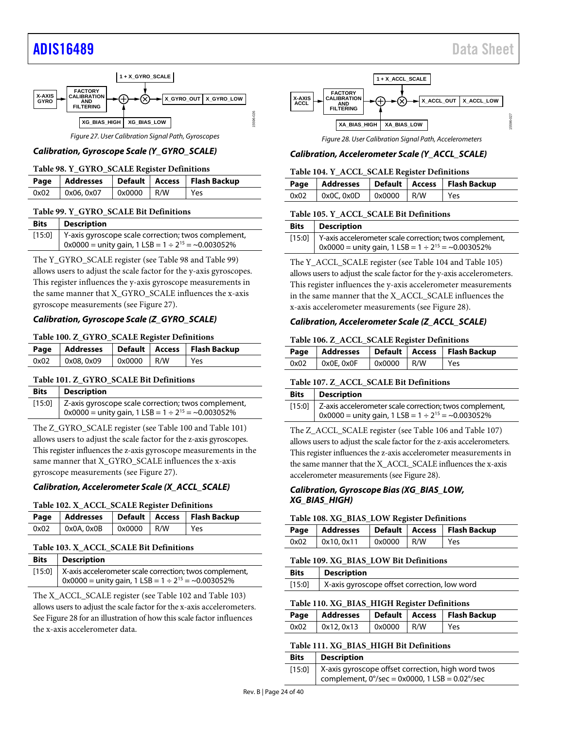Figure 27. User Calibration Signal Path, Gyroscopes

### Calibration, Gyroscope Scale (Y_GYRO_SCALE)

**Table 98. Y_GYRO_SCALE Register Definitions**

| Page | Addresses | Default | Access | Flash Backup |
|---|---|---|---|---|
| 0x02 | 0x06, 0x07 | 0x0000 | R/W | Yes |

**Table 99. Y_GYRO_SCALE Bit Definitions**

| Bits | Description |
|---|---|
| [15:0] | Y-axis gyroscope scale correction; twos complement, 0x0000 = unity gain, 1 LSB = $1 \div 2^{15}$ = ~0.003052% |

The Y_GYRO_SCALE register (see Table 98 and Table 99) allows users to adjust the scale factor for the y-axis gyroscopes. This register influences the y-axis gyroscope measurements in the same manner that X_GYRO_SCALE influences the x-axis gyroscope measurements (see Figure 27).

### Calibration, Gyroscope Scale (Z_GYRO_SCALE)

**Table 100. Z_GYRO_SCALE Register Definitions**

| Page | Addresses | Default | Access | Flash Backup |
|---|---|---|---|---|
| 0x02 | 0x08, 0x09 | 0x0000 | R/W | Yes |

**Table 101. Z_GYRO_SCALE Bit Definitions**

| Bits | Description |
|---|---|
| [15:0] | Z-axis gyroscope scale correction; twos complement, 0x0000 = unity gain, 1 LSB = $1 \div 2^{15}$ = ~0.003052% |

The Z_GYRO_SCALE register (see Table 100 and Table 101) allows users to adjust the scale factor for the z-axis gyroscopes. This register influences the z-axis gyroscope measurements in the same manner that X_GYRO_SCALE influences the x-axis gyroscope measurements (see Figure 27).

### Calibration, Accelerometer Scale (X_ACCL_SCALE)

**Table 102. X_ACCL_SCALE Register Definitions**

| Page | Addresses | Default | Access | Flash Backup |
|---|---|---|---|---|
| 0x02 | 0x0A, 0x0B | 0x0000 | R/W | Yes |

**Table 103. X_ACCL_SCALE Bit Definitions**

| Bits | Description |
|---|---|
| [15:0] | X-axis accelerometer scale correction; twos complement, 0x0000 = unity gain, 1 LSB = $1 \div 2^{15}$ = ~0.003052% |

The X_ACCL_SCALE register (see Table 102 and Table 103) allows users to adjust the scale factor for the x-axis accelerometers. See Figure 28 for an illustration of how this scale factor influences the x-axis accelerometer data.

Figure 28. User Calibration Signal Path, Accelerometers

### Calibration, Accelerometer Scale (Y_ACCL_SCALE)

**Table 104. Y_ACCL_SCALE Register Definitions**

| Page | Addresses | Default | Access | Flash Backup |
|---|---|---|---|---|
| 0x02 | 0x0C, 0x0D | 0x0000 | R/W | Yes |

**Table 105. Y_ACCL_SCALE Bit Definitions**

| Bits | Description |
|---|---|
| [15:0] | Y-axis accelerometer scale correction; twos complement, 0x0000 = unity gain, 1 LSB = $1 \div 2^{15}$ = ~0.003052% |

The Y_ACCL_SCALE register (see Table 104 and Table 105) allows users to adjust the scale factor for the y-axis accelerometers. This register influences the y-axis accelerometer measurements in the same manner that the X_ACCL_SCALE influences the x-axis accelerometer measurements (see Figure 28).

### Calibration, Accelerometer Scale (Z_ACCL_SCALE)

**Table 106. Z_ACCL_SCALE Register Definitions**

| Page | Addresses | Default | Access | Flash Backup |
|---|---|---|---|---|
| 0x02 | 0x0E, 0x0F | 0x0000 | R/W | Yes |

**Table 107. Z_ACCL_SCALE Bit Definitions**

| Bits | Description |
|---|---|
| [15:0] | Z-axis accelerometer scale correction; twos complement, 0x0000 = unity gain, 1 LSB = $1 \div 2^{15}$ = ~0.003052% |

The Z_ACCL_SCALE register (see Table 106 and Table 107) allows users to adjust the scale factor for the z-axis accelerometers. This register influences the z-axis accelerometer measurements in the same manner that the X_ACCL_SCALE influences the x-axis accelerometer measurements (see Figure 28).

### Calibration, Gyroscope Bias (XG_BIAS_LOW, XG_BIAS_HIGH)

**Table 108. XG_BIAS_LOW Register Definitions**

| Page | Addresses | Default | Access | Flash Backup |
|---|---|---|---|---|
| 0x02 | 0x10, 0x11 | 0x0000 | R/W | Yes |

**Table 109. XG_BIAS_LOW Bit Definitions**

| Bits | Description |
|---|---|
| [15:0] | X-axis gyroscope offset correction, low word |

**Table 110. XG_BIAS_HIGH Register Definitions**

| Page | Addresses | Default | Access | Flash Backup |
|---|---|---|---|---|
| 0x02 | 0x12, 0x13 | 0x0000 | R/W | Yes |

**Table 111. XG_BIAS_HIGH Bit Definitions**

| Bits | Description |
|---|---|
| [15:0] | X-axis gyroscope offset correction, high word twos complement, 0°/sec = 0x0000, 1 LSB = 0.02°/sec |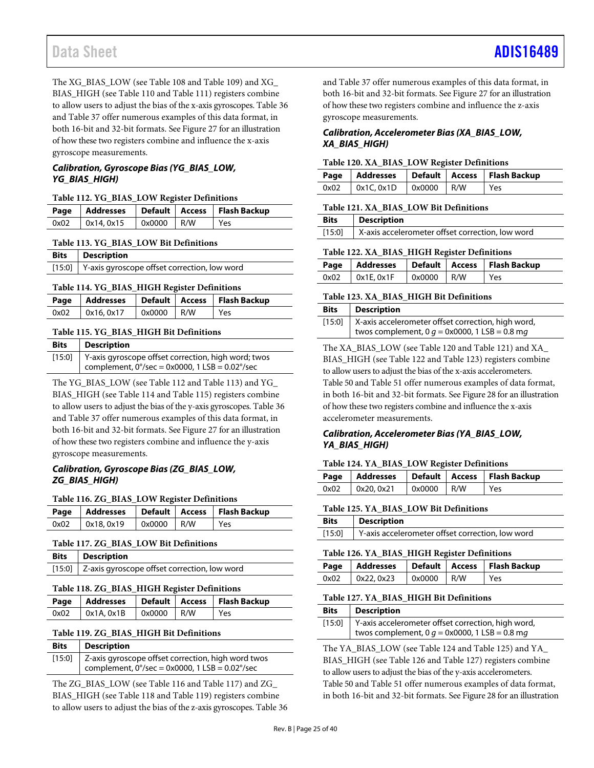The XG_BIAS_LOW (see Table 108 and Table 109) and XG_BIAS_HIGH (see Table 110 and Table 111) registers combine to allow users to adjust the bias of the x-axis gyroscopes. Table 36 and Table 37 offer numerous examples of this data format, in both 16-bit and 32-bit formats. See Figure 27 for an illustration of how these two registers combine and influence the x-axis gyroscope measurements.

### *Calibration, Gyroscope Bias (YG_BIAS_LOW, YG_BIAS_HIGH)*

**Table 112. YG_BIAS_LOW Register Definitions**

| Page | Addresses | Default | Access | Flash Backup |
|---|---|---|---|---|
| 0x02 | 0x14, 0x15 | 0x0000 | R/W | Yes |

**Table 113. YG_BIAS_LOW Bit Definitions**

| Bits | Description |
|---|---|
| [15:0] | Y-axis gyroscope offset correction, low word |

**Table 114. YG_BIAS_HIGH Register Definitions**

| Page | Addresses | Default | Access | Flash Backup |
|---|---|---|---|---|
| 0x02 | 0x16, 0x17 | 0x0000 | R/W | Yes |

**Table 115. YG_BIAS_HIGH Bit Definitions**

| Bits | Description |
|---|---|
| [15:0] | Y-axis gyroscope offset correction, high word; twos complement, 0°/sec = 0x0000, 1 LSB = 0.02°/sec |

The YG_BIAS_LOW (see Table 112 and Table 113) and YG_BIAS_HIGH (see Table 114 and Table 115) registers combine to allow users to adjust the bias of the y-axis gyroscopes. Table 36 and Table 37 offer numerous examples of this data format, in both 16-bit and 32-bit formats. See Figure 27 for an illustration of how these two registers combine and influence the y-axis gyroscope measurements.

### *Calibration, Gyroscope Bias (ZG_BIAS_LOW, ZG_BIAS_HIGH)*

**Table 116. ZG_BIAS_LOW Register Definitions**

| Page | Addresses | Default | Access | Flash Backup |
|---|---|---|---|---|
| 0x02 | 0x18, 0x19 | 0x0000 | R/W | Yes |

**Table 117. ZG_BIAS_LOW Bit Definitions**

| Bits | Description |
|---|---|
| [15:0] | Z-axis gyroscope offset correction, low word |

**Table 118. ZG_BIAS_HIGH Register Definitions**

| Page | Addresses | Default | Access | Flash Backup |
|---|---|---|---|---|
| 0x02 | 0x1A, 0x1B | 0x0000 | R/W | Yes |

**Table 119. ZG_BIAS_HIGH Bit Definitions**

| Bits | Description |
|---|---|
| [15:0] | Z-axis gyroscope offset correction, high word twos complement, 0°/sec = 0x0000, 1 LSB = 0.02°/sec |

The ZG_BIAS_LOW (see Table 116 and Table 117) and ZG_BIAS_HIGH (see Table 118 and Table 119) registers combine to allow users to adjust the bias of the z-axis gyroscopes. Table 36 and Table 37 offer numerous examples of this data format, in both 16-bit and 32-bit formats. See Figure 27 for an illustration of how these two registers combine and influence the z-axis gyroscope measurements.

### *Calibration, Accelerometer Bias (XA_BIAS_LOW, XA_BIAS_HIGH)*

**Table 120. XA_BIAS_LOW Register Definitions**

| Page | Addresses | Default | Access | Flash Backup |
|---|---|---|---|---|
| 0x02 | 0x1C, 0x1D | 0x0000 | R/W | Yes |

**Table 121. XA_BIAS_LOW Bit Definitions**

| Bits | Description |
|---|---|
| [15:0] | X-axis accelerometer offset correction, low word |

**Table 122. XA_BIAS_HIGH Register Definitions**

| Page | Addresses | Default | Access | Flash Backup |
|---|---|---|---|---|
| 0x02 | 0x1E, 0x1F | 0x0000 | R/W | Yes |

**Table 123. XA_BIAS_HIGH Bit Definitions**

| Bits | Description |
|---|---|
| [15:0] | X-axis accelerometer offset correction, high word, twos complement, 0 *g* = 0x0000, 1 LSB = 0.8 m*g* |

The XA_BIAS_LOW (see Table 120 and Table 121) and XA_BIAS_HIGH (see Table 122 and Table 123) registers combine to allow users to adjust the bias of the x-axis accelerometers. Table 50 and Table 51 offer numerous examples of data format, in both 16-bit and 32-bit formats. See Figure 28 for an illustration of how these two registers combine and influence the x-axis accelerometer measurements.

### *Calibration, Accelerometer Bias (YA_BIAS_LOW, YA_BIAS_HIGH)*

**Table 124. YA_BIAS_LOW Register Definitions**

| Page | Addresses | Default | Access | Flash Backup |
|---|---|---|---|---|
| 0x02 | 0x20, 0x21 | 0x0000 | R/W | Yes |

**Table 125. YA_BIAS_LOW Bit Definitions**

| Bits | Description |
|---|---|
| [15:0] | Y-axis accelerometer offset correction, low word |

**Table 126. YA_BIAS_HIGH Register Definitions**

| Page | Addresses | Default | Access | Flash Backup |
|---|---|---|---|---|
| 0x02 | 0x22, 0x23 | 0x0000 | R/W | Yes |

**Table 127. YA_BIAS_HIGH Bit Definitions**

| Bits | Description |
|---|---|
| [15:0] | Y-axis accelerometer offset correction, high word, twos complement, 0 *g* = 0x0000, 1 LSB = 0.8 m*g* |

The YA_BIAS_LOW (see Table 124 and Table 125) and YA_BIAS_HIGH (see Table 126 and Table 127) registers combine to allow users to adjust the bias of the y-axis accelerometers. Table 50 and Table 51 offer numerous examples of data format, in both 16-bit and 32-bit formats. See Figure 28 for an illustration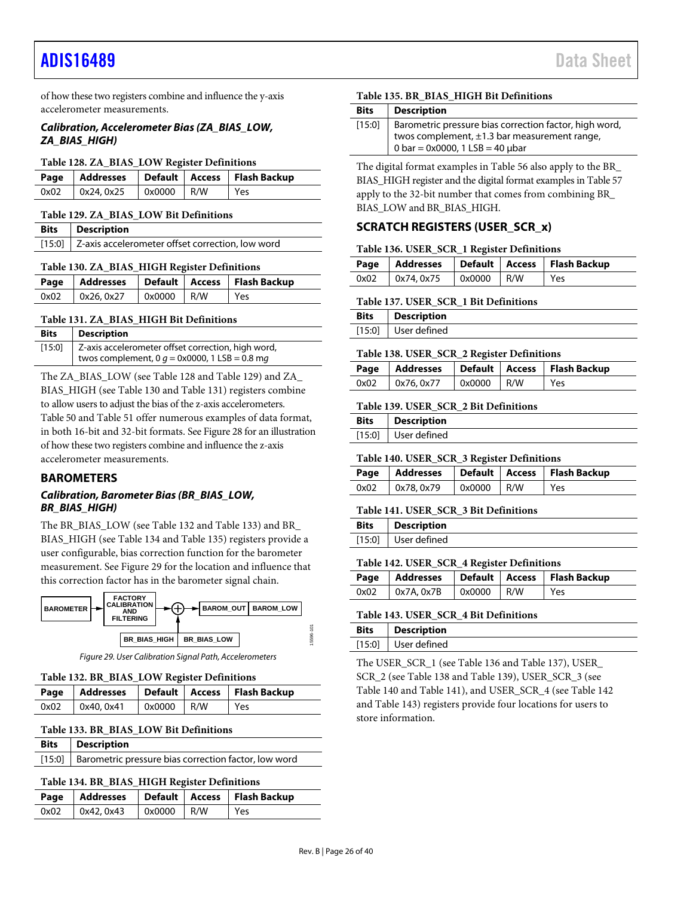of how these two registers combine and influence the y-axis accelerometer measurements.

### Calibration, Accelerometer Bias (ZA_BIAS_LOW, ZA_BIAS_HIGH)

**Table 128. ZA_BIAS_LOW Register Definitions**

| Page | Addresses | Default | Access | Flash Backup |
|---|---|---|---|---|
| 0x02 | 0x24, 0x25 | 0x0000 | R/W | Yes |

**Table 129. ZA_BIAS_LOW Bit Definitions**

| Bits | Description |
|---|---|
| [15:0] | Z-axis accelerometer offset correction, low word |

**Table 130. ZA_BIAS_HIGH Register Definitions**

| Page | Addresses | Default | Access | Flash Backup |
|---|---|---|---|---|
| 0x02 | 0x26, 0x27 | 0x0000 | R/W | Yes |

**Table 131. ZA_BIAS_HIGH Bit Definitions**

| Bits | Description |
|---|---|
| [15:0] | Z-axis accelerometer offset correction, high word, twos complement, 0 *g* = 0x0000, 1 LSB = 0.8 m*g* |

The ZA_BIAS_LOW (see Table 128 and Table 129) and ZA_BIAS_HIGH (see Table 130 and Table 131) registers combine to allow users to adjust the bias of the z-axis accelerometers. Table 50 and Table 51 offer numerous examples of data format, in both 16-bit and 32-bit formats. See Figure 28 for an illustration of how these two registers combine and influence the z-axis accelerometer measurements.

## BAROMETERS

### Calibration, Barometer Bias (BR_BIAS_LOW, BR_BIAS_HIGH)

The BR_BIAS_LOW (see Table 132 and Table 133) and BR_BIAS_HIGH (see Table 134 and Table 135) registers provide a user configurable, bias correction function for the barometer measurement. See Figure 29 for the location and influence that this correction factor has in the barometer signal chain.

Figure 29. User Calibration Signal Path, Accelerometers

**Table 132. BR_BIAS_LOW Register Definitions**

| Page | Addresses | Default | Access | Flash Backup |
|---|---|---|---|---|
| 0x02 | 0x40, 0x41 | 0x0000 | R/W | Yes |

**Table 133. BR_BIAS_LOW Bit Definitions**

| Bits | Description |
|---|---|
| [15:0] | Barometric pressure bias correction factor, low word |

**Table 134. BR_BIAS_HIGH Register Definitions**

| Page | Addresses | Default | Access | Flash Backup |
|---|---|---|---|---|
| 0x02 | 0x42, 0x43 | 0x0000 | R/W | Yes |

**Table 135. BR_BIAS_HIGH Bit Definitions**

| Bits | Description |
|---|---|
| [15:0] | Barometric pressure bias correction factor, high word, twos complement, ±1.3 bar measurement range, 0 bar = 0x0000, 1 LSB = 40 μbar |

The digital format examples in Table 56 also apply to the BR_BIAS_HIGH register and the digital format examples in Table 57 apply to the 32-bit number that comes from combining BR_BIAS_LOW and BR_BIAS_HIGH.

## SCRATCH REGISTERS (USER_SCR_x)

**Table 136. USER_SCR_1 Register Definitions**

| Page | Addresses | Default | Access | Flash Backup |
|---|---|---|---|---|
| 0x02 | 0x74, 0x75 | 0x0000 | R/W | Yes |

**Table 137. USER_SCR_1 Bit Definitions**

| Bits | Description |
|---|---|
| [15:0] | User defined |

**Table 138. USER_SCR_2 Register Definitions**

| Page | Addresses | Default | Access | Flash Backup |
|---|---|---|---|---|
| 0x02 | 0x76, 0x77 | 0x0000 | R/W | Yes |

**Table 139. USER_SCR_2 Bit Definitions**

| Bits | Description |
|---|---|
| [15:0] | User defined |

**Table 140. USER_SCR_3 Register Definitions**

| Page | Addresses | Default | Access | Flash Backup |
|---|---|---|---|---|
| 0x02 | 0x78, 0x79 | 0x0000 | R/W | Yes |

**Table 141. USER_SCR_3 Bit Definitions**

| Bits | Description |
|---|---|
| [15:0] | User defined |

**Table 142. USER_SCR_4 Register Definitions**

| Page | Addresses | Default | Access | Flash Backup |
|---|---|---|---|---|
| 0x02 | 0x7A, 0x7B | 0x0000 | R/W | Yes |

**Table 143. USER_SCR_4 Bit Definitions**

| Bits | Description |
|---|---|
| [15:0] | User defined |

The USER_SCR_1 (see Table 136 and Table 137), USER_SCR_2 (see Table 138 and Table 139), USER_SCR_3 (see Table 140 and Table 141), and USER_SCR_4 (see Table 142 and Table 143) registers provide four locations for users to store information.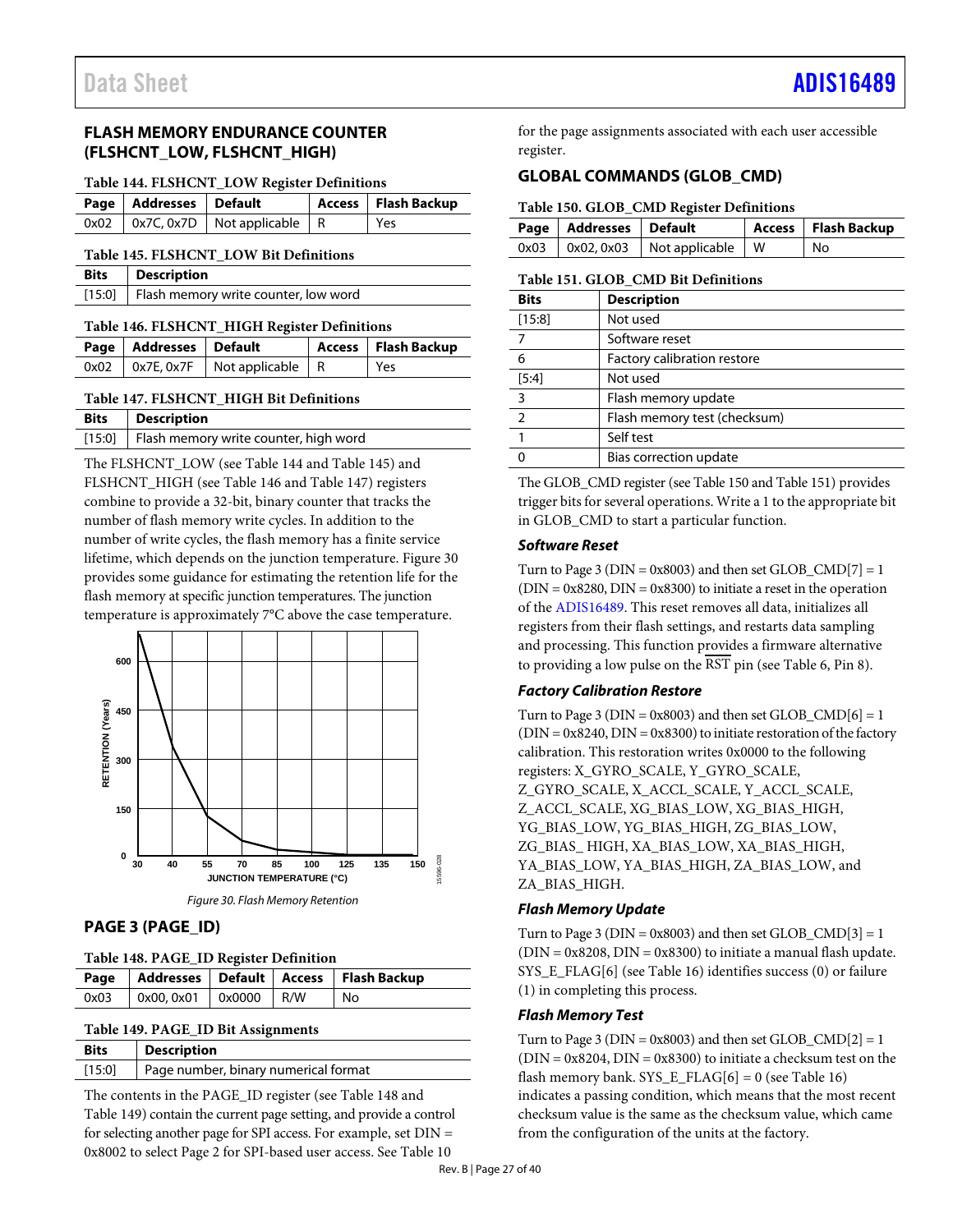## FLASH MEMORY ENDURANCE COUNTER (FLSHCNT_LOW, FLSHCNT_HIGH)

**Table 144. FLSHCNT_LOW Register Definitions**

| Page | Addresses | Default | Access | Flash Backup |
|---|---|---|---|---|
| 0x02 | 0x7C, 0x7D | Not applicable | R | Yes |

**Table 145. FLSHCNT_LOW Bit Definitions**

| Bits | Description |
|---|---|
| [15:0] | Flash memory write counter, low word |

**Table 146. FLSHCNT_HIGH Register Definitions**

| Page | Addresses | Default | Access | Flash Backup |
|---|---|---|---|---|
| 0x02 | 0x7E, 0x7F | Not applicable | R | Yes |

**Table 147. FLSHCNT_HIGH Bit Definitions**

| Bits | Description |
|---|---|
| [15:0] | Flash memory write counter, high word |

The FLSHCNT_LOW (see Table 144 and Table 145) and FLSHCNT_HIGH (see Table 146 and Table 147) registers combine to provide a 32-bit, binary counter that tracks the number of flash memory write cycles. In addition to the number of write cycles, the flash memory has a finite service lifetime, which depends on the junction temperature. Figure 30 provides some guidance for estimating the retention life for the flash memory at specific junction temperatures. The junction temperature is approximately 7°C above the case temperature.

Figure 30. Flash Memory Retention

## PAGE 3 (PAGE_ID)

**Table 148. PAGE_ID Register Definition**

| Page | Addresses | Default | Access | Flash Backup |
|---|---|---|---|---|
| 0x03 | 0x00, 0x01 | 0x0000 | R/W | No |

**Table 149. PAGE_ID Bit Assignments**

| Bits | Description |
|---|---|
| [15:0] | Page number, binary numerical format |

The contents in the PAGE_ID register (see Table 148 and Table 149) contain the current page setting, and provide a control for selecting another page for SPI access. For example, set DIN = 0x8002 to select Page 2 for SPI-based user access. See Table 10 for the page assignments associated with each user accessible register.

## GLOBAL COMMANDS (GLOB_CMD)

**Table 150. GLOB_CMD Register Definitions**

| Page | Addresses | Default | Access | Flash Backup |
|---|---|---|---|---|
| 0x03 | 0x02, 0x03 | Not applicable | W | No |

**Table 151. GLOB_CMD Bit Definitions**

| Bits | Description |
|---|---|
| [15:8] | Not used |
| 7 | Software reset |
| 6 | Factory calibration restore |
| [5:4] | Not used |
| 3 | Flash memory update |
| 2 | Flash memory test (checksum) |
| 1 | Self test |
| 0 | Bias correction update |

The GLOB_CMD register (see Table 150 and Table 151) provides trigger bits for several operations. Write a 1 to the appropriate bit in GLOB_CMD to start a particular function.

### *Software Reset*

Turn to Page 3 (DIN = 0x8003) and then set GLOB_CMD[7] = 1 (DIN = 0x8280, DIN = 0x8300) to initiate a reset in the operation of the ADIS16489. This reset removes all data, initializes all registers from their flash settings, and restarts data sampling and processing. This function provides a firmware alternative to providing a low pulse on the $\overline{\text{RST}}$ pin (see Table 6, Pin 8).

### *Factory Calibration Restore*

Turn to Page 3 (DIN = 0x8003) and then set GLOB_CMD[6] = 1 (DIN = 0x8240, DIN = 0x8300) to initiate restoration of the factory calibration. This restoration writes 0x0000 to the following registers: X_GYRO_SCALE, Y_GYRO_SCALE, Z_GYRO_SCALE, X_ACCL_SCALE, Y_ACCL_SCALE, Z_ACCL_SCALE, XG_BIAS_LOW, XG_BIAS_HIGH, YG_BIAS_LOW, YG_BIAS_HIGH, ZG_BIAS_LOW, ZG_BIAS_ HIGH, XA_BIAS_LOW, XA_BIAS_HIGH, YA_BIAS_LOW, YA_BIAS_HIGH, ZA_BIAS_LOW, and ZA_BIAS_HIGH.

### *Flash Memory Update*

Turn to Page 3 (DIN = 0x8003) and then set GLOB_CMD[3] = 1 (DIN = 0x8208, DIN = 0x8300) to initiate a manual flash update. SYS_E_FLAG[6] (see Table 16) identifies success (0) or failure (1) in completing this process.

### *Flash Memory Test*

Turn to Page 3 (DIN = 0x8003) and then set GLOB_CMD[2] = 1 (DIN = 0x8204, DIN = 0x8300) to initiate a checksum test on the flash memory bank. SYS_E_FLAG[6] = 0 (see Table 16) indicates a passing condition, which means that the most recent checksum value is the same as the checksum value, which came from the configuration of the units at the factory.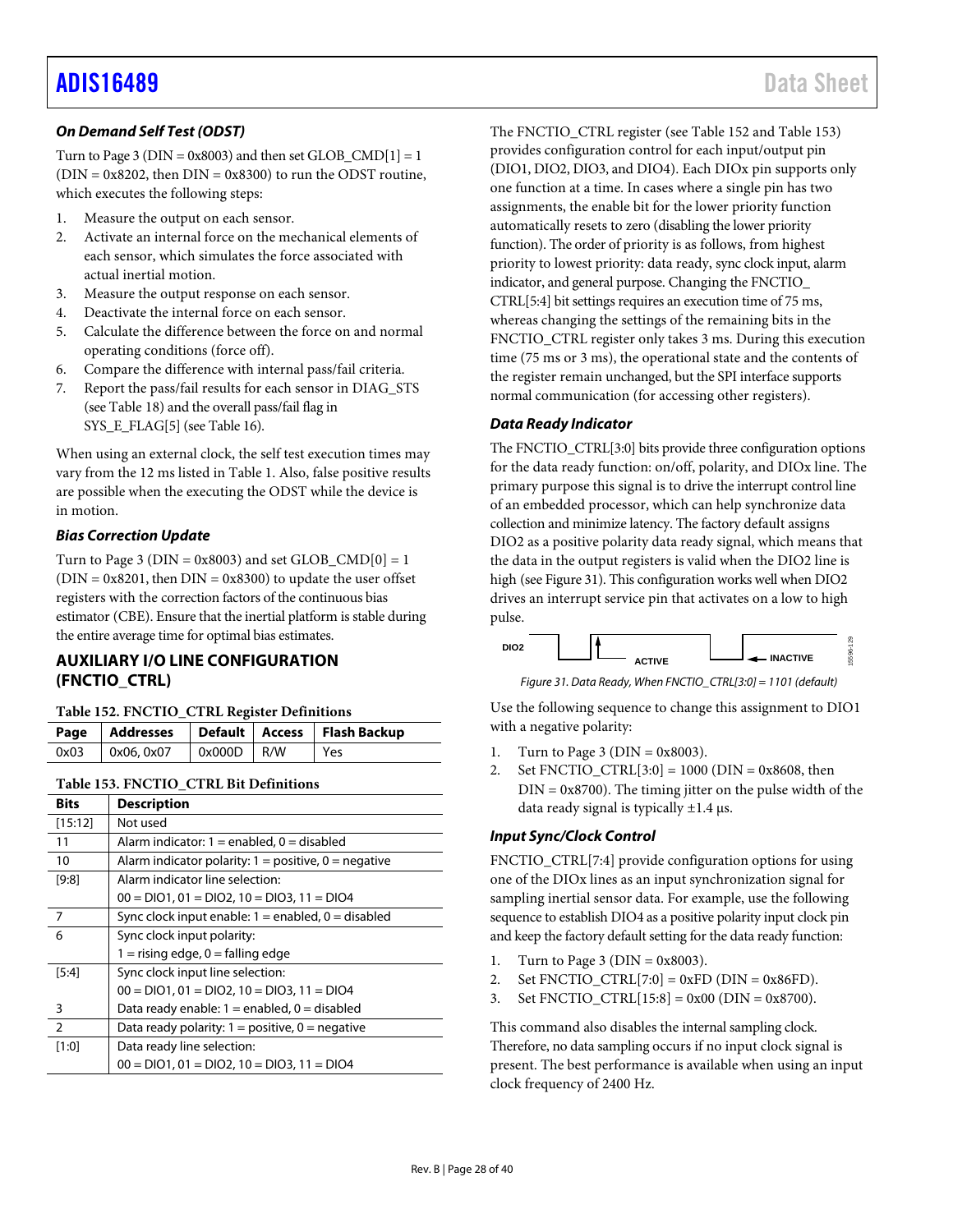### On Demand Self Test (ODST)

Turn to Page 3 (DIN = 0x8003) and then set GLOB_CMD[1] = 1 (DIN = 0x8202, then DIN = 0x8300) to run the ODST routine, which executes the following steps:

1. Measure the output on each sensor.
2. Activate an internal force on the mechanical elements of each sensor, which simulates the force associated with actual inertial motion.
3. Measure the output response on each sensor.
4. Deactivate the internal force on each sensor.
5. Calculate the difference between the force on and normal operating conditions (force off).
6. Compare the difference with internal pass/fail criteria.
7. Report the pass/fail results for each sensor in DIAG_STS (see Table 18) and the overall pass/fail flag in SYS_E_FLAG[5] (see Table 16).

When using an external clock, the self test execution times may vary from the 12 ms listed in Table 1. Also, false positive results are possible when the executing the ODST while the device is in motion.

### Bias Correction Update

Turn to Page 3 (DIN = 0x8003) and set GLOB_CMD[0] = 1 (DIN = 0x8201, then DIN = 0x8300) to update the user offset registers with the correction factors of the continuous bias estimator (CBE). Ensure that the inertial platform is stable during the entire average time for optimal bias estimates.

## AUXILIARY I/O LINE CONFIGURATION (FNCTIO_CTRL)

**Table 152. FNCTIO_CTRL Register Definitions**

| Page | Addresses | Default | Access | Flash Backup |
|---|---|---|---|---|
| 0x03 | 0x06, 0x07 | 0x000D | R/W | Yes |

**Table 153. FNCTIO_CTRL Bit Definitions**

| Bits | Description |
|---|---|
| [15:12] | Not used |
| 11 | Alarm indicator: 1 = enabled, 0 = disabled |
| 10 | Alarm indicator polarity: 1 = positive, 0 = negative |
| [9:8] | Alarm indicator line selection: 00 = DIO1, 01 = DIO2, 10 = DIO3, 11 = DIO4 |
| 7 | Sync clock input enable: 1 = enabled, 0 = disabled |
| 6 | Sync clock input polarity: 1 = rising edge, 0 = falling edge |
| [5:4] | Sync clock input line selection: 00 = DIO1, 01 = DIO2, 10 = DIO3, 11 = DIO4 |
| 3 | Data ready enable: 1 = enabled, 0 = disabled |
| 2 | Data ready polarity: 1 = positive, 0 = negative |
| [1:0] | Data ready line selection: 00 = DIO1, 01 = DIO2, 10 = DIO3, 11 = DIO4 |

The FNCTIO_CTRL register (see Table 152 and Table 153) provides configuration control for each input/output pin (DIO1, DIO2, DIO3, and DIO4). Each DIOx pin supports only one function at a time. In cases where a single pin has two assignments, the enable bit for the lower priority function automatically resets to zero (disabling the lower priority function). The order of priority is as follows, from highest priority to lowest priority: data ready, sync clock input, alarm indicator, and general purpose. Changing the FNCTIO_CTRL[5:4] bit settings requires an execution time of 75 ms, whereas changing the settings of the remaining bits in the FNCTIO_CTRL register only takes 3 ms. During this execution time (75 ms or 3 ms), the operational state and the contents of the register remain unchanged, but the SPI interface supports normal communication (for accessing other registers).

### Data Ready Indicator

The FNCTIO_CTRL[3:0] bits provide three configuration options for the data ready function: on/off, polarity, and DIOx line. The primary purpose this signal is to drive the interrupt control line of an embedded processor, which can help synchronize data collection and minimize latency. The factory default assigns DIO2 as a positive polarity data ready signal, which means that the data in the output registers is valid when the DIO2 line is high (see Figure 31). This configuration works well when DIO2 drives an interrupt service pin that activates on a low to high pulse.

DIO2 ACTIVE INACTIVE

*Figure 31. Data Ready, When FNCTIO_CTRL[3:0] = 1101 (default)*

Use the following sequence to change this assignment to DIO1 with a negative polarity:

1. Turn to Page 3 (DIN = 0x8003).
2. Set FNCTIO_CTRL[3:0] = 1000 (DIN = 0x8608, then DIN = 0x8700). The timing jitter on the pulse width of the data ready signal is typically ±1.4 µs.

### Input Sync/Clock Control

FNCTIO_CTRL[7:4] provide configuration options for using one of the DIOx lines as an input synchronization signal for sampling inertial sensor data. For example, use the following sequence to establish DIO4 as a positive polarity input clock pin and keep the factory default setting for the data ready function:

1. Turn to Page 3 (DIN = 0x8003).
2. Set FNCTIO_CTRL[7:0] = 0xFD (DIN = 0x86FD).
3. Set FNCTIO_CTRL[15:8] = 0x00 (DIN = 0x8700).

This command also disables the internal sampling clock. Therefore, no data sampling occurs if no input clock signal is present. The best performance is available when using an input clock frequency of 2400 Hz.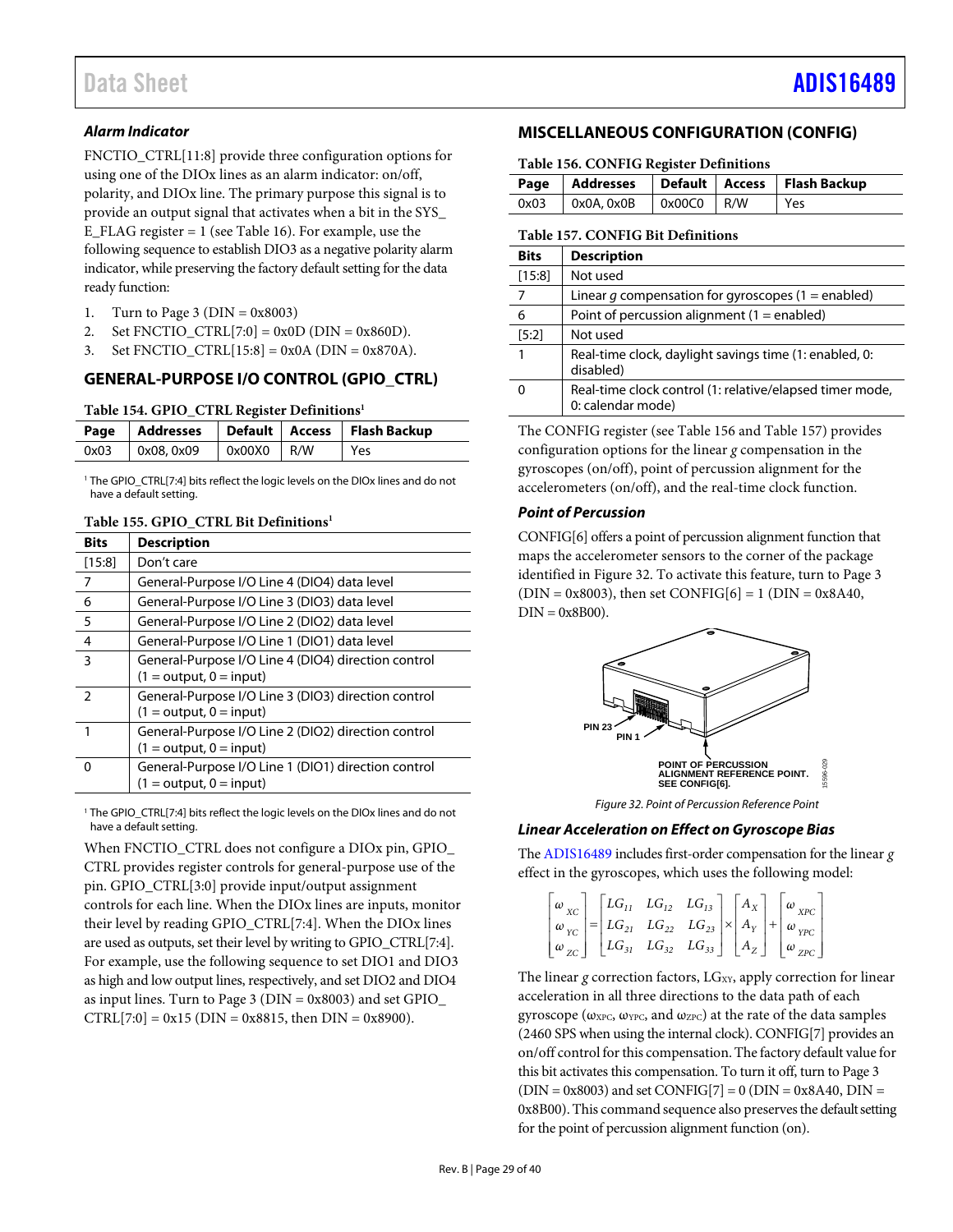### *Alarm Indicator*

FNCTIO_CTRL[11:8] provide three configuration options for using one of the DIOx lines as an alarm indicator: on/off, polarity, and DIOx line. The primary purpose this signal is to provide an output signal that activates when a bit in the SYS_E_FLAG register = 1 (see Table 16). For example, use the following sequence to establish DIO3 as a negative polarity alarm indicator, while preserving the factory default setting for the data ready function:

1. Turn to Page 3 (DIN = 0x8003)
2. Set FNCTIO_CTRL[7:0] = 0x0D (DIN = 0x860D).
3. Set FNCTIO_CTRL[15:8] = 0x0A (DIN = 0x870A).

## GENERAL-PURPOSE I/O CONTROL (GPIO_CTRL)

**Table 154. GPIO_CTRL Register Definitions[1]**

| Page | Addresses | Default | Access | Flash Backup |
|---|---|---|---|---|
| 0x03 | 0x08, 0x09 | 0x00X0 | R/W | Yes |

[1] The GPIO_CTRL[7:4] bits reflect the logic levels on the DIOx lines and do not have a default setting.

**Table 155. GPIO_CTRL Bit Definitions[1]**

| Bits | Description |
|---|---|
| [15:8] | Don't care |
| 7 | General-Purpose I/O Line 4 (DIO4) data level |
| 6 | General-Purpose I/O Line 3 (DIO3) data level |
| 5 | General-Purpose I/O Line 2 (DIO2) data level |
| 4 | General-Purpose I/O Line 1 (DIO1) data level |
| 3 | General-Purpose I/O Line 4 (DIO4) direction control (1 = output, 0 = input) |
| 2 | General-Purpose I/O Line 3 (DIO3) direction control (1 = output, 0 = input) |
| 1 | General-Purpose I/O Line 2 (DIO2) direction control (1 = output, 0 = input) |
| 0 | General-Purpose I/O Line 1 (DIO1) direction control (1 = output, 0 = input) |

[1] The GPIO_CTRL[7:4] bits reflect the logic levels on the DIOx lines and do not have a default setting.

When FNCTIO_CTRL does not configure a DIOx pin, GPIO_CTRL provides register controls for general-purpose use of the pin. GPIO_CTRL[3:0] provide input/output assignment controls for each line. When the DIOx lines are inputs, monitor their level by reading GPIO_CTRL[7:4]. When the DIOx lines are used as outputs, set their level by writing to GPIO_CTRL[7:4]. For example, use the following sequence to set DIO1 and DIO3 as high and low output lines, respectively, and set DIO2 and DIO4 as input lines. Turn to Page 3 (DIN = 0x8003) and set GPIO_CTRL[7:0] = 0x15 (DIN = 0x8815, then DIN = 0x8900).

## MISCELLANEOUS CONFIGURATION (CONFIG)

**Table 156. CONFIG Register Definitions**

| Page | Addresses | Default | Access | Flash Backup |
|---|---|---|---|---|
| 0x03 | 0x0A, 0x0B | 0x00C0 | R/W | Yes |

**Table 157. CONFIG Bit Definitions**

| Bits | Description |
|---|---|
| [15:8] | Not used |
| 7 | Linear *g* compensation for gyroscopes (1 = enabled) |
| 6 | Point of percussion alignment (1 = enabled) |
| [5:2] | Not used |
| 1 | Real-time clock, daylight savings time (1: enabled, 0: disabled) |
| 0 | Real-time clock control (1: relative/elapsed timer mode, 0: calendar mode) |

The CONFIG register (see Table 156 and Table 157) provides configuration options for the linear *g* compensation in the gyroscopes (on/off), point of percussion alignment for the accelerometers (on/off), and the real-time clock function.

### *Point of Percussion*

CONFIG[6] offers a point of percussion alignment function that maps the accelerometer sensors to the corner of the package identified in Figure 32. To activate this feature, turn to Page 3 (DIN = 0x8003), then set CONFIG[6] = 1 (DIN = 0x8A40, DIN = 0x8B00).

PIN 23
PIN 1
POINT OF PERCUSSION ALIGNMENT REFERENCE POINT. SEE CONFIG[6].

*Figure 32. Point of Percussion Reference Point*

### *Linear Acceleration on Effect on Gyroscope Bias*

The ADIS16489 includes first-order compensation for the linear *g* effect in the gyroscopes, which uses the following model:

$$\begin{bmatrix} \omega_{XC} \\ \omega_{YC} \\ \omega_{ZC} \end{bmatrix} = \begin{bmatrix} LG_{11} & LG_{12} & LG_{13} \\ LG_{21} & LG_{22} & LG_{23} \\ LG_{31} & LG_{32} & LG_{33} \end{bmatrix} \times \begin{bmatrix} A_X \\ A_Y \\ A_Z \end{bmatrix} + \begin{bmatrix} \omega_{XPC} \\ \omega_{YPC} \\ \omega_{ZPC} \end{bmatrix}$$

The linear *g* correction factors, $LG_{XY}$, apply correction for linear acceleration in all three directions to the data path of each gyroscope ($\omega_{XPC}$, $\omega_{YPC}$, and $\omega_{ZPC}$) at the rate of the data samples (2460 SPS when using the internal clock). CONFIG[7] provides an on/off control for this compensation. The factory default value for this bit activates this compensation. To turn it off, turn to Page 3 (DIN = 0x8003) and set CONFIG[7] = 0 (DIN = 0x8A40, DIN = 0x8B00). This command sequence also preserves the default setting for the point of percussion alignment function (on).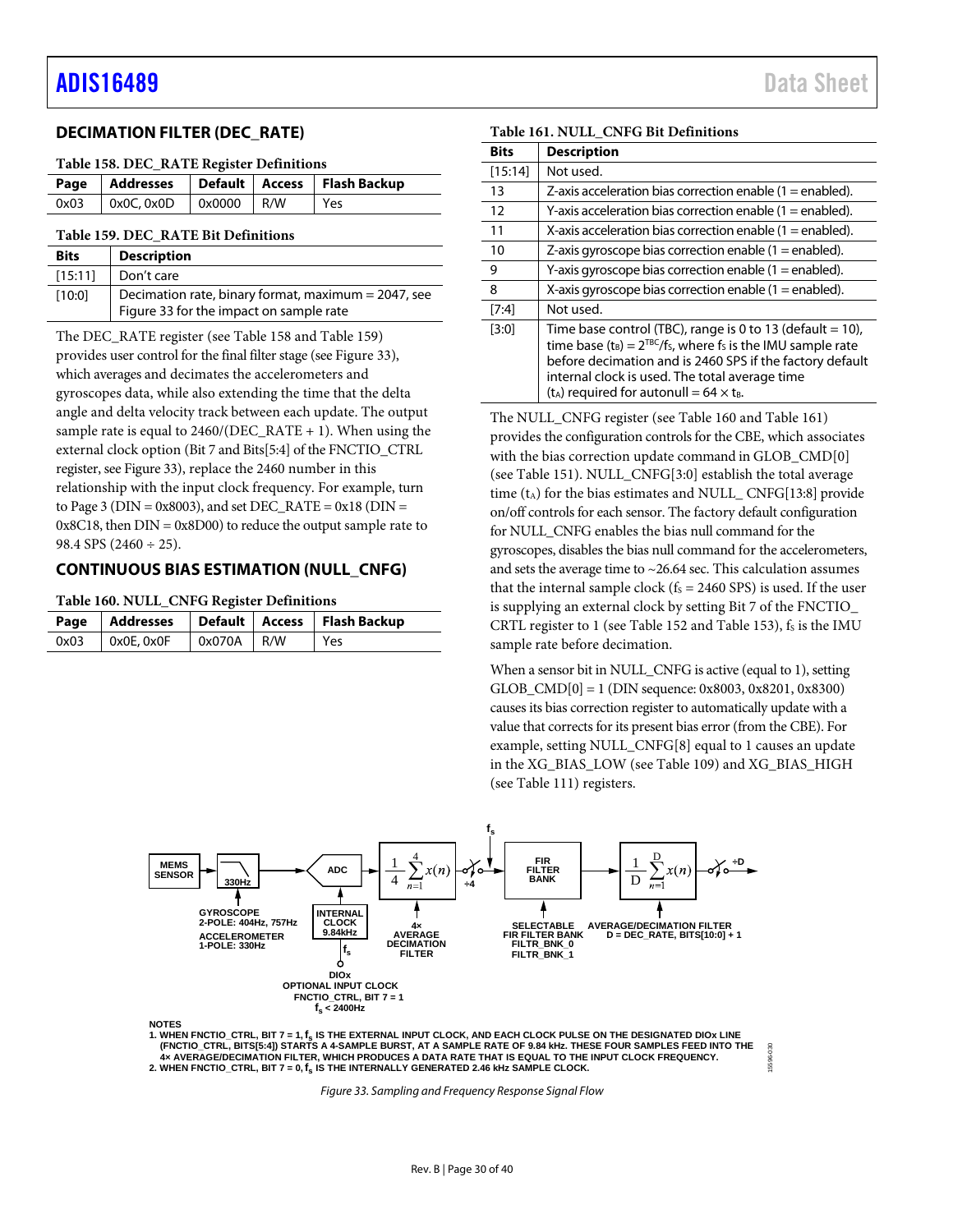## DECIMATION FILTER (DEC_RATE)

Table 158. DEC_RATE Register Definitions

| Page | Addresses | Default | Access | Flash Backup |
|---|---|---|---|---|
| 0x03 | 0x0C, 0x0D | 0x0000 | R/W | Yes |

Table 159. DEC_RATE Bit Definitions

| Bits | Description |
|---|---|
| [15:11] | Don't care |
| [10:0] | Decimation rate, binary format, maximum = 2047, see Figure 33 for the impact on sample rate |

The DEC_RATE register (see Table 158 and Table 159) provides user control for the final filter stage (see Figure 33), which averages and decimates the accelerometers and gyroscopes data, while also extending the time that the delta angle and delta velocity track between each update. The output sample rate is equal to 2460/(DEC_RATE + 1). When using the external clock option (Bit 7 and Bits[5:4] of the FNCTIO_CTRL register, see Figure 33), replace the 2460 number in this relationship with the input clock frequency. For example, turn to Page 3 (DIN = 0x8003), and set DEC_RATE = 0x18 (DIN = 0x8C18, then DIN = 0x8D00) to reduce the output sample rate to 98.4 SPS (2460 ÷ 25).

## CONTINUOUS BIAS ESTIMATION (NULL_CNFG)

Table 160. NULL_CNFG Register Definitions

| Page | Addresses | Default | Access | Flash Backup |
|---|---|---|---|---|
| 0x03 | 0x0E, 0x0F | 0x070A | R/W | Yes |

Table 161. NULL_CNFG Bit Definitions

| Bits | Description |
|---|---|
| [15:14] | Not used. |
| 13 | Z-axis acceleration bias correction enable (1 = enabled). |
| 12 | Y-axis acceleration bias correction enable (1 = enabled). |
| 11 | X-axis acceleration bias correction enable (1 = enabled). |
| 10 | Z-axis gyroscope bias correction enable (1 = enabled). |
| 9 | Y-axis gyroscope bias correction enable (1 = enabled). |
| 8 | X-axis gyroscope bias correction enable (1 = enabled). |
| [7:4] | Not used. |
| [3:0] | Time base control (TBC), range is 0 to 13 (default = 10), time base ($t_B$) = $2^{TBC}/f_S$, where $f_S$ is the IMU sample rate before decimation and is 2460 SPS if the factory default internal clock is used. The total average time ($t_A$) required for autonull = 64 × $t_B$. |

The NULL_CNFG register (see Table 160 and Table 161) provides the configuration controls for the CBE, which associates with the bias correction update command in GLOB_CMD[0] (see Table 151). NULL_CNFG[3:0] establish the total average time ($t_A$) for the bias estimates and NULL_ CNFG[13:8] provide on/off controls for each sensor. The factory default configuration for NULL_CNFG enables the bias null command for the gyroscopes, disables the bias null command for the accelerometers, and sets the average time to ~26.64 sec. This calculation assumes that the internal sample clock ($f_S$ = 2460 SPS) is used. If the user is supplying an external clock by setting Bit 7 of the FNCTIO_ CRTL register to 1 (see Table 152 and Table 153), $f_S$ is the IMU sample rate before decimation.

When a sensor bit in NULL_CNFG is active (equal to 1), setting GLOB_CMD[0] = 1 (DIN sequence: 0x8003, 0x8201, 0x8300) causes its bias correction register to automatically update with a value that corrects for its present bias error (from the CBE). For example, setting NULL_CNFG[8] equal to 1 causes an update in the XG_BIAS_LOW (see Table 109) and XG_BIAS_HIGH (see Table 111) registers.

MEMS SENSOR → 330Hz → ADC → $\frac{1}{4}\sum_{n=1}^{4} x(n)$ → ÷4 → FIR FILTER BANK → $\frac{1}{D}\sum_{n=1}^{D} x(n)$ → ÷D

GYROSCOPE 2-POLE: 404Hz, 757Hz
ACCELEROMETER 1-POLE: 330Hz

INTERNAL CLOCK 9.84kHz; $f_S$; DIOx OPTIONAL INPUT CLOCK FNCTIO_CTRL, BIT 7 = 1 $f_S$ < 2400Hz

4× AVERAGE DECIMATION FILTER

SELECTABLE FIR FILTER BANK FILTR_BNK_0 FILTR_BNK_1

AVERAGE/DECIMATION FILTER D = DEC_RATE, BITS[10:0] + 1

NOTES
1. WHEN FNCTIO_CTRL, BIT 7 = 1, $f_S$ IS THE EXTERNAL INPUT CLOCK, AND EACH CLOCK PULSE ON THE DESIGNATED DIOx LINE (FNCTIO_CTRL, BITS[5:4]) STARTS A 4-SAMPLE BURST, AT A SAMPLE RATE OF 9.84 kHz. THESE FOUR SAMPLES FEED INTO THE 4× AVERAGE/DECIMATION FILTER, WHICH PRODUCES A DATA RATE THAT IS EQUAL TO THE INPUT CLOCK FREQUENCY.
2. WHEN FNCTIO_CTRL, BIT 7 = 0, $f_S$ IS THE INTERNALLY GENERATED 2.46 kHz SAMPLE CLOCK.

Figure 33. Sampling and Frequency Response Signal Flow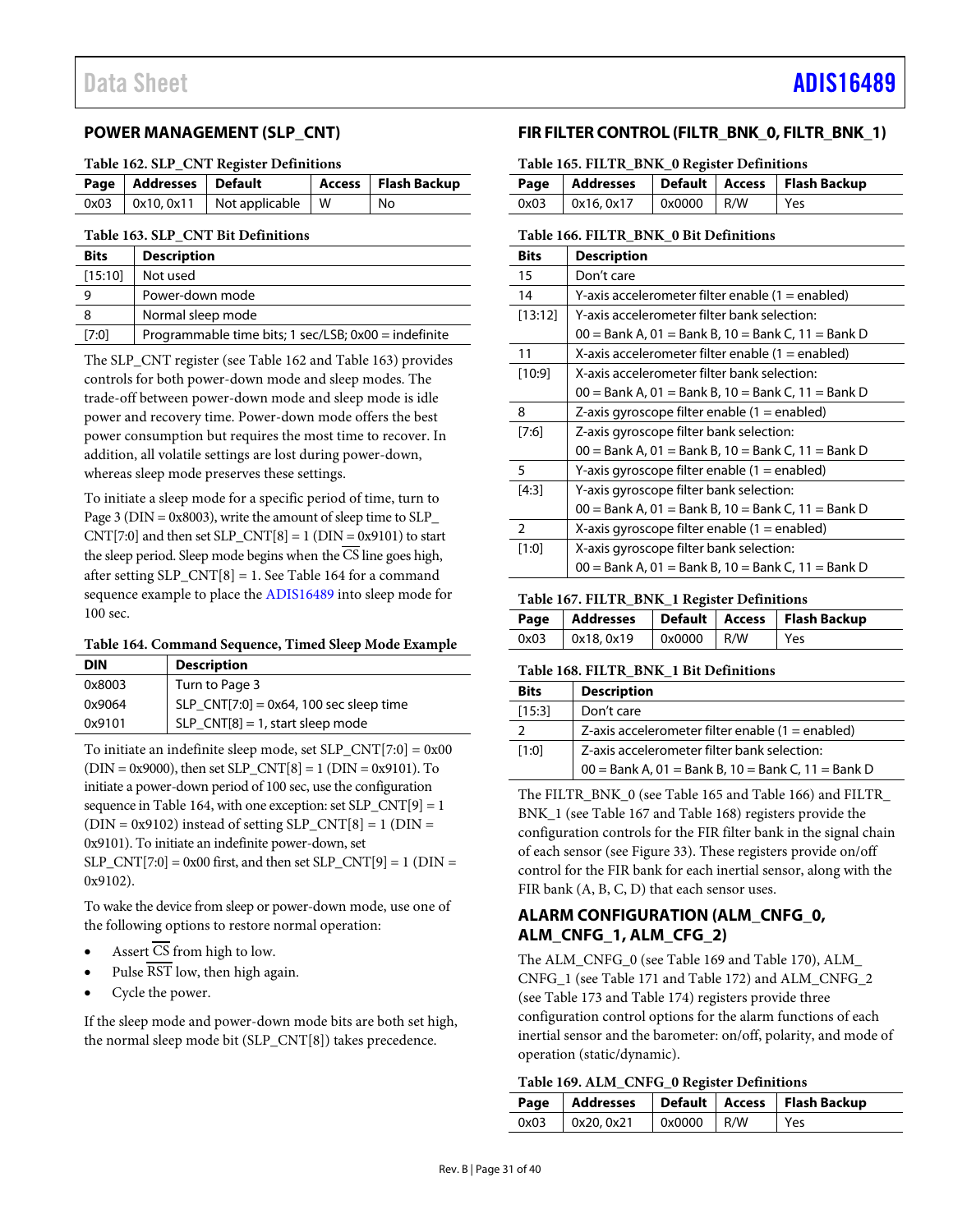## POWER MANAGEMENT (SLP_CNT)

**Table 162. SLP_CNT Register Definitions**

| Page | Addresses | Default | Access | Flash Backup |
|---|---|---|---|---|
| 0x03 | 0x10, 0x11 | Not applicable | W | No |

**Table 163. SLP_CNT Bit Definitions**

| Bits | Description |
|---|---|
| [15:10] | Not used |
| 9 | Power-down mode |
| 8 | Normal sleep mode |
| [7:0] | Programmable time bits; 1 sec/LSB; 0x00 = indefinite |

The SLP_CNT register (see Table 162 and Table 163) provides controls for both power-down mode and sleep modes. The trade-off between power-down mode and sleep mode is idle power and recovery time. Power-down mode offers the best power consumption but requires the most time to recover. In addition, all volatile settings are lost during power-down, whereas sleep mode preserves these settings.

To initiate a sleep mode for a specific period of time, turn to Page 3 (DIN = 0x8003), write the amount of sleep time to SLP_CNT[7:0] and then set SLP_CNT[8] = 1 (DIN = 0x9101) to start the sleep period. Sleep mode begins when the $\overline{CS}$ line goes high, after setting SLP_CNT[8] = 1. See Table 164 for a command sequence example to place the ADIS16489 into sleep mode for 100 sec.

**Table 164. Command Sequence, Timed Sleep Mode Example**

| DIN | Description |
|---|---|
| 0x8003 | Turn to Page 3 |
| 0x9064 | SLP_CNT[7:0] = 0x64, 100 sec sleep time |
| 0x9101 | SLP_CNT[8] = 1, start sleep mode |

To initiate an indefinite sleep mode, set SLP_CNT[7:0] = 0x00 (DIN = 0x9000), then set SLP_CNT[8] = 1 (DIN = 0x9101). To initiate a power-down period of 100 sec, use the configuration sequence in Table 164, with one exception: set SLP_CNT[9] = 1 (DIN = 0x9102) instead of setting SLP_CNT[8] = 1 (DIN = 0x9101). To initiate an indefinite power-down, set SLP_CNT[7:0] = 0x00 first, and then set SLP_CNT[9] = 1 (DIN = 0x9102).

To wake the device from sleep or power-down mode, use one of the following options to restore normal operation:

- Assert $\overline{CS}$ from high to low.
- Pulse $\overline{RST}$ low, then high again.
- Cycle the power.

If the sleep mode and power-down mode bits are both set high, the normal sleep mode bit (SLP_CNT[8]) takes precedence.

## FIR FILTER CONTROL (FILTR_BNK_0, FILTR_BNK_1)

**Table 165. FILTR_BNK_0 Register Definitions**

| Page | Addresses | Default | Access | Flash Backup |
|---|---|---|---|---|
| 0x03 | 0x16, 0x17 | 0x0000 | R/W | Yes |

**Table 166. FILTR_BNK_0 Bit Definitions**

| Bits | Description |
|---|---|
| 15 | Don't care |
| 14 | Y-axis accelerometer filter enable (1 = enabled) |
| [13:12] | Y-axis accelerometer filter bank selection: 00 = Bank A, 01 = Bank B, 10 = Bank C, 11 = Bank D |
| 11 | X-axis accelerometer filter enable (1 = enabled) |
| [10:9] | X-axis accelerometer filter bank selection: 00 = Bank A, 01 = Bank B, 10 = Bank C, 11 = Bank D |
| 8 | Z-axis gyroscope filter enable (1 = enabled) |
| [7:6] | Z-axis gyroscope filter bank selection: 00 = Bank A, 01 = Bank B, 10 = Bank C, 11 = Bank D |
| 5 | Y-axis gyroscope filter enable (1 = enabled) |
| [4:3] | Y-axis gyroscope filter bank selection: 00 = Bank A, 01 = Bank B, 10 = Bank C, 11 = Bank D |
| 2 | X-axis gyroscope filter enable (1 = enabled) |
| [1:0] | X-axis gyroscope filter bank selection: 00 = Bank A, 01 = Bank B, 10 = Bank C, 11 = Bank D |

**Table 167. FILTR_BNK_1 Register Definitions**

| Page | Addresses | Default | Access | Flash Backup |
|---|---|---|---|---|
| 0x03 | 0x18, 0x19 | 0x0000 | R/W | Yes |

**Table 168. FILTR_BNK_1 Bit Definitions**

| Bits | Description |
|---|---|
| [15:3] | Don't care |
| 2 | Z-axis accelerometer filter enable (1 = enabled) |
| [1:0] | Z-axis accelerometer filter bank selection: 00 = Bank A, 01 = Bank B, 10 = Bank C, 11 = Bank D |

The FILTR_BNK_0 (see Table 165 and Table 166) and FILTR_BNK_1 (see Table 167 and Table 168) registers provide the configuration controls for the FIR filter bank in the signal chain of each sensor (see Figure 33). These registers provide on/off control for the FIR bank for each inertial sensor, along with the FIR bank (A, B, C, D) that each sensor uses.

## ALARM CONFIGURATION (ALM_CNFG_0, ALM_CNFG_1, ALM_CFG_2)

The ALM_CNFG_0 (see Table 169 and Table 170), ALM_CNFG_1 (see Table 171 and Table 172) and ALM_CNFG_2 (see Table 173 and Table 174) registers provide three configuration control options for the alarm functions of each inertial sensor and the barometer: on/off, polarity, and mode of operation (static/dynamic).

**Table 169. ALM_CNFG_0 Register Definitions**

| Page | Addresses | Default | Access | Flash Backup |
|---|---|---|---|---|
| 0x03 | 0x20, 0x21 | 0x0000 | R/W | Yes |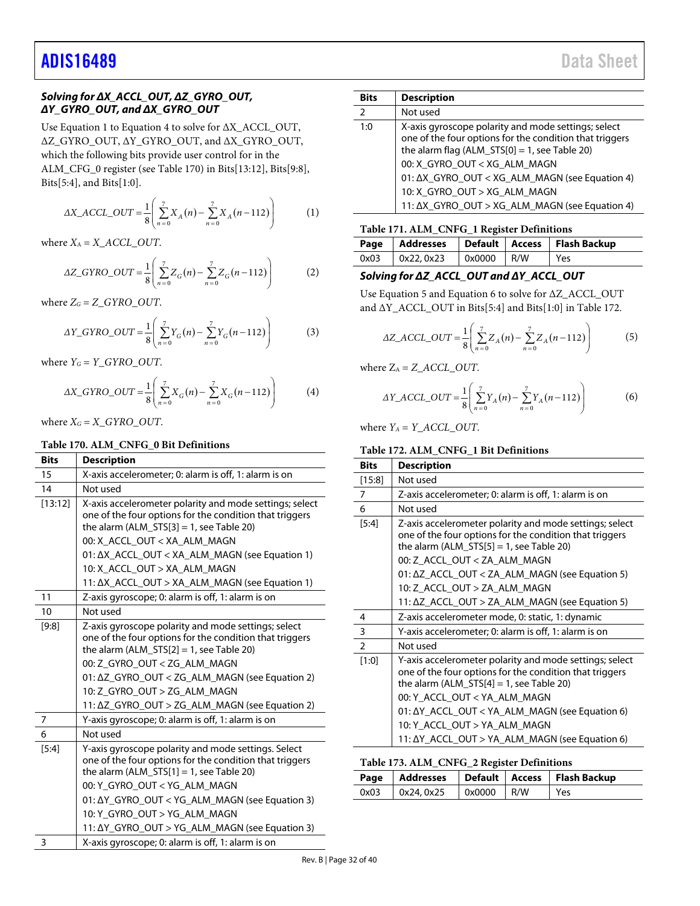### Solving for ΔX_ACCL_OUT, ΔZ_GYRO_OUT, ΔY_GYRO_OUT, and ΔX_GYRO_OUT

Use Equation 1 to Equation 4 to solve for ΔX_ACCL_OUT, ΔZ_GYRO_OUT, ΔY_GYRO_OUT, and ΔX_GYRO_OUT, which the following bits provide user control for in the ALM_CFG_0 register (see Table 170) in Bits[13:12], Bits[9:8], Bits[5:4], and Bits[1:0].

$$\Delta X\_ACCL\_OUT = \frac{1}{8}\left(\sum_{n=0}^{7} X_A(n) - \sum_{n=0}^{7} X_A(n-112)\right) \quad (1)$$

where $X_A = X\_ACCL\_OUT$.

$$\Delta Z\_GYRO\_OUT = \frac{1}{8}\left(\sum_{n=0}^{7} Z_G(n) - \sum_{n=0}^{7} Z_G(n-112)\right) \quad (2)$$

where $Z_G = Z\_GYRO\_OUT$.

$$\Delta Y\_GYRO\_OUT = \frac{1}{8}\left(\sum_{n=0}^{7} Y_G(n) - \sum_{n=0}^{7} Y_G(n-112)\right) \quad (3)$$

where $Y_G = Y\_GYRO\_OUT$.

$$\Delta X\_GYRO\_OUT = \frac{1}{8}\left(\sum_{n=0}^{7} X_G(n) - \sum_{n=0}^{7} X_G(n-112)\right) \quad (4)$$

where $X_G = X\_GYRO\_OUT$.

**Table 170. ALM_CNFG_0 Bit Definitions**

| Bits | Description |
|---|---|
| 15 | X-axis accelerometer; 0: alarm is off, 1: alarm is on |
| 14 | Not used |
| [13:12] | X-axis accelerometer polarity and mode settings; select one of the four options for the condition that triggers the alarm (ALM_STS[3] = 1, see Table 20)<br>00: X_ACCL_OUT < XA_ALM_MAGN<br>01: ΔX_ACCL_OUT < XA_ALM_MAGN (see Equation 1)<br>10: X_ACCL_OUT > XA_ALM_MAGN<br>11: ΔX_ACCL_OUT > XA_ALM_MAGN (see Equation 1) |
| 11 | Z-axis gyroscope; 0: alarm is off, 1: alarm is on |
| 10 | Not used |
| [9:8] | Z-axis gyroscope polarity and mode settings; select one of the four options for the condition that triggers the alarm (ALM_STS[2] = 1, see Table 20)<br>00: Z_GYRO_OUT < ZG_ALM_MAGN<br>01: ΔZ_GYRO_OUT < ZG_ALM_MAGN (see Equation 2)<br>10: Z_GYRO_OUT > ZG_ALM_MAGN<br>11: ΔZ_GYRO_OUT > ZG_ALM_MAGN (see Equation 2) |
| 7 | Y-axis gyroscope; 0: alarm is off, 1: alarm is on |
| 6 | Not used |
| [5:4] | Y-axis gyroscope polarity and mode settings. Select one of the four options for the condition that triggers the alarm (ALM_STS[1] = 1, see Table 20)<br>00: Y_GYRO_OUT < YG_ALM_MAGN<br>01: ΔY_GYRO_OUT < YG_ALM_MAGN (see Equation 3)<br>10: Y_GYRO_OUT > YG_ALM_MAGN<br>11: ΔY_GYRO_OUT > YG_ALM_MAGN (see Equation 3) |
| 3 | X-axis gyroscope; 0: alarm is off, 1: alarm is on |
| 2 | Not used |
| 1:0 | X-axis gyroscope polarity and mode settings; select one of the four options for the condition that triggers the alarm flag (ALM_STS[0] = 1, see Table 20)<br>00: X_GYRO_OUT < XG_ALM_MAGN<br>01: ΔX_GYRO_OUT < XG_ALM_MAGN (see Equation 4)<br>10: X_GYRO_OUT > XG_ALM_MAGN<br>11: ΔX_GYRO_OUT > XG_ALM_MAGN (see Equation 4) |

**Table 171. ALM_CNFG_1 Register Definitions**

| Page | Addresses | Default | Access | Flash Backup |
|---|---|---|---|---|
| 0x03 | 0x22, 0x23 | 0x0000 | R/W | Yes |

### Solving for ΔZ_ACCL_OUT and ΔY_ACCL_OUT

Use Equation 5 and Equation 6 to solve for ΔZ_ACCL_OUT and ΔY_ACCL_OUT in Bits[5:4] and Bits[1:0] in Table 172.

$$\Delta Z\_ACCL\_OUT = \frac{1}{8}\left(\sum_{n=0}^{7} Z_A(n) - \sum_{n=0}^{7} Z_A(n-112)\right) \quad (5)$$

where $Z_A = Z\_ACCL\_OUT$.

$$\Delta Y\_ACCL\_OUT = \frac{1}{8}\left(\sum_{n=0}^{7} Y_A(n) - \sum_{n=0}^{7} Y_A(n-112)\right) \quad (6)$$

where $Y_A = Y\_ACCL\_OUT$.

**Table 172. ALM_CNFG_1 Bit Definitions**

| Bits | Description |
|---|---|
| [15:8] | Not used |
| 7 | Z-axis accelerometer; 0: alarm is off, 1: alarm is on |
| 6 | Not used |
| [5:4] | Z-axis accelerometer polarity and mode settings; select one of the four options for the condition that triggers the alarm (ALM_STS[5] = 1, see Table 20)<br>00: Z_ACCL_OUT < ZA_ALM_MAGN<br>01: ΔZ_ACCL_OUT < ZA_ALM_MAGN (see Equation 5)<br>10: Z_ACCL_OUT > ZA_ALM_MAGN<br>11: ΔZ_ACCL_OUT > ZA_ALM_MAGN (see Equation 5) |
| 4 | Z-axis accelerometer mode, 0: static, 1: dynamic |
| 3 | Y-axis accelerometer; 0: alarm is off, 1: alarm is on |
| 2 | Not used |
| [1:0] | Y-axis accelerometer polarity and mode settings; select one of the four options for the condition that triggers the alarm (ALM_STS[4] = 1, see Table 20)<br>00: Y_ACCL_OUT < YA_ALM_MAGN<br>01: ΔY_ACCL_OUT < YA_ALM_MAGN (see Equation 6)<br>10: Y_ACCL_OUT > YA_ALM_MAGN<br>11: ΔY_ACCL_OUT > YA_ALM_MAGN (see Equation 6) |

**Table 173. ALM_CNFG_2 Register Definitions**

| Page | Addresses | Default | Access | Flash Backup |
|---|---|---|---|---|
| 0x03 | 0x24, 0x25 | 0x0000 | R/W | Yes |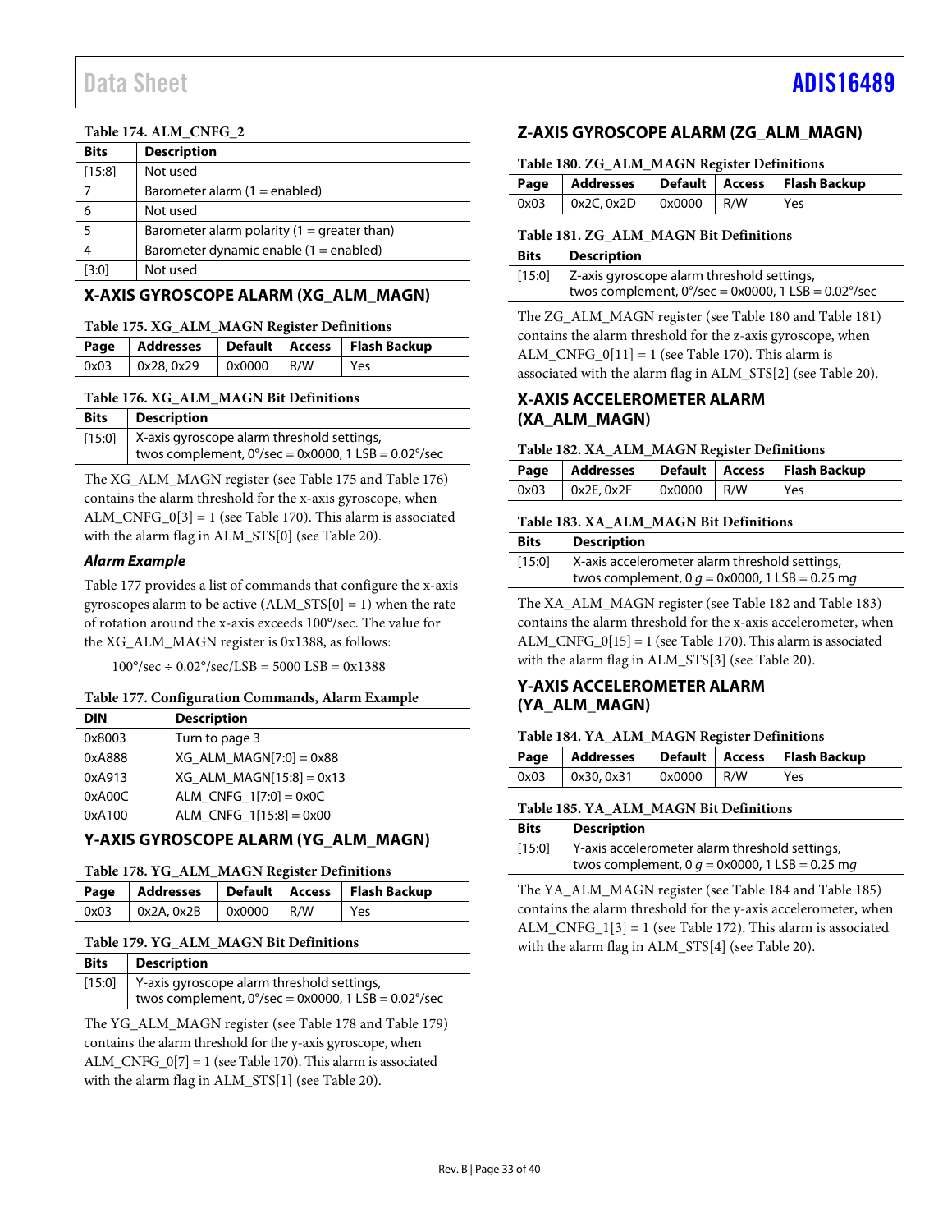**Table 174. ALM_CNFG_2**

| Bits | Description |
| --- | --- |
| [15:8] | Not used |
| 7 | Barometer alarm (1 = enabled) |
| 6 | Not used |
| 5 | Barometer alarm polarity (1 = greater than) |
| 4 | Barometer dynamic enable (1 = enabled) |
| [3:0] | Not used |

## X-AXIS GYROSCOPE ALARM (XG_ALM_MAGN)

**Table 175. XG_ALM_MAGN Register Definitions**

| Page | Addresses | Default | Access | Flash Backup |
| --- | --- | --- | --- | --- |
| 0x03 | 0x28, 0x29 | 0x0000 | R/W | Yes |

**Table 176. XG_ALM_MAGN Bit Definitions**

| Bits | Description |
| --- | --- |
| [15:0] | X-axis gyroscope alarm threshold settings, twos complement, 0°/sec = 0x0000, 1 LSB = 0.02°/sec |

The XG_ALM_MAGN register (see Table 175 and Table 176) contains the alarm threshold for the x-axis gyroscope, when ALM_CNFG_0[3] = 1 (see Table 170). This alarm is associated with the alarm flag in ALM_STS[0] (see Table 20).

### *Alarm Example*

Table 177 provides a list of commands that configure the x-axis gyroscopes alarm to be active (ALM_STS[0] = 1) when the rate of rotation around the x-axis exceeds 100°/sec. The value for the XG_ALM_MAGN register is 0x1388, as follows:

100°/sec ÷ 0.02°/sec/LSB = 5000 LSB = 0x1388

**Table 177. Configuration Commands, Alarm Example**

| DIN | Description |
| --- | --- |
| 0x8003 | Turn to page 3 |
| 0xA888 | XG_ALM_MAGN[7:0] = 0x88 |
| 0xA913 | XG_ALM_MAGN[15:8] = 0x13 |
| 0xA00C | ALM_CNFG_1[7:0] = 0x0C |
| 0xA100 | ALM_CNFG_1[15:8] = 0x00 |

## Y-AXIS GYROSCOPE ALARM (YG_ALM_MAGN)

**Table 178. YG_ALM_MAGN Register Definitions**

| Page | Addresses | Default | Access | Flash Backup |
| --- | --- | --- | --- | --- |
| 0x03 | 0x2A, 0x2B | 0x0000 | R/W | Yes |

**Table 179. YG_ALM_MAGN Bit Definitions**

| Bits | Description |
| --- | --- |
| [15:0] | Y-axis gyroscope alarm threshold settings, twos complement, 0°/sec = 0x0000, 1 LSB = 0.02°/sec |

The YG_ALM_MAGN register (see Table 178 and Table 179) contains the alarm threshold for the y-axis gyroscope, when ALM_CNFG_0[7] = 1 (see Table 170). This alarm is associated with the alarm flag in ALM_STS[1] (see Table 20).

## Z-AXIS GYROSCOPE ALARM (ZG_ALM_MAGN)

**Table 180. ZG_ALM_MAGN Register Definitions**

| Page | Addresses | Default | Access | Flash Backup |
| --- | --- | --- | --- | --- |
| 0x03 | 0x2C, 0x2D | 0x0000 | R/W | Yes |

**Table 181. ZG_ALM_MAGN Bit Definitions**

| Bits | Description |
| --- | --- |
| [15:0] | Z-axis gyroscope alarm threshold settings, twos complement, 0°/sec = 0x0000, 1 LSB = 0.02°/sec |

The ZG_ALM_MAGN register (see Table 180 and Table 181) contains the alarm threshold for the z-axis gyroscope, when ALM_CNFG_0[11] = 1 (see Table 170). This alarm is associated with the alarm flag in ALM_STS[2] (see Table 20).

## X-AXIS ACCELEROMETER ALARM (XA_ALM_MAGN)

**Table 182. XA_ALM_MAGN Register Definitions**

| Page | Addresses | Default | Access | Flash Backup |
| --- | --- | --- | --- | --- |
| 0x03 | 0x2E, 0x2F | 0x0000 | R/W | Yes |

**Table 183. XA_ALM_MAGN Bit Definitions**

| Bits | Description |
| --- | --- |
| [15:0] | X-axis accelerometer alarm threshold settings, twos complement, 0 *g* = 0x0000, 1 LSB = 0.25 m*g* |

The XA_ALM_MAGN register (see Table 182 and Table 183) contains the alarm threshold for the x-axis accelerometer, when ALM_CNFG_0[15] = 1 (see Table 170). This alarm is associated with the alarm flag in ALM_STS[3] (see Table 20).

## Y-AXIS ACCELEROMETER ALARM (YA_ALM_MAGN)

**Table 184. YA_ALM_MAGN Register Definitions**

| Page | Addresses | Default | Access | Flash Backup |
| --- | --- | --- | --- | --- |
| 0x03 | 0x30, 0x31 | 0x0000 | R/W | Yes |

**Table 185. YA_ALM_MAGN Bit Definitions**

| Bits | Description |
| --- | --- |
| [15:0] | Y-axis accelerometer alarm threshold settings, twos complement, 0 *g* = 0x0000, 1 LSB = 0.25 m*g* |

The YA_ALM_MAGN register (see Table 184 and Table 185) contains the alarm threshold for the y-axis accelerometer, when ALM_CNFG_1[3] = 1 (see Table 172). This alarm is associated with the alarm flag in ALM_STS[4] (see Table 20).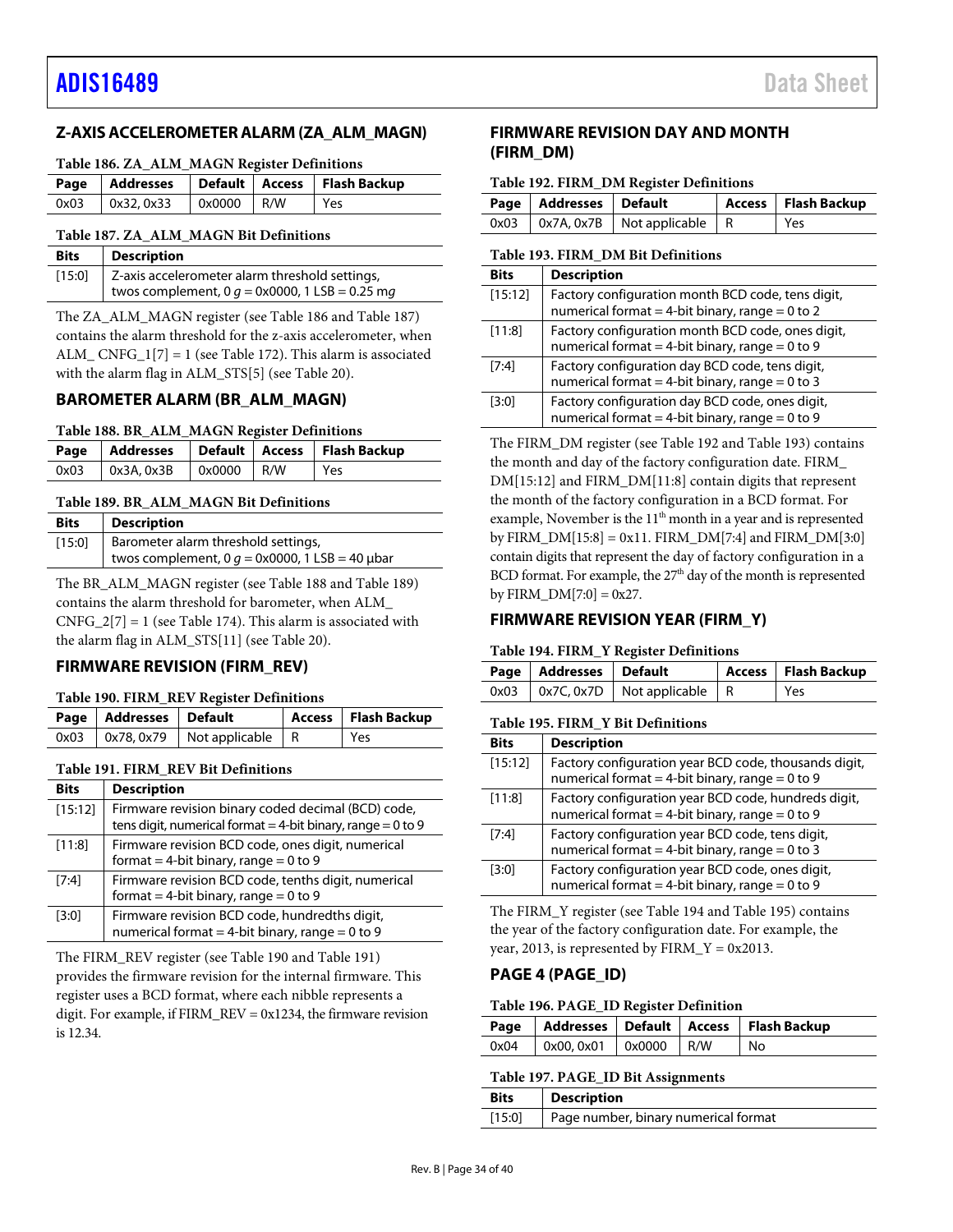## Z-AXIS ACCELEROMETER ALARM (ZA_ALM_MAGN)

**Table 186. ZA_ALM_MAGN Register Definitions**

| Page | Addresses | Default | Access | Flash Backup |
|---|---|---|---|---|
| 0x03 | 0x32, 0x33 | 0x0000 | R/W | Yes |

**Table 187. ZA_ALM_MAGN Bit Definitions**

| Bits | Description |
|---|---|
| [15:0] | Z-axis accelerometer alarm threshold settings, twos complement, 0 *g* = 0x0000, 1 LSB = 0.25 m*g* |

The ZA_ALM_MAGN register (see Table 186 and Table 187) contains the alarm threshold for the z-axis accelerometer, when ALM_ CNFG_1[7] = 1 (see Table 172). This alarm is associated with the alarm flag in ALM_STS[5] (see Table 20).

## BAROMETER ALARM (BR_ALM_MAGN)

**Table 188. BR_ALM_MAGN Register Definitions**

| Page | Addresses | Default | Access | Flash Backup |
|---|---|---|---|---|
| 0x03 | 0x3A, 0x3B | 0x0000 | R/W | Yes |

**Table 189. BR_ALM_MAGN Bit Definitions**

| Bits | Description |
|---|---|
| [15:0] | Barometer alarm threshold settings, twos complement, 0 *g* = 0x0000, 1 LSB = 40 µbar |

The BR_ALM_MAGN register (see Table 188 and Table 189) contains the alarm threshold for barometer, when ALM_ CNFG_2[7] = 1 (see Table 174). This alarm is associated with the alarm flag in ALM_STS[11] (see Table 20).

## FIRMWARE REVISION (FIRM_REV)

**Table 190. FIRM_REV Register Definitions**

| Page | Addresses | Default | Access | Flash Backup |
|---|---|---|---|---|
| 0x03 | 0x78, 0x79 | Not applicable | R | Yes |

**Table 191. FIRM_REV Bit Definitions**

| Bits | Description |
|---|---|
| [15:12] | Firmware revision binary coded decimal (BCD) code, tens digit, numerical format = 4-bit binary, range = 0 to 9 |
| [11:8] | Firmware revision BCD code, ones digit, numerical format = 4-bit binary, range = 0 to 9 |
| [7:4] | Firmware revision BCD code, tenths digit, numerical format = 4-bit binary, range = 0 to 9 |
| [3:0] | Firmware revision BCD code, hundredths digit, numerical format = 4-bit binary, range = 0 to 9 |

The FIRM_REV register (see Table 190 and Table 191) provides the firmware revision for the internal firmware. This register uses a BCD format, where each nibble represents a digit. For example, if FIRM_REV = 0x1234, the firmware revision is 12.34.

## FIRMWARE REVISION DAY AND MONTH (FIRM_DM)

**Table 192. FIRM_DM Register Definitions**

| Page | Addresses | Default | Access | Flash Backup |
|---|---|---|---|---|
| 0x03 | 0x7A, 0x7B | Not applicable | R | Yes |

**Table 193. FIRM_DM Bit Definitions**

| Bits | Description |
|---|---|
| [15:12] | Factory configuration month BCD code, tens digit, numerical format = 4-bit binary, range = 0 to 2 |
| [11:8] | Factory configuration month BCD code, ones digit, numerical format = 4-bit binary, range = 0 to 9 |
| [7:4] | Factory configuration day BCD code, tens digit, numerical format = 4-bit binary, range = 0 to 3 |
| [3:0] | Factory configuration day BCD code, ones digit, numerical format = 4-bit binary, range = 0 to 9 |

The FIRM_DM register (see Table 192 and Table 193) contains the month and day of the factory configuration date. FIRM_ DM[15:12] and FIRM_DM[11:8] contain digits that represent the month of the factory configuration in a BCD format. For example, November is the 11th month in a year and is represented by FIRM_DM[15:8] = 0x11. FIRM_DM[7:4] and FIRM_DM[3:0] contain digits that represent the day of factory configuration in a BCD format. For example, the 27th day of the month is represented by FIRM_DM[7:0] = 0x27.

## FIRMWARE REVISION YEAR (FIRM_Y)

**Table 194. FIRM_Y Register Definitions**

| Page | Addresses | Default | Access | Flash Backup |
|---|---|---|---|---|
| 0x03 | 0x7C, 0x7D | Not applicable | R | Yes |

**Table 195. FIRM_Y Bit Definitions**

| Bits | Description |
|---|---|
| [15:12] | Factory configuration year BCD code, thousands digit, numerical format = 4-bit binary, range = 0 to 9 |
| [11:8] | Factory configuration year BCD code, hundreds digit, numerical format = 4-bit binary, range = 0 to 9 |
| [7:4] | Factory configuration year BCD code, tens digit, numerical format = 4-bit binary, range = 0 to 3 |
| [3:0] | Factory configuration year BCD code, ones digit, numerical format = 4-bit binary, range = 0 to 9 |

The FIRM_Y register (see Table 194 and Table 195) contains the year of the factory configuration date. For example, the year, 2013, is represented by FIRM_Y = 0x2013.

## PAGE 4 (PAGE_ID)

**Table 196. PAGE_ID Register Definition**

| Page | Addresses | Default | Access | Flash Backup |
|---|---|---|---|---|
| 0x04 | 0x00, 0x01 | 0x0000 | R/W | No |

**Table 197. PAGE_ID Bit Assignments**

| Bits | Description |
|---|---|
| [15:0] | Page number, binary numerical format |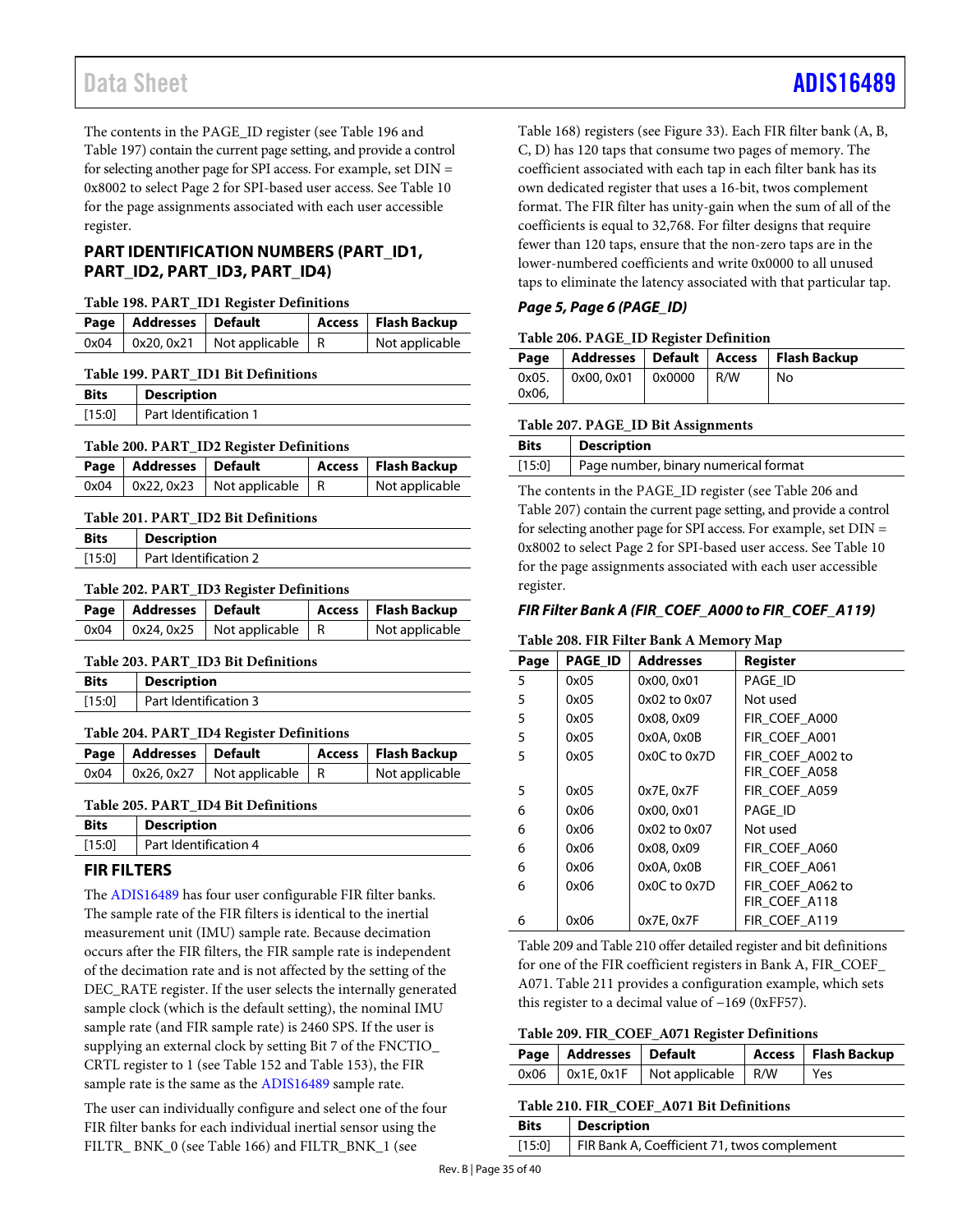The contents in the PAGE_ID register (see Table 196 and Table 197) contain the current page setting, and provide a control for selecting another page for SPI access. For example, set DIN = 0x8002 to select Page 2 for SPI-based user access. See Table 10 for the page assignments associated with each user accessible register.

## PART IDENTIFICATION NUMBERS (PART_ID1, PART_ID2, PART_ID3, PART_ID4)

**Table 198. PART_ID1 Register Definitions**

| Page | Addresses | Default | Access | Flash Backup |
|---|---|---|---|---|
| 0x04 | 0x20, 0x21 | Not applicable | R | Not applicable |

**Table 199. PART_ID1 Bit Definitions**

| Bits | Description |
|---|---|
| [15:0] | Part Identification 1 |

**Table 200. PART_ID2 Register Definitions**

| Page | Addresses | Default | Access | Flash Backup |
|---|---|---|---|---|
| 0x04 | 0x22, 0x23 | Not applicable | R | Not applicable |

**Table 201. PART_ID2 Bit Definitions**

| Bits | Description |
|---|---|
| [15:0] | Part Identification 2 |

**Table 202. PART_ID3 Register Definitions**

| Page | Addresses | Default | Access | Flash Backup |
|---|---|---|---|---|
| 0x04 | 0x24, 0x25 | Not applicable | R | Not applicable |

**Table 203. PART_ID3 Bit Definitions**

| Bits | Description |
|---|---|
| [15:0] | Part Identification 3 |

**Table 204. PART_ID4 Register Definitions**

| Page | Addresses | Default | Access | Flash Backup |
|---|---|---|---|---|
| 0x04 | 0x26, 0x27 | Not applicable | R | Not applicable |

**Table 205. PART_ID4 Bit Definitions**

| Bits | Description |
|---|---|
| [15:0] | Part Identification 4 |

## FIR FILTERS

The ADIS16489 has four user configurable FIR filter banks. The sample rate of the FIR filters is identical to the inertial measurement unit (IMU) sample rate. Because decimation occurs after the FIR filters, the FIR sample rate is independent of the decimation rate and is not affected by the setting of the DEC_RATE register. If the user selects the internally generated sample clock (which is the default setting), the nominal IMU sample rate (and FIR sample rate) is 2460 SPS. If the user is supplying an external clock by setting Bit 7 of the FNCTIO_CRTL register to 1 (see Table 152 and Table 153), the FIR sample rate is the same as the ADIS16489 sample rate.

The user can individually configure and select one of the four FIR filter banks for each individual inertial sensor using the FILTR_ BNK_0 (see Table 166) and FILTR_BNK_1 (see Table 168) registers (see Figure 33). Each FIR filter bank (A, B, C, D) has 120 taps that consume two pages of memory. The coefficient associated with each tap in each filter bank has its own dedicated register that uses a 16-bit, twos complement format. The FIR filter has unity-gain when the sum of all of the coefficients is equal to 32,768. For filter designs that require fewer than 120 taps, ensure that the non-zero taps are in the lower-numbered coefficients and write 0x0000 to all unused taps to eliminate the latency associated with that particular tap.

### *Page 5, Page 6 (PAGE_ID)*

**Table 206. PAGE_ID Register Definition**

| Page | Addresses | Default | Access | Flash Backup |
|---|---|---|---|---|
| 0x05. 0x06, | 0x00, 0x01 | 0x0000 | R/W | No |

**Table 207. PAGE_ID Bit Assignments**

| Bits | Description |
|---|---|
| [15:0] | Page number, binary numerical format |

The contents in the PAGE_ID register (see Table 206 and Table 207) contain the current page setting, and provide a control for selecting another page for SPI access. For example, set DIN = 0x8002 to select Page 2 for SPI-based user access. See Table 10 for the page assignments associated with each user accessible register.

### *FIR Filter Bank A (FIR_COEF_A000 to FIR_COEF_A119)*

**Table 208. FIR Filter Bank A Memory Map**

| Page | PAGE_ID | Addresses | Register |
|---|---|---|---|
| 5 | 0x05 | 0x00, 0x01 | PAGE_ID |
| 5 | 0x05 | 0x02 to 0x07 | Not used |
| 5 | 0x05 | 0x08, 0x09 | FIR_COEF_A000 |
| 5 | 0x05 | 0x0A, 0x0B | FIR_COEF_A001 |
| 5 | 0x05 | 0x0C to 0x7D | FIR_COEF_A002 to FIR_COEF_A058 |
| 5 | 0x05 | 0x7E, 0x7F | FIR_COEF_A059 |
| 6 | 0x06 | 0x00, 0x01 | PAGE_ID |
| 6 | 0x06 | 0x02 to 0x07 | Not used |
| 6 | 0x06 | 0x08, 0x09 | FIR_COEF_A060 |
| 6 | 0x06 | 0x0A, 0x0B | FIR_COEF_A061 |
| 6 | 0x06 | 0x0C to 0x7D | FIR_COEF_A062 to FIR_COEF_A118 |
| 6 | 0x06 | 0x7E, 0x7F | FIR_COEF_A119 |

Table 209 and Table 210 offer detailed register and bit definitions for one of the FIR coefficient registers in Bank A, FIR_COEF_A071. Table 211 provides a configuration example, which sets this register to a decimal value of −169 (0xFF57).

**Table 209. FIR_COEF_A071 Register Definitions**

| Page | Addresses | Default | Access | Flash Backup |
|---|---|---|---|---|
| 0x06 | 0x1E, 0x1F | Not applicable | R/W | Yes |

**Table 210. FIR_COEF_A071 Bit Definitions**

| Bits | Description |
|---|---|
| [15:0] | FIR Bank A, Coefficient 71, twos complement |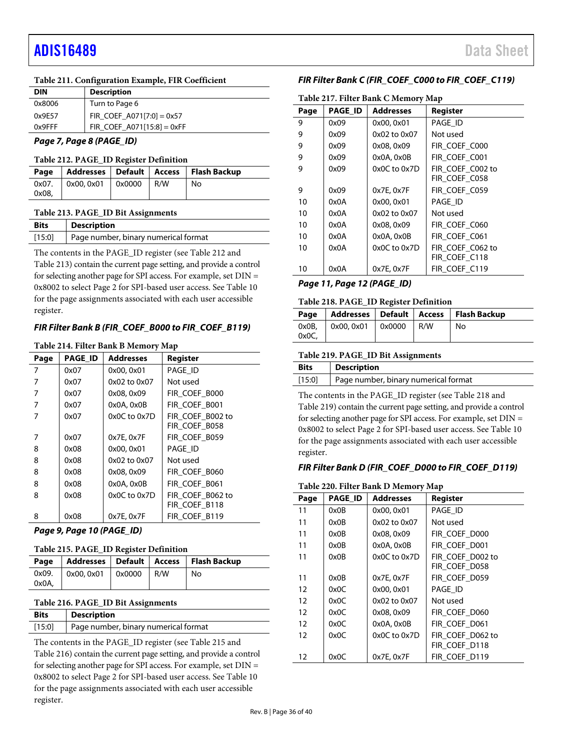**Table 211. Configuration Example, FIR Coefficient**

| DIN | Description |
|---|---|
| 0x8006 | Turn to Page 6 |
| 0x9E57 | FIR_COEF_A071[7:0] = 0x57 |
| 0x9FFF | FIR_COEF_A071[15:8] = 0xFF |

### Page 7, Page 8 (PAGE_ID)

**Table 212. PAGE_ID Register Definition**

| Page | Addresses | Default | Access | Flash Backup |
|---|---|---|---|---|
| 0x07. 0x08, | 0x00, 0x01 | 0x0000 | R/W | No |

**Table 213. PAGE_ID Bit Assignments**

| Bits | Description |
|---|---|
| [15:0] | Page number, binary numerical format |

The contents in the PAGE_ID register (see Table 212 and Table 213) contain the current page setting, and provide a control for selecting another page for SPI access. For example, set DIN = 0x8002 to select Page 2 for SPI-based user access. See Table 10 for the page assignments associated with each user accessible register.

### FIR Filter Bank B (FIR_COEF_B000 to FIR_COEF_B119)

**Table 214. Filter Bank B Memory Map**

| Page | PAGE_ID | Addresses | Register |
|---|---|---|---|
| 7 | 0x07 | 0x00, 0x01 | PAGE_ID |
| 7 | 0x07 | 0x02 to 0x07 | Not used |
| 7 | 0x07 | 0x08, 0x09 | FIR_COEF_B000 |
| 7 | 0x07 | 0x0A, 0x0B | FIR_COEF_B001 |
| 7 | 0x07 | 0x0C to 0x7D | FIR_COEF_B002 to FIR_COEF_B058 |
| 7 | 0x07 | 0x7E, 0x7F | FIR_COEF_B059 |
| 8 | 0x08 | 0x00, 0x01 | PAGE_ID |
| 8 | 0x08 | 0x02 to 0x07 | Not used |
| 8 | 0x08 | 0x08, 0x09 | FIR_COEF_B060 |
| 8 | 0x08 | 0x0A, 0x0B | FIR_COEF_B061 |
| 8 | 0x08 | 0x0C to 0x7D | FIR_COEF_B062 to FIR_COEF_B118 |
| 8 | 0x08 | 0x7E, 0x7F | FIR_COEF_B119 |

### Page 9, Page 10 (PAGE_ID)

**Table 215. PAGE_ID Register Definition**

| Page | Addresses | Default | Access | Flash Backup |
|---|---|---|---|---|
| 0x09. 0x0A, | 0x00, 0x01 | 0x0000 | R/W | No |

**Table 216. PAGE_ID Bit Assignments**

| Bits | Description |
|---|---|
| [15:0] | Page number, binary numerical format |

The contents in the PAGE_ID register (see Table 215 and Table 216) contain the current page setting, and provide a control for selecting another page for SPI access. For example, set DIN = 0x8002 to select Page 2 for SPI-based user access. See Table 10 for the page assignments associated with each user accessible register.

### FIR Filter Bank C (FIR_COEF_C000 to FIR_COEF_C119)

**Table 217. Filter Bank C Memory Map**

| Page | PAGE_ID | Addresses | Register |
|---|---|---|---|
| 9 | 0x09 | 0x00, 0x01 | PAGE_ID |
| 9 | 0x09 | 0x02 to 0x07 | Not used |
| 9 | 0x09 | 0x08, 0x09 | FIR_COEF_C000 |
| 9 | 0x09 | 0x0A, 0x0B | FIR_COEF_C001 |
| 9 | 0x09 | 0x0C to 0x7D | FIR_COEF_C002 to FIR_COEF_C058 |
| 9 | 0x09 | 0x7E, 0x7F | FIR_COEF_C059 |
| 10 | 0x0A | 0x00, 0x01 | PAGE_ID |
| 10 | 0x0A | 0x02 to 0x07 | Not used |
| 10 | 0x0A | 0x08, 0x09 | FIR_COEF_C060 |
| 10 | 0x0A | 0x0A, 0x0B | FIR_COEF_C061 |
| 10 | 0x0A | 0x0C to 0x7D | FIR_COEF_C062 to FIR_COEF_C118 |
| 10 | 0x0A | 0x7E, 0x7F | FIR_COEF_C119 |

### Page 11, Page 12 (PAGE_ID)

**Table 218. PAGE_ID Register Definition**

| Page | Addresses | Default | Access | Flash Backup |
|---|---|---|---|---|
| 0x0B, 0x0C, | 0x00, 0x01 | 0x0000 | R/W | No |

**Table 219. PAGE_ID Bit Assignments**

| Bits | Description |
|---|---|
| [15:0] | Page number, binary numerical format |

The contents in the PAGE_ID register (see Table 218 and Table 219) contain the current page setting, and provide a control for selecting another page for SPI access. For example, set DIN = 0x8002 to select Page 2 for SPI-based user access. See Table 10 for the page assignments associated with each user accessible register.

### FIR Filter Bank D (FIR_COEF_D000 to FIR_COEF_D119)

**Table 220. Filter Bank D Memory Map**

| Page | PAGE_ID | Addresses | Register |
|---|---|---|---|
| 11 | 0x0B | 0x00, 0x01 | PAGE_ID |
| 11 | 0x0B | 0x02 to 0x07 | Not used |
| 11 | 0x0B | 0x08, 0x09 | FIR_COEF_D000 |
| 11 | 0x0B | 0x0A, 0x0B | FIR_COEF_D001 |
| 11 | 0x0B | 0x0C to 0x7D | FIR_COEF_D002 to FIR_COEF_D058 |
| 11 | 0x0B | 0x7E, 0x7F | FIR_COEF_D059 |
| 12 | 0x0C | 0x00, 0x01 | PAGE_ID |
| 12 | 0x0C | 0x02 to 0x07 | Not used |
| 12 | 0x0C | 0x08, 0x09 | FIR_COEF_D060 |
| 12 | 0x0C | 0x0A, 0x0B | FIR_COEF_D061 |
| 12 | 0x0C | 0x0C to 0x7D | FIR_COEF_D062 to FIR_COEF_D118 |
| 12 | 0x0C | 0x7E, 0x7F | FIR_COEF_D119 |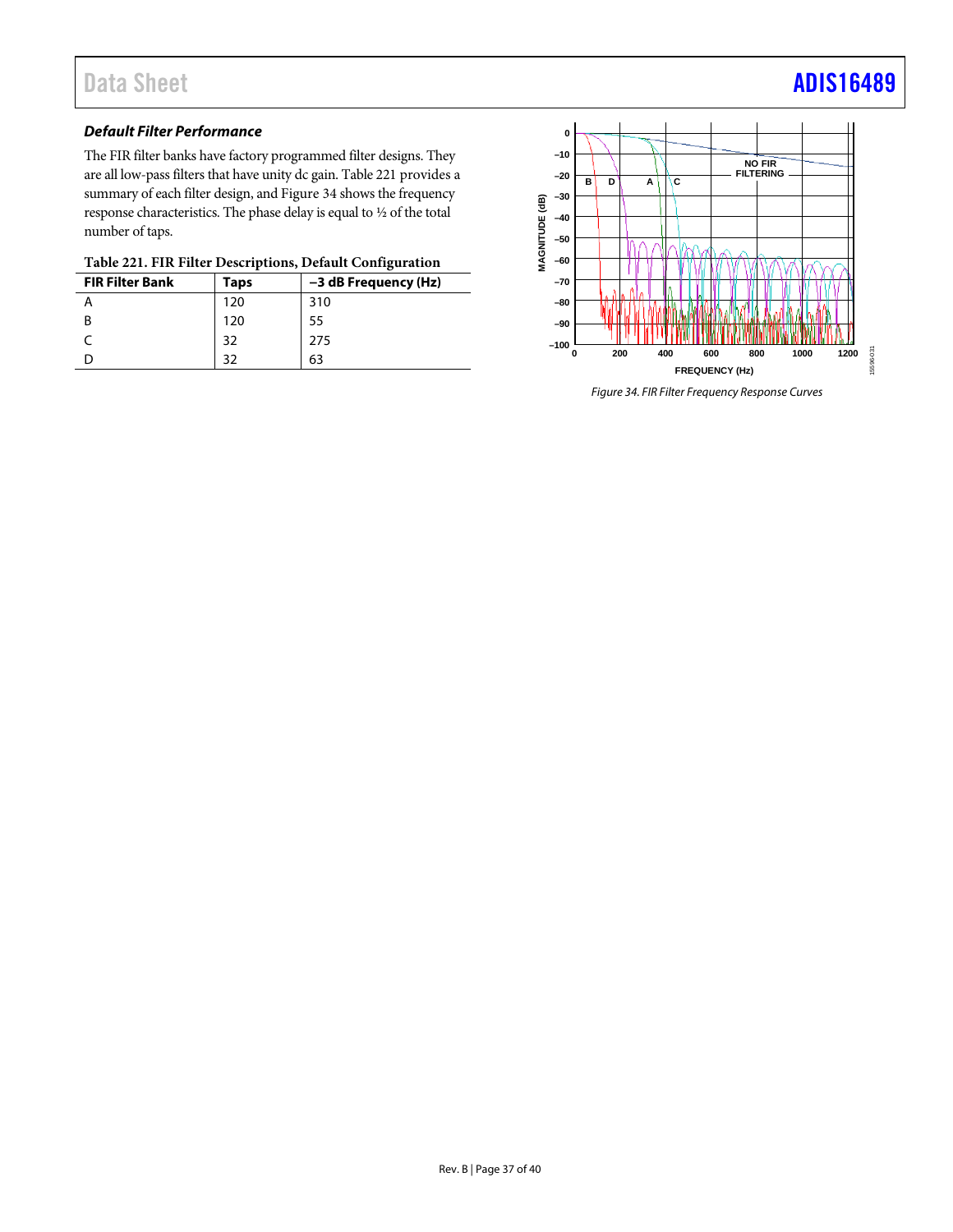### *Default Filter Performance*

The FIR filter banks have factory programmed filter designs. They are all low-pass filters that have unity dc gain. Table 221 provides a summary of each filter design, and Figure 34 shows the frequency response characteristics. The phase delay is equal to ½ of the total number of taps.

**Table 221. FIR Filter Descriptions, Default Configuration**

| FIR Filter Bank | Taps | −3 dB Frequency (Hz) |
|---|---|---|
| A | 120 | 310 |
| B | 120 | 55 |
| C | 32 | 275 |
| D | 32 | 63 |

*Figure 34. FIR Filter Frequency Response Curves*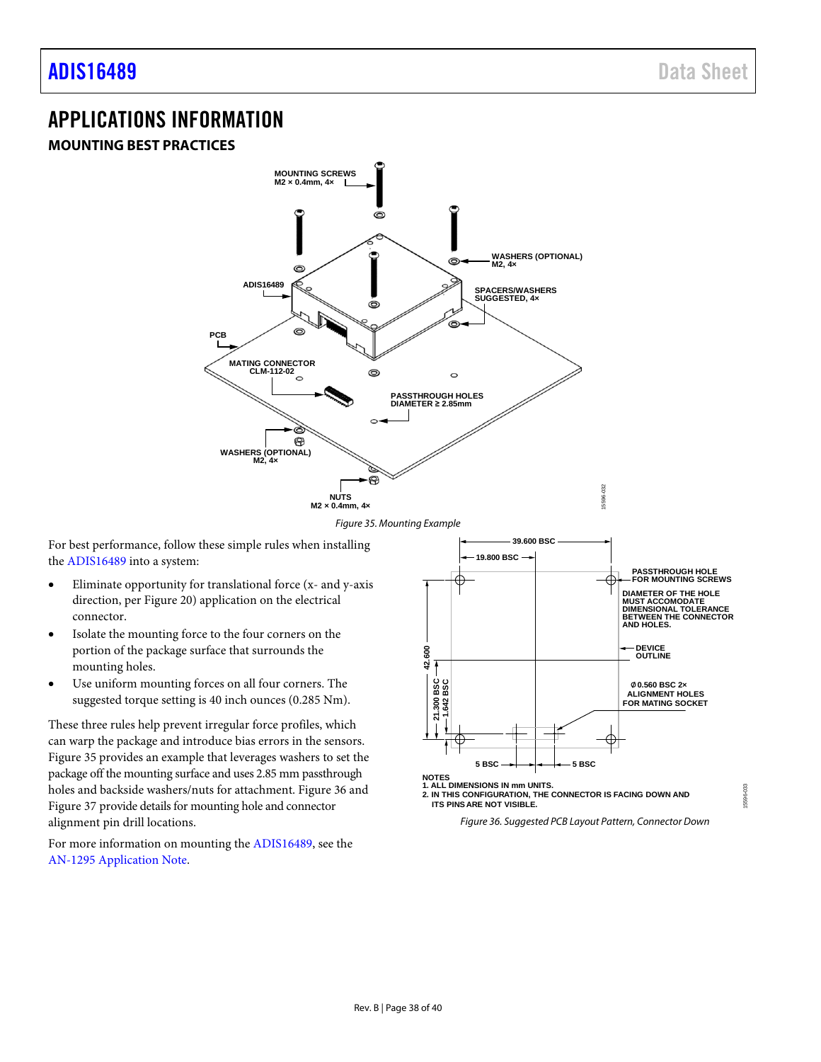## APPLICATIONS INFORMATION

### MOUNTING BEST PRACTICES

Figure 35. Mounting Example

For best performance, follow these simple rules when installing the ADIS16489 into a system:

- Eliminate opportunity for translational force (x- and y-axis direction, per Figure 20) application on the electrical connector.
- Isolate the mounting force to the four corners on the portion of the package surface that surrounds the mounting holes.
- Use uniform mounting forces on all four corners. The suggested torque setting is 40 inch ounces (0.285 Nm).

These three rules help prevent irregular force profiles, which can warp the package and introduce bias errors in the sensors. Figure 35 provides an example that leverages washers to set the package off the mounting surface and uses 2.85 mm passthrough holes and backside washers/nuts for attachment. Figure 36 and Figure 37 provide details for mounting hole and connector alignment pin drill locations.

For more information on mounting the ADIS16489, see the AN-1295 Application Note.

NOTES
1. ALL DIMENSIONS IN mm UNITS.
2. IN THIS CONFIGURATION, THE CONNECTOR IS FACING DOWN AND ITS PINS ARE NOT VISIBLE.

Figure 36. Suggested PCB Layout Pattern, Connector Down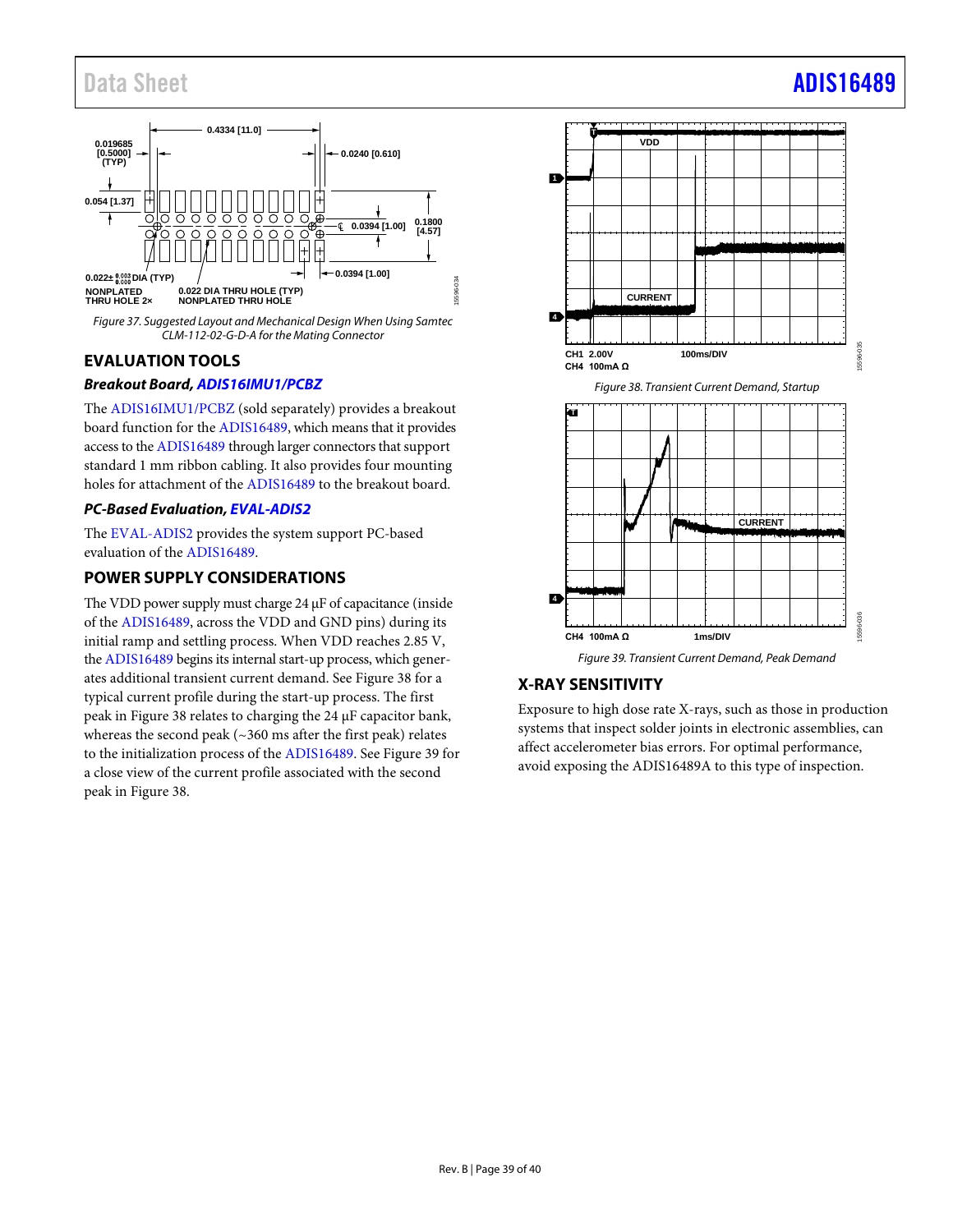Figure 37. Suggested Layout and Mechanical Design When Using Samtec CLM-112-02-G-D-A for the Mating Connector

## EVALUATION TOOLS

### *Breakout Board, ADIS16IMU1/PCBZ*

The ADIS16IMU1/PCBZ (sold separately) provides a breakout board function for the ADIS16489, which means that it provides access to the ADIS16489 through larger connectors that support standard 1 mm ribbon cabling. It also provides four mounting holes for attachment of the ADIS16489 to the breakout board.

### *PC-Based Evaluation, EVAL-ADIS2*

The EVAL-ADIS2 provides the system support PC-based evaluation of the ADIS16489.

## POWER SUPPLY CONSIDERATIONS

The VDD power supply must charge 24 µF of capacitance (inside of the ADIS16489, across the VDD and GND pins) during its initial ramp and settling process. When VDD reaches 2.85 V, the ADIS16489 begins its internal start-up process, which generates additional transient current demand. See Figure 38 for a typical current profile during the start-up process. The first peak in Figure 38 relates to charging the 24 µF capacitor bank, whereas the second peak (~360 ms after the first peak) relates to the initialization process of the ADIS16489. See Figure 39 for a close view of the current profile associated with the second peak in Figure 38.

Figure 38. Transient Current Demand, Startup

Figure 39. Transient Current Demand, Peak Demand

## X-RAY SENSITIVITY

Exposure to high dose rate X-rays, such as those in production systems that inspect solder joints in electronic assemblies, can affect accelerometer bias errors. For optimal performance, avoid exposing the ADIS16489A to this type of inspection.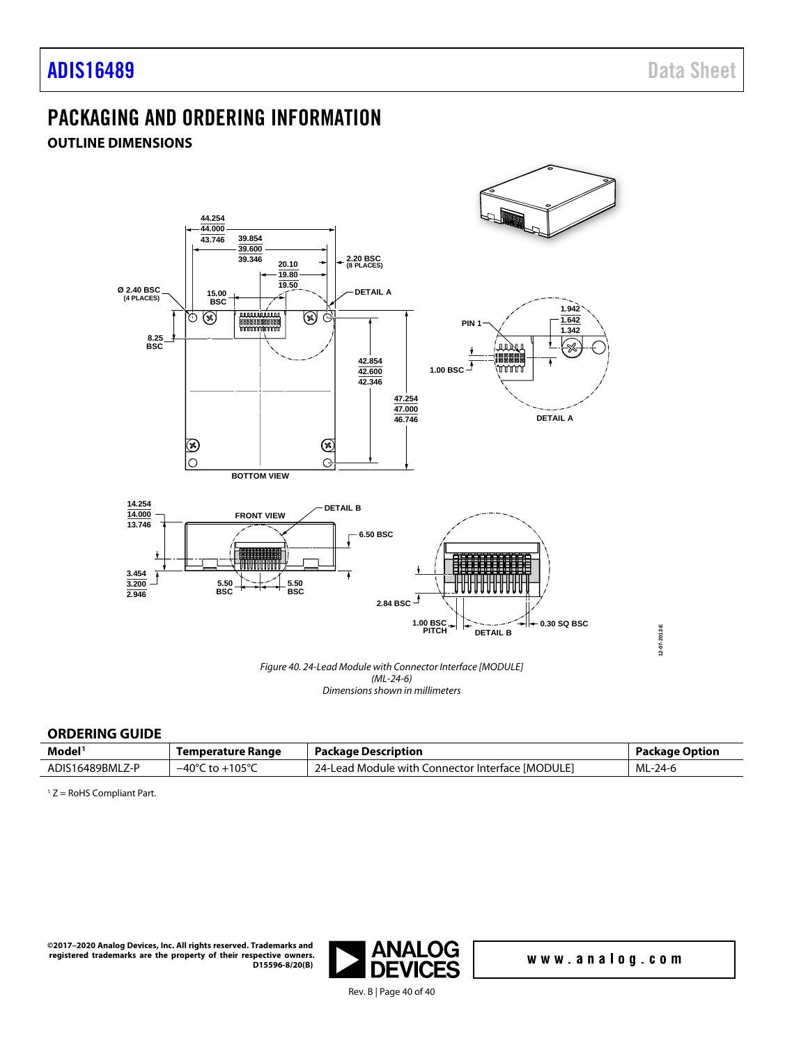# PACKAGING AND ORDERING INFORMATION

## OUTLINE DIMENSIONS

44.254
44.000
43.746
39.854
39.600
39.346
20.10
19.80
19.50
2.20 BSC
(8 PLACES)
Ø 2.40 BSC
(4 PLACES)
15.00
BSC
DETAIL A
8.25
BSC
42.854
42.600
42.346
47.254
47.000
46.746
BOTTOM VIEW
PIN 1
1.942
1.642
1.342
1.00 BSC
DETAIL A
14.254
14.000
13.746
FRONT VIEW
DETAIL B
6.50 BSC
3.454
3.200
2.946
5.50
BSC
5.50
BSC
2.84 BSC
1.00 BSC
PITCH
DETAIL B
0.30 SQ BSC
12-07-2012-E

*Figure 40. 24-Lead Module with Connector Interface [MODULE]*
*(ML-24-6)*
*Dimensions shown in millimeters*

## ORDERING GUIDE

| Model[1] | Temperature Range | Package Description | Package Option |
|---|---|---|---|
| ADIS16489BMLZ-P | −40°C to +105°C | 24-Lead Module with Connector Interface [MODULE] | ML-24-6 |

[1] Z = RoHS Compliant Part.

©2017–2020 Analog Devices, Inc. All rights reserved. Trademarks and registered trademarks are the property of their respective owners.
D15596-8/20(B)

www.analog.com